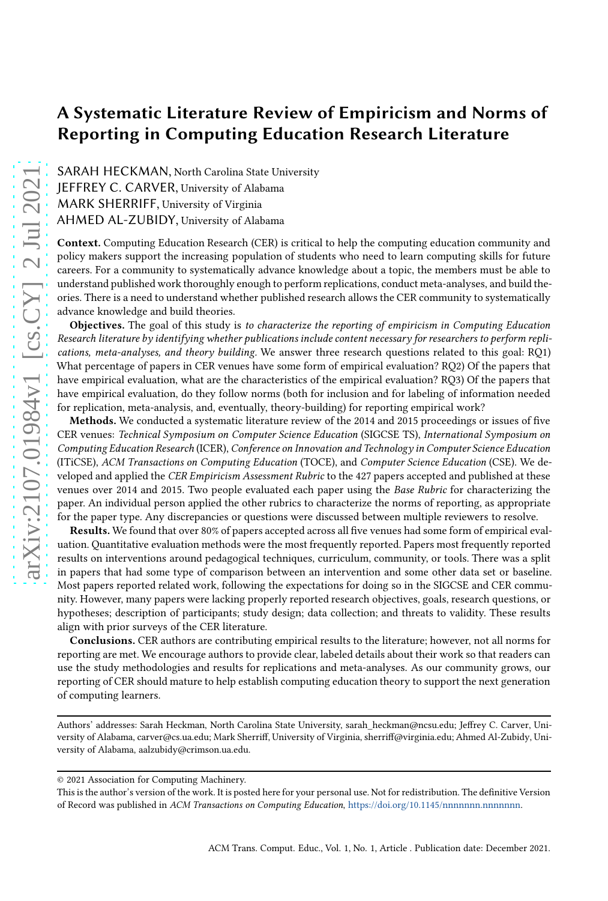# A Systematic Literature Review of Empiricism and Norms of Reporting in Computing Education Research Literature

SARAH HECKMAN, North Carolina State University
JEFFREY C. CARVER, University of Alabama
MARK SHERRIFF, University of Virginia
AHMED AL-ZUBIDY, University of Alabama

**Context.** Computing Education Research (CER) is critical to help the computing education community and policy makers support the increasing population of students who need to learn computing skills for future careers. For a community to systematically advance knowledge about a topic, the members must be able to understand published work thoroughly enough to perform replications, conduct meta-analyses, and build theories. There is a need to understand whether published research allows the CER community to systematically advance knowledge and build theories.

**Objectives.** The goal of this study is *to characterize the reporting of empiricism in Computing Education Research literature by identifying whether publications include content necessary for researchers to perform replications, meta-analyses, and theory building*. We answer three research questions related to this goal: RQ1) What percentage of papers in CER venues have some form of empirical evaluation? RQ2) Of the papers that have empirical evaluation, what are the characteristics of the empirical evaluation? RQ3) Of the papers that have empirical evaluation, do they follow norms (both for inclusion and for labeling of information needed for replication, meta-analysis, and, eventually, theory-building) for reporting empirical work?

**Methods.** We conducted a systematic literature review of the 2014 and 2015 proceedings or issues of five CER venues: *Technical Symposium on Computer Science Education* (SIGCSE TS), *International Symposium on Computing Education Research* (ICER), *Conference on Innovation and Technology in Computer Science Education* (ITiCSE), *ACM Transactions on Computing Education* (TOCE), and *Computer Science Education* (CSE). We developed and applied the *CER Empiricism Assessment Rubric* to the 427 papers accepted and published at these venues over 2014 and 2015. Two people evaluated each paper using the *Base Rubric* for characterizing the paper. An individual person applied the other rubrics to characterize the norms of reporting, as appropriate for the paper type. Any discrepancies or questions were discussed between multiple reviewers to resolve.

**Results.** We found that over 80% of papers accepted across all five venues had some form of empirical evaluation. Quantitative evaluation methods were the most frequently reported. Papers most frequently reported results on interventions around pedagogical techniques, curriculum, community, or tools. There was a split in papers that had some type of comparison between an intervention and some other data set or baseline. Most papers reported related work, following the expectations for doing so in the SIGCSE and CER community. However, many papers were lacking properly reported research objectives, goals, research questions, or hypotheses; description of participants; study design; data collection; and threats to validity. These results align with prior surveys of the CER literature.

**Conclusions.** CER authors are contributing empirical results to the literature; however, not all norms for reporting are met. We encourage authors to provide clear, labeled details about their work so that readers can use the study methodologies and results for replications and meta-analyses. As our community grows, our reporting of CER should mature to help establish computing education theory to support the next generation of computing learners.

Authors' addresses: Sarah Heckman, North Carolina State University, sarah_heckman@ncsu.edu; Jeffrey C. Carver, University of Alabama, carver@cs.ua.edu; Mark Sherriff, University of Virginia, sherriff@virginia.edu; Ahmed Al-Zubidy, University of Alabama, aalzubidy@crimson.ua.edu.

© 2021 Association for Computing Machinery.
This is the author's version of the work. It is posted here for your personal use. Not for redistribution. The definitive Version of Record was published in *ACM Transactions on Computing Education*, https://doi.org/10.1145/nnnnnnn.nnnnnnn.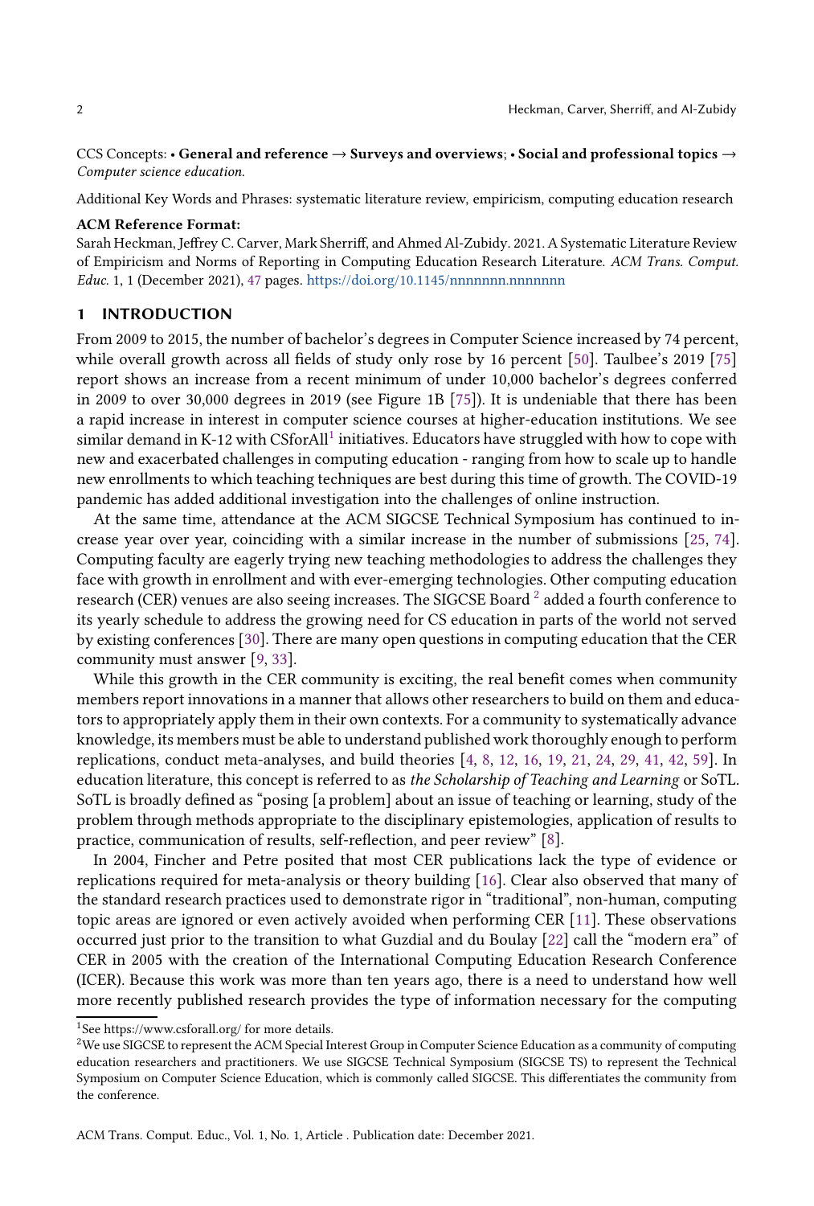CCS Concepts: • **General and reference → Surveys and overviews**; • **Social and professional topics →** *Computer science education.*

Additional Key Words and Phrases: systematic literature review, empiricism, computing education research

**ACM Reference Format:**
Sarah Heckman, Jeffrey C. Carver, Mark Sherriff, and Ahmed Al-Zubidy. 2021. A Systematic Literature Review of Empiricism and Norms of Reporting in Computing Education Research Literature. *ACM Trans. Comput. Educ.* 1, 1 (December 2021), 47 pages. https://doi.org/10.1145/nnnnnnn.nnnnnnn

# 1 INTRODUCTION

From 2009 to 2015, the number of bachelor's degrees in Computer Science increased by 74 percent, while overall growth across all fields of study only rose by 16 percent [50]. Taulbee's 2019 [75] report shows an increase from a recent minimum of under 10,000 bachelor's degrees conferred in 2009 to over 30,000 degrees in 2019 (see Figure 1B [75]). It is undeniable that there has been a rapid increase in interest in computer science courses at higher-education institutions. We see similar demand in K-12 with CSforAll[1] initiatives. Educators have struggled with how to cope with new and exacerbated challenges in computing education - ranging from how to scale up to handle new enrollments to which teaching techniques are best during this time of growth. The COVID-19 pandemic has added additional investigation into the challenges of online instruction.

At the same time, attendance at the ACM SIGCSE Technical Symposium has continued to increase year over year, coinciding with a similar increase in the number of submissions [25, 74]. Computing faculty are eagerly trying new teaching methodologies to address the challenges they face with growth in enrollment and with ever-emerging technologies. Other computing education research (CER) venues are also seeing increases. The SIGCSE Board [2] added a fourth conference to its yearly schedule to address the growing need for CS education in parts of the world not served by existing conferences [30]. There are many open questions in computing education that the CER community must answer [9, 33].

While this growth in the CER community is exciting, the real benefit comes when community members report innovations in a manner that allows other researchers to build on them and educators to appropriately apply them in their own contexts. For a community to systematically advance knowledge, its members must be able to understand published work thoroughly enough to perform replications, conduct meta-analyses, and build theories [4, 8, 12, 16, 19, 21, 24, 29, 41, 42, 59]. In education literature, this concept is referred to as *the Scholarship of Teaching and Learning* or SoTL. SoTL is broadly defined as "posing [a problem] about an issue of teaching or learning, study of the problem through methods appropriate to the disciplinary epistemologies, application of results to practice, communication of results, self-reflection, and peer review" [8].

In 2004, Fincher and Petre posited that most CER publications lack the type of evidence or replications required for meta-analysis or theory building [16]. Clear also observed that many of the standard research practices used to demonstrate rigor in "traditional", non-human, computing topic areas are ignored or even actively avoided when performing CER [11]. These observations occurred just prior to the transition to what Guzdial and du Boulay [22] call the "modern era" of CER in 2005 with the creation of the International Computing Education Research Conference (ICER). Because this work was more than ten years ago, there is a need to understand how well more recently published research provides the type of information necessary for the computing

[1] See https://www.csforall.org/ for more details.

[2] We use SIGCSE to represent the ACM Special Interest Group in Computer Science Education as a community of computing education researchers and practitioners. We use SIGCSE Technical Symposium (SIGCSE TS) to represent the Technical Symposium on Computer Science Education, which is commonly called SIGCSE. This differentiates the community from the conference.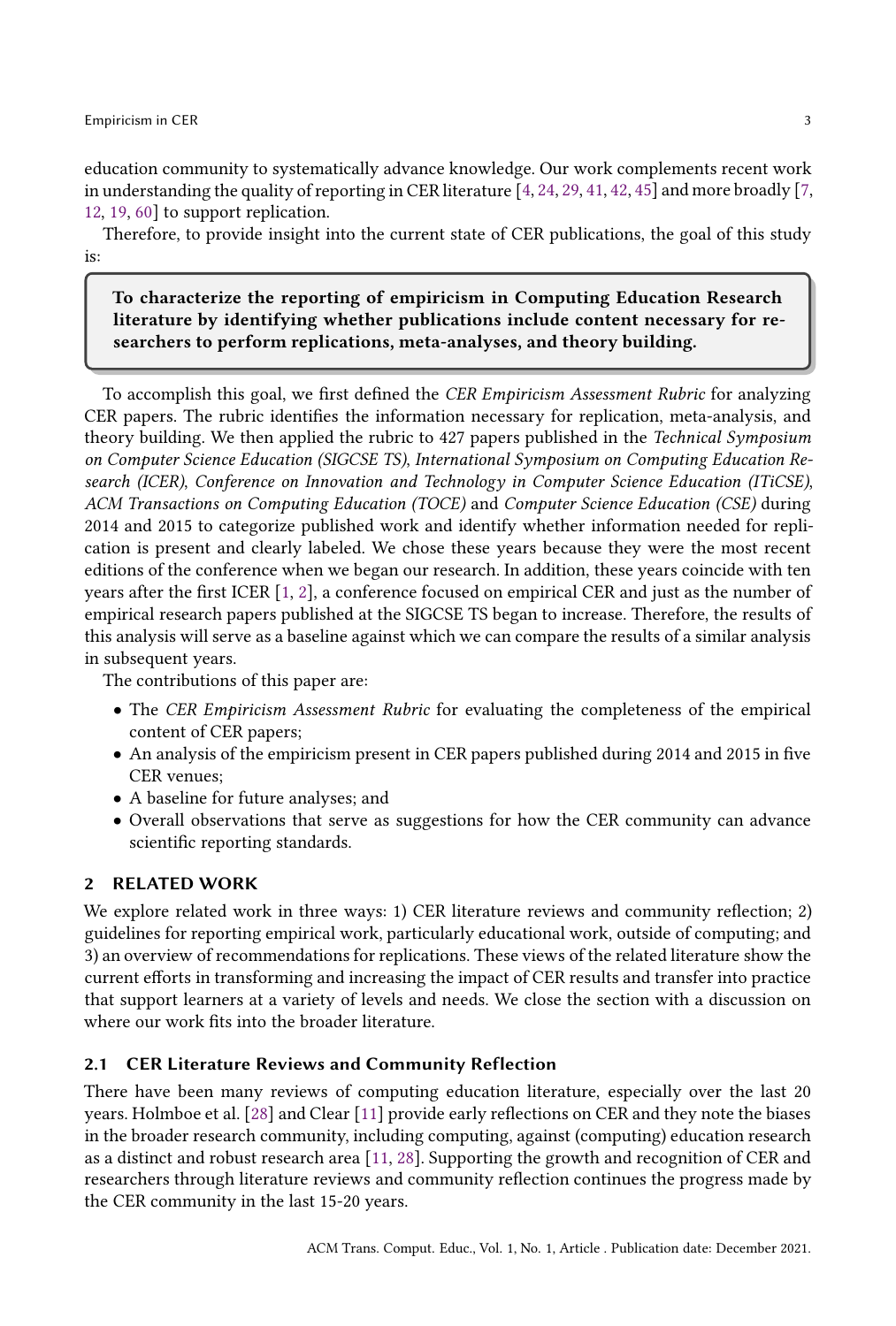education community to systematically advance knowledge. Our work complements recent work in understanding the quality of reporting in CER literature [4, 24, 29, 41, 42, 45] and more broadly [7, 12, 19, 60] to support replication.

Therefore, to provide insight into the current state of CER publications, the goal of this study is:

> **To characterize the reporting of empiricism in Computing Education Research literature by identifying whether publications include content necessary for researchers to perform replications, meta-analyses, and theory building.**

To accomplish this goal, we first defined the *CER Empiricism Assessment Rubric* for analyzing CER papers. The rubric identifies the information necessary for replication, meta-analysis, and theory building. We then applied the rubric to 427 papers published in the *Technical Symposium on Computer Science Education (SIGCSE TS), International Symposium on Computing Education Research (ICER), Conference on Innovation and Technology in Computer Science Education (ITiCSE), ACM Transactions on Computing Education (TOCE)* and *Computer Science Education (CSE)* during 2014 and 2015 to categorize published work and identify whether information needed for replication is present and clearly labeled. We chose these years because they were the most recent editions of the conference when we began our research. In addition, these years coincide with ten years after the first ICER [1, 2], a conference focused on empirical CER and just as the number of empirical research papers published at the SIGCSE TS began to increase. Therefore, the results of this analysis will serve as a baseline against which we can compare the results of a similar analysis in subsequent years.

The contributions of this paper are:

- The *CER Empiricism Assessment Rubric* for evaluating the completeness of the empirical content of CER papers;
- An analysis of the empiricism present in CER papers published during 2014 and 2015 in five CER venues;
- A baseline for future analyses; and
- Overall observations that serve as suggestions for how the CER community can advance scientific reporting standards.

## 2 RELATED WORK

We explore related work in three ways: 1) CER literature reviews and community reflection; 2) guidelines for reporting empirical work, particularly educational work, outside of computing; and 3) an overview of recommendations for replications. These views of the related literature show the current efforts in transforming and increasing the impact of CER results and transfer into practice that support learners at a variety of levels and needs. We close the section with a discussion on where our work fits into the broader literature.

### 2.1 CER Literature Reviews and Community Reflection

There have been many reviews of computing education literature, especially over the last 20 years. Holmboe et al. [28] and Clear [11] provide early reflections on CER and they note the biases in the broader research community, including computing, against (computing) education research as a distinct and robust research area [11, 28]. Supporting the growth and recognition of CER and researchers through literature reviews and community reflection continues the progress made by the CER community in the last 15-20 years.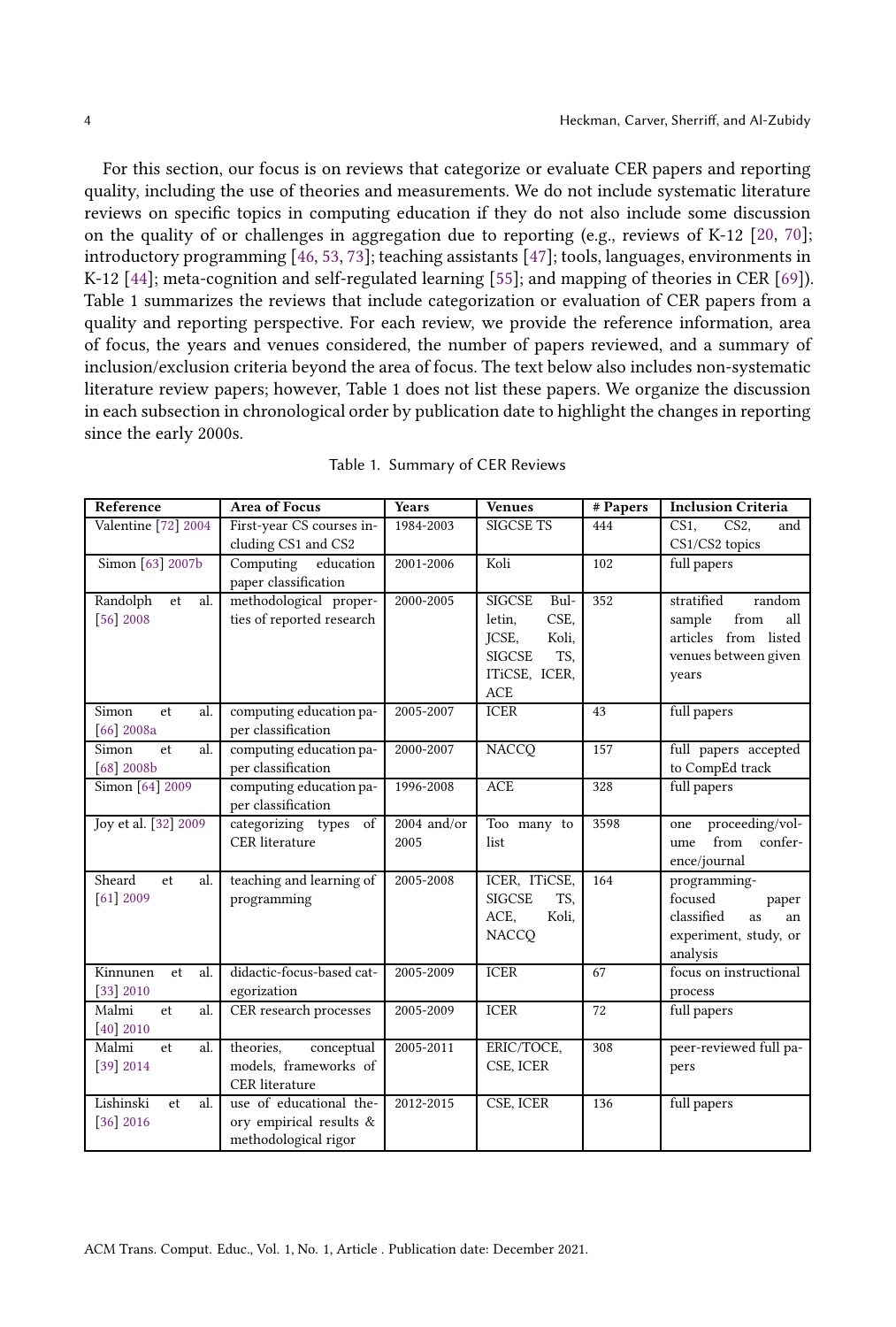For this section, our focus is on reviews that categorize or evaluate CER papers and reporting quality, including the use of theories and measurements. We do not include systematic literature reviews on specific topics in computing education if they do not also include some discussion on the quality of or challenges in aggregation due to reporting (e.g., reviews of K-12 [20, 70]; introductory programming [46, 53, 73]; teaching assistants [47]; tools, languages, environments in K-12 [44]; meta-cognition and self-regulated learning [55]; and mapping of theories in CER [69]). Table 1 summarizes the reviews that include categorization or evaluation of CER papers from a quality and reporting perspective. For each review, we provide the reference information, area of focus, the years and venues considered, the number of papers reviewed, and a summary of inclusion/exclusion criteria beyond the area of focus. The text below also includes non-systematic literature review papers; however, Table 1 does not list these papers. We organize the discussion in each subsection in chronological order by publication date to highlight the changes in reporting since the early 2000s.

Table 1. Summary of CER Reviews

| Reference | Area of Focus | Years | Venues | # Papers | Inclusion Criteria |
|---|---|---|---|---|---|
| Valentine [72] 2004 | First-year CS courses including CS1 and CS2 | 1984-2003 | SIGCSE TS | 444 | CS1, CS2, and CS1/CS2 topics |
| Simon [63] 2007b | Computing education paper classification | 2001-2006 | Koli | 102 | full papers |
| Randolph et al. [56] 2008 | methodological properties of reported research | 2000-2005 | SIGCSE Bulletin, CSE, JCSE, Koli, SIGCSE TS, ITiCSE, ICER, ACE | 352 | stratified random sample from all articles from listed venues between given years |
| Simon et al. [66] 2008a | computing education paper classification | 2005-2007 | ICER | 43 | full papers |
| Simon et al. [68] 2008b | computing education paper classification | 2000-2007 | NACCQ | 157 | full papers accepted to CompEd track |
| Simon [64] 2009 | computing education paper classification | 1996-2008 | ACE | 328 | full papers |
| Joy et al. [32] 2009 | categorizing types of CER literature | 2004 and/or 2005 | Too many to list | 3598 | one proceeding/volume from conference/journal |
| Sheard et al. [61] 2009 | teaching and learning of programming | 2005-2008 | ICER, ITiCSE, SIGCSE TS, ACE, Koli, NACCQ | 164 | programming-focused paper classified as an experiment, study, or analysis |
| Kinnunen et al. [33] 2010 | didactic-focus-based categorization | 2005-2009 | ICER | 67 | focus on instructional process |
| Malmi et al. [40] 2010 | CER research processes | 2005-2009 | ICER | 72 | full papers |
| Malmi et al. [39] 2014 | theories, conceptual models, frameworks of CER literature | 2005-2011 | ERIC/TOCE, CSE, ICER | 308 | peer-reviewed full papers |
| Lishinski et al. [36] 2016 | use of educational theory empirical results & methodological rigor | 2012-2015 | CSE, ICER | 136 | full papers |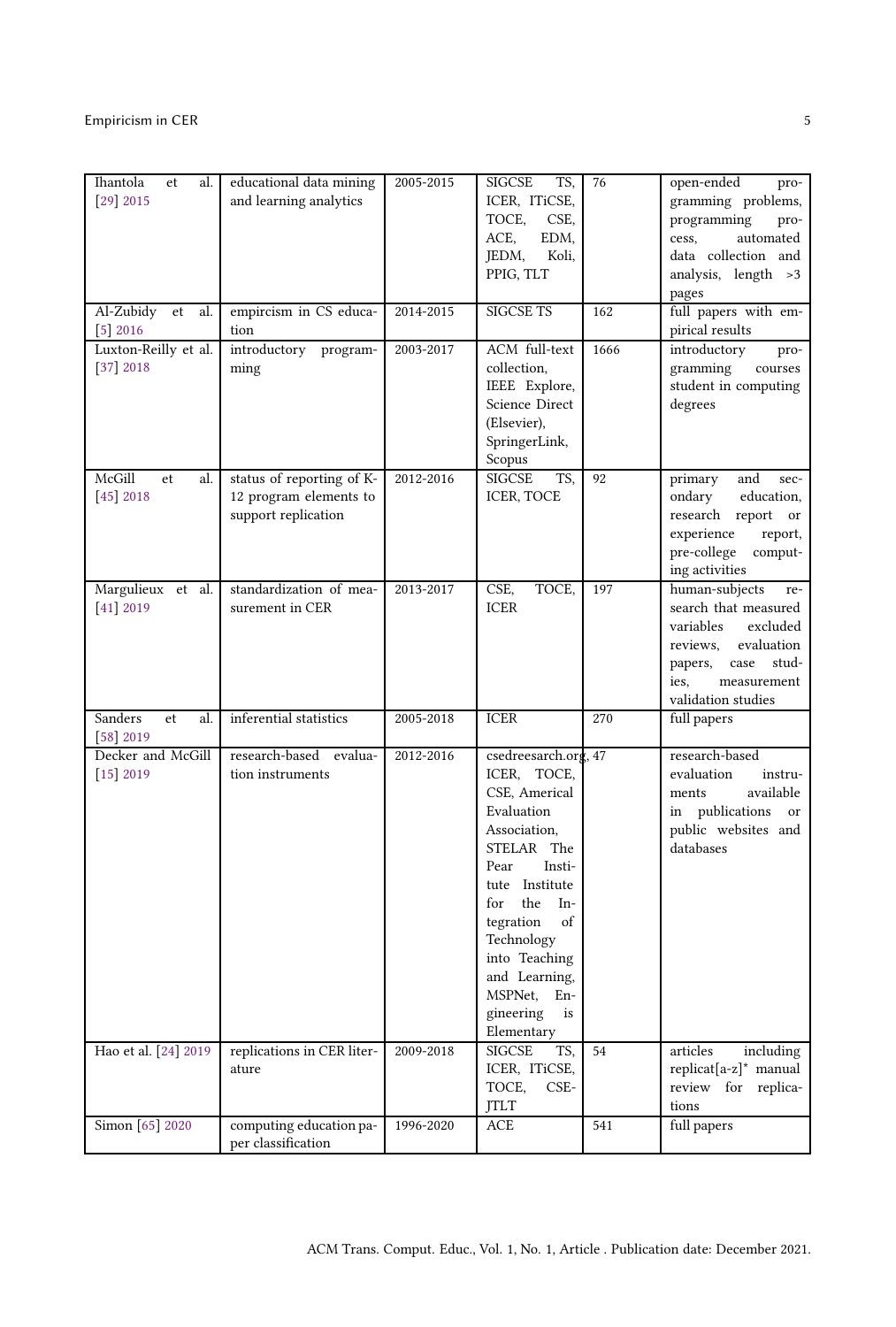| Ihantola et al. [29] 2015 | educational data mining and learning analytics | 2005-2015 | SIGCSE TS, ICER, ITiCSE, TOCE, CSE, ACE, EDM, JEDM, Koli, PPIG, TLT | 76 | open-ended programming problems, programming process, automated data collection and analysis, length >3 pages |
|---|---|---|---|---|---|
| Al-Zubidy et al. [5] 2016 | empiricism in CS education | 2014-2015 | SIGCSE TS | 162 | full papers with empirical results |
| Luxton-Reilly et al. [37] 2018 | introductory programming | 2003-2017 | ACM full-text collection, IEEE Explore, Science Direct (Elsevier), SpringerLink, Scopus | 1666 | introductory programming courses student in computing degrees |
| McGill et al. [45] 2018 | status of reporting of K-12 program elements to support replication | 2012-2016 | SIGCSE TS, ICER, TOCE | 92 | primary and secondary education, research report or experience report, pre-college computing activities |
| Margulieux et al. [41] 2019 | standardization of measurement in CER | 2013-2017 | CSE, TOCE, ICER | 197 | human-subjects research that measured variables excluded reviews, evaluation papers, case studies, measurement validation studies |
| Sanders et al. [58] 2019 | inferential statistics | 2005-2018 | ICER | 270 | full papers |
| Decker and McGill [15] 2019 | research-based evaluation instruments | 2012-2016 | csedreesearch.org, ICER, TOCE, CSE, Americal Evaluation Association, STELAR The Pear Institute Institute for the Integration of Technology into Teaching and Learning, MSPNet, Engineering is Elementary | 47 | research-based evaluation instruments available in publications or public websites and databases |
| Hao et al. [24] 2019 | replications in CER literature | 2009-2018 | SIGCSE TS, ICER, ITiCSE, TOCE, CSE-JTLT | 54 | articles including replicat[a-z]* manual review for replications |
| Simon [65] 2020 | computing education paper classification | 1996-2020 | ACE | 541 | full papers |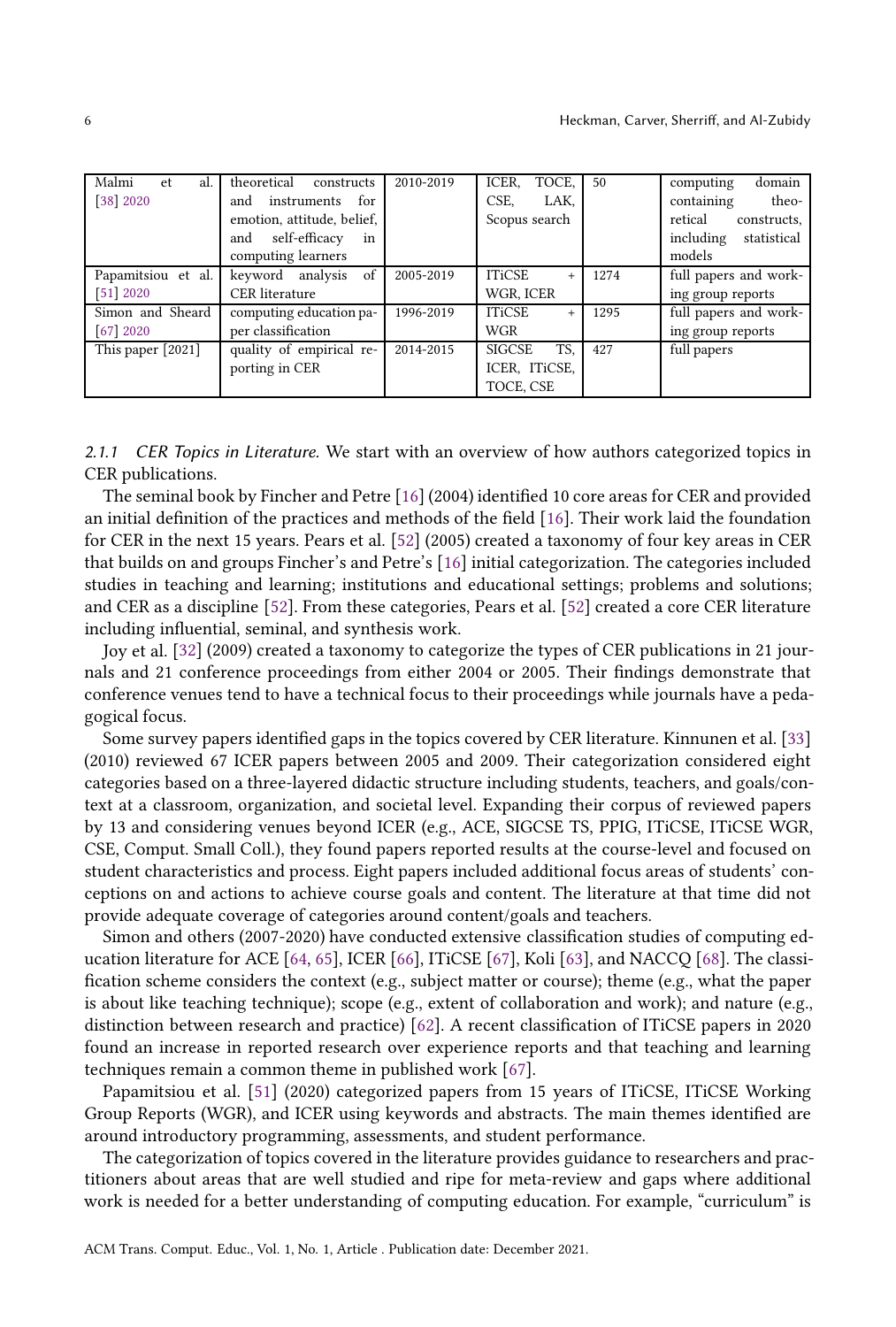| Malmi et al. [38] 2020 | theoretical constructs and instruments for emotion, attitude, belief, and self-efficacy in computing learners | 2010-2019 | ICER, TOCE, CSE, LAK, Scopus search | 50 | computing domain containing theoretical constructs, including statistical models |
|---|---|---|---|---|---|
| Papamitsiou et al. [51] 2020 | keyword analysis of CER literature | 2005-2019 | ITiCSE + WGR, ICER | 1274 | full papers and working group reports |
| Simon and Sheard [67] 2020 | computing education paper classification | 1996-2019 | ITiCSE + WGR | 1295 | full papers and working group reports |
| This paper [2021] | quality of empirical reporting in CER | 2014-2015 | SIGCSE TS, ICER, ITiCSE, TOCE, CSE | 427 | full papers |

*2.1.1 CER Topics in Literature.* We start with an overview of how authors categorized topics in CER publications.

The seminal book by Fincher and Petre [16] (2004) identified 10 core areas for CER and provided an initial definition of the practices and methods of the field [16]. Their work laid the foundation for CER in the next 15 years. Pears et al. [52] (2005) created a taxonomy of four key areas in CER that builds on and groups Fincher's and Petre's [16] initial categorization. The categories included studies in teaching and learning; institutions and educational settings; problems and solutions; and CER as a discipline [52]. From these categories, Pears et al. [52] created a core CER literature including influential, seminal, and synthesis work.

Joy et al. [32] (2009) created a taxonomy to categorize the types of CER publications in 21 journals and 21 conference proceedings from either 2004 or 2005. Their findings demonstrate that conference venues tend to have a technical focus to their proceedings while journals have a pedagogical focus.

Some survey papers identified gaps in the topics covered by CER literature. Kinnunen et al. [33] (2010) reviewed 67 ICER papers between 2005 and 2009. Their categorization considered eight categories based on a three-layered didactic structure including students, teachers, and goals/context at a classroom, organization, and societal level. Expanding their corpus of reviewed papers by 13 and considering venues beyond ICER (e.g., ACE, SIGCSE TS, PPIG, ITiCSE, ITiCSE WGR, CSE, Comput. Small Coll.), they found papers reported results at the course-level and focused on student characteristics and process. Eight papers included additional focus areas of students' conceptions on and actions to achieve course goals and content. The literature at that time did not provide adequate coverage of categories around content/goals and teachers.

Simon and others (2007-2020) have conducted extensive classification studies of computing education literature for ACE [64, 65], ICER [66], ITiCSE [67], Koli [63], and NACCQ [68]. The classification scheme considers the context (e.g., subject matter or course); theme (e.g., what the paper is about like teaching technique); scope (e.g., extent of collaboration and work); and nature (e.g., distinction between research and practice) [62]. A recent classification of ITiCSE papers in 2020 found an increase in reported research over experience reports and that teaching and learning techniques remain a common theme in published work [67].

Papamitsiou et al. [51] (2020) categorized papers from 15 years of ITiCSE, ITiCSE Working Group Reports (WGR), and ICER using keywords and abstracts. The main themes identified are around introductory programming, assessments, and student performance.

The categorization of topics covered in the literature provides guidance to researchers and practitioners about areas that are well studied and ripe for meta-review and gaps where additional work is needed for a better understanding of computing education. For example, "curriculum" is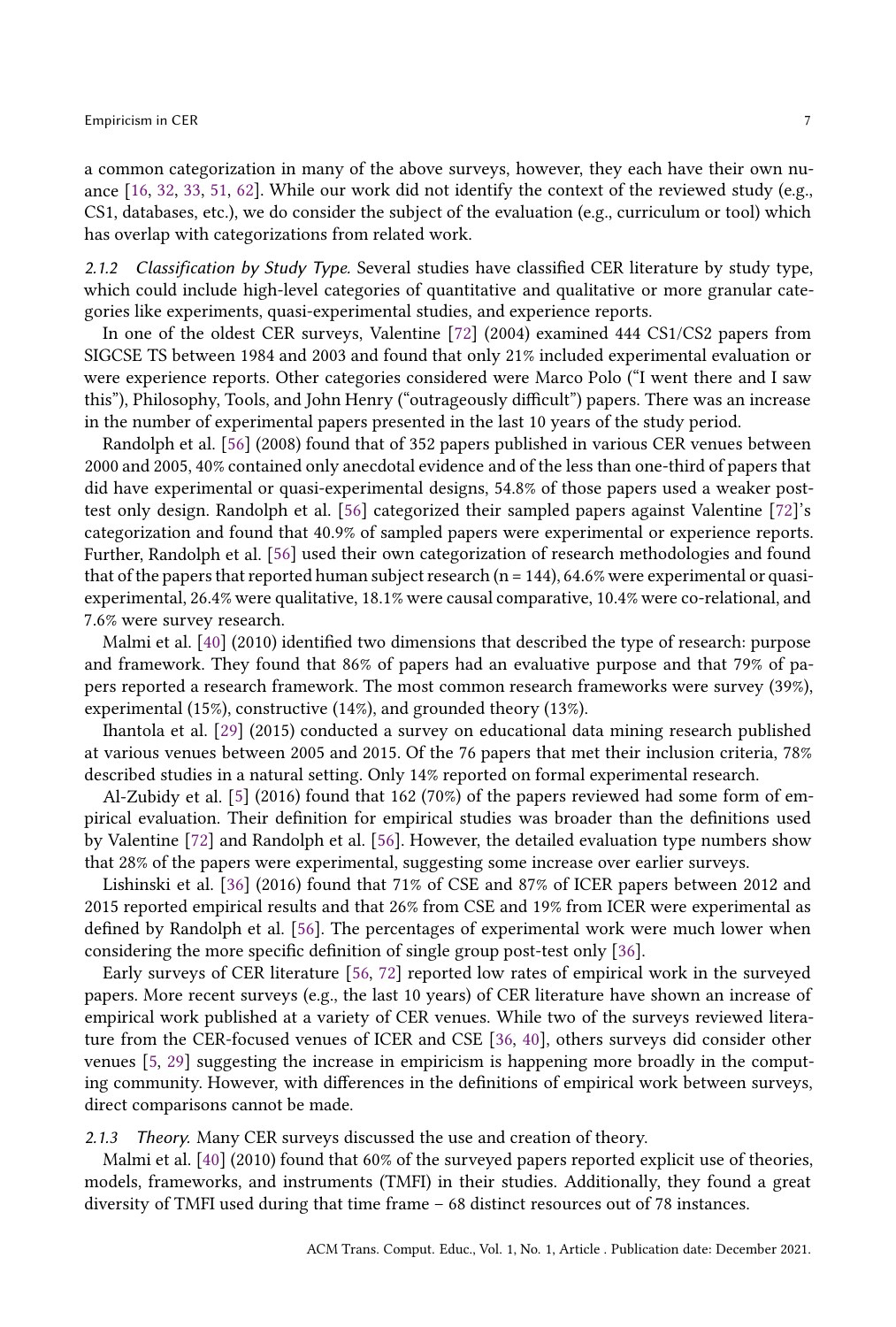a common categorization in many of the above surveys, however, they each have their own nuance [16, 32, 33, 51, 62]. While our work did not identify the context of the reviewed study (e.g., CS1, databases, etc.), we do consider the subject of the evaluation (e.g., curriculum or tool) which has overlap with categorizations from related work.

#### 2.1.2 Classification by Study Type.

Several studies have classified CER literature by study type, which could include high-level categories of quantitative and qualitative or more granular categories like experiments, quasi-experimental studies, and experience reports.

In one of the oldest CER surveys, Valentine [72] (2004) examined 444 CS1/CS2 papers from SIGCSE TS between 1984 and 2003 and found that only 21% included experimental evaluation or were experience reports. Other categories considered were Marco Polo ("I went there and I saw this"), Philosophy, Tools, and John Henry ("outrageously difficult") papers. There was an increase in the number of experimental papers presented in the last 10 years of the study period.

Randolph et al. [56] (2008) found that of 352 papers published in various CER venues between 2000 and 2005, 40% contained only anecdotal evidence and of the less than one-third of papers that did have experimental or quasi-experimental designs, 54.8% of those papers used a weaker post-test only design. Randolph et al. [56] categorized their sampled papers against Valentine [72]'s categorization and found that 40.9% of sampled papers were experimental or experience reports. Further, Randolph et al. [56] used their own categorization of research methodologies and found that of the papers that reported human subject research (n = 144), 64.6% were experimental or quasi-experimental, 26.4% were qualitative, 18.1% were causal comparative, 10.4% were co-relational, and 7.6% were survey research.

Malmi et al. [40] (2010) identified two dimensions that described the type of research: purpose and framework. They found that 86% of papers had an evaluative purpose and that 79% of papers reported a research framework. The most common research frameworks were survey (39%), experimental (15%), constructive (14%), and grounded theory (13%).

Ihantola et al. [29] (2015) conducted a survey on educational data mining research published at various venues between 2005 and 2015. Of the 76 papers that met their inclusion criteria, 78% described studies in a natural setting. Only 14% reported on formal experimental research.

Al-Zubidy et al. [5] (2016) found that 162 (70%) of the papers reviewed had some form of empirical evaluation. Their definition for empirical studies was broader than the definitions used by Valentine [72] and Randolph et al. [56]. However, the detailed evaluation type numbers show that 28% of the papers were experimental, suggesting some increase over earlier surveys.

Lishinski et al. [36] (2016) found that 71% of CSE and 87% of ICER papers between 2012 and 2015 reported empirical results and that 26% from CSE and 19% from ICER were experimental as defined by Randolph et al. [56]. The percentages of experimental work were much lower when considering the more specific definition of single group post-test only [36].

Early surveys of CER literature [56, 72] reported low rates of empirical work in the surveyed papers. More recent surveys (e.g., the last 10 years) of CER literature have shown an increase of empirical work published at a variety of CER venues. While two of the surveys reviewed literature from the CER-focused venues of ICER and CSE [36, 40], others surveys did consider other venues [5, 29] suggesting the increase in empiricism is happening more broadly in the computing community. However, with differences in the definitions of empirical work between surveys, direct comparisons cannot be made.

#### 2.1.3 Theory.

Many CER surveys discussed the use and creation of theory.

Malmi et al. [40] (2010) found that 60% of the surveyed papers reported explicit use of theories, models, frameworks, and instruments (TMFI) in their studies. Additionally, they found a great diversity of TMFI used during that time frame – 68 distinct resources out of 78 instances.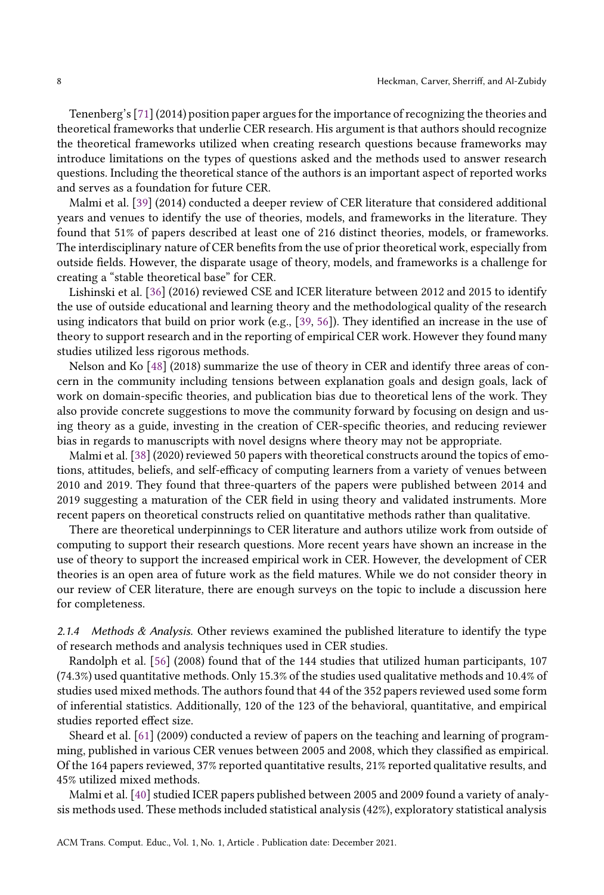Tenenberg's [71] (2014) position paper argues for the importance of recognizing the theories and theoretical frameworks that underlie CER research. His argument is that authors should recognize the theoretical frameworks utilized when creating research questions because frameworks may introduce limitations on the types of questions asked and the methods used to answer research questions. Including the theoretical stance of the authors is an important aspect of reported works and serves as a foundation for future CER.

Malmi et al. [39] (2014) conducted a deeper review of CER literature that considered additional years and venues to identify the use of theories, models, and frameworks in the literature. They found that 51% of papers described at least one of 216 distinct theories, models, or frameworks. The interdisciplinary nature of CER benefits from the use of prior theoretical work, especially from outside fields. However, the disparate usage of theory, models, and frameworks is a challenge for creating a "stable theoretical base" for CER.

Lishinski et al. [36] (2016) reviewed CSE and ICER literature between 2012 and 2015 to identify the use of outside educational and learning theory and the methodological quality of the research using indicators that build on prior work (e.g., [39, 56]). They identified an increase in the use of theory to support research and in the reporting of empirical CER work. However they found many studies utilized less rigorous methods.

Nelson and Ko [48] (2018) summarize the use of theory in CER and identify three areas of concern in the community including tensions between explanation goals and design goals, lack of work on domain-specific theories, and publication bias due to theoretical lens of the work. They also provide concrete suggestions to move the community forward by focusing on design and using theory as a guide, investing in the creation of CER-specific theories, and reducing reviewer bias in regards to manuscripts with novel designs where theory may not be appropriate.

Malmi et al. [38] (2020) reviewed 50 papers with theoretical constructs around the topics of emotions, attitudes, beliefs, and self-efficacy of computing learners from a variety of venues between 2010 and 2019. They found that three-quarters of the papers were published between 2014 and 2019 suggesting a maturation of the CER field in using theory and validated instruments. More recent papers on theoretical constructs relied on quantitative methods rather than qualitative.

There are theoretical underpinnings to CER literature and authors utilize work from outside of computing to support their research questions. More recent years have shown an increase in the use of theory to support the increased empirical work in CER. However, the development of CER theories is an open area of future work as the field matures. While we do not consider theory in our review of CER literature, there are enough surveys on the topic to include a discussion here for completeness.

*2.1.4 Methods & Analysis.* Other reviews examined the published literature to identify the type of research methods and analysis techniques used in CER studies.

Randolph et al. [56] (2008) found that of the 144 studies that utilized human participants, 107 (74.3%) used quantitative methods. Only 15.3% of the studies used qualitative methods and 10.4% of studies used mixed methods. The authors found that 44 of the 352 papers reviewed used some form of inferential statistics. Additionally, 120 of the 123 of the behavioral, quantitative, and empirical studies reported effect size.

Sheard et al. [61] (2009) conducted a review of papers on the teaching and learning of programming, published in various CER venues between 2005 and 2008, which they classified as empirical. Of the 164 papers reviewed, 37% reported quantitative results, 21% reported qualitative results, and 45% utilized mixed methods.

Malmi et al. [40] studied ICER papers published between 2005 and 2009 found a variety of analysis methods used. These methods included statistical analysis (42%), exploratory statistical analysis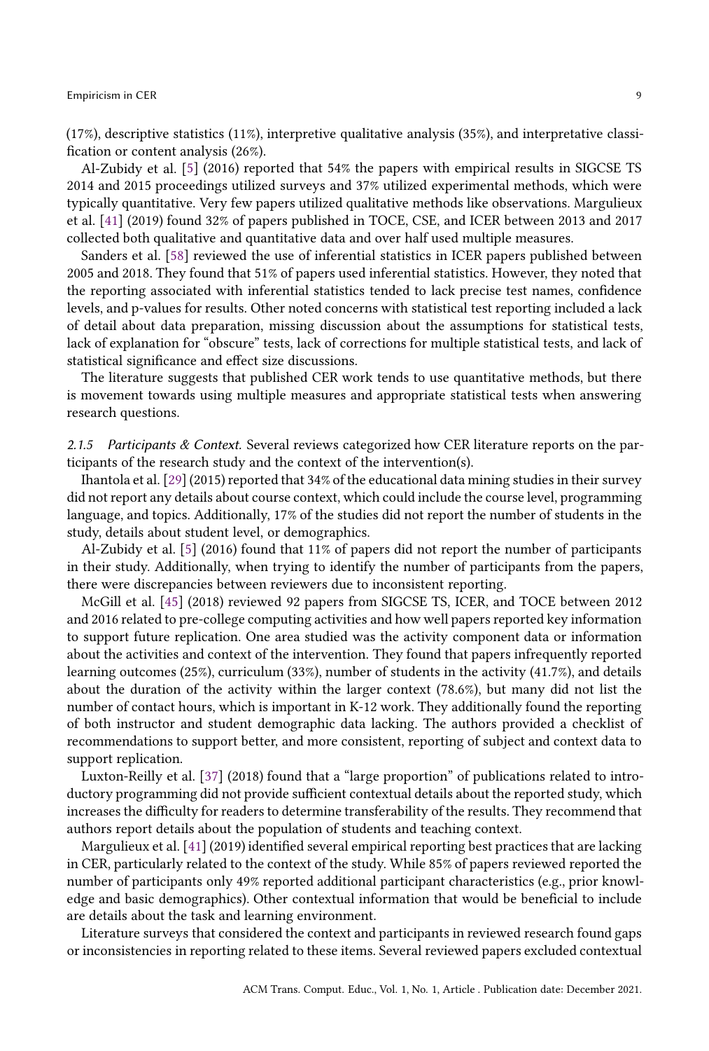(17%), descriptive statistics (11%), interpretive qualitative analysis (35%), and interpretative classification or content analysis (26%).

Al-Zubidy et al. [5] (2016) reported that 54% the papers with empirical results in SIGCSE TS 2014 and 2015 proceedings utilized surveys and 37% utilized experimental methods, which were typically quantitative. Very few papers utilized qualitative methods like observations. Margulieux et al. [41] (2019) found 32% of papers published in TOCE, CSE, and ICER between 2013 and 2017 collected both qualitative and quantitative data and over half used multiple measures.

Sanders et al. [58] reviewed the use of inferential statistics in ICER papers published between 2005 and 2018. They found that 51% of papers used inferential statistics. However, they noted that the reporting associated with inferential statistics tended to lack precise test names, confidence levels, and p-values for results. Other noted concerns with statistical test reporting included a lack of detail about data preparation, missing discussion about the assumptions for statistical tests, lack of explanation for "obscure" tests, lack of corrections for multiple statistical tests, and lack of statistical significance and effect size discussions.

The literature suggests that published CER work tends to use quantitative methods, but there is movement towards using multiple measures and appropriate statistical tests when answering research questions.

#### 2.1.5 Participants & Context.

Several reviews categorized how CER literature reports on the participants of the research study and the context of the intervention(s).

Ihantola et al. [29] (2015) reported that 34% of the educational data mining studies in their survey did not report any details about course context, which could include the course level, programming language, and topics. Additionally, 17% of the studies did not report the number of students in the study, details about student level, or demographics.

Al-Zubidy et al. [5] (2016) found that 11% of papers did not report the number of participants in their study. Additionally, when trying to identify the number of participants from the papers, there were discrepancies between reviewers due to inconsistent reporting.

McGill et al. [45] (2018) reviewed 92 papers from SIGCSE TS, ICER, and TOCE between 2012 and 2016 related to pre-college computing activities and how well papers reported key information to support future replication. One area studied was the activity component data or information about the activities and context of the intervention. They found that papers infrequently reported learning outcomes (25%), curriculum (33%), number of students in the activity (41.7%), and details about the duration of the activity within the larger context (78.6%), but many did not list the number of contact hours, which is important in K-12 work. They additionally found the reporting of both instructor and student demographic data lacking. The authors provided a checklist of recommendations to support better, and more consistent, reporting of subject and context data to support replication.

Luxton-Reilly et al. [37] (2018) found that a "large proportion" of publications related to introductory programming did not provide sufficient contextual details about the reported study, which increases the difficulty for readers to determine transferability of the results. They recommend that authors report details about the population of students and teaching context.

Margulieux et al. [41] (2019) identified several empirical reporting best practices that are lacking in CER, particularly related to the context of the study. While 85% of papers reviewed reported the number of participants only 49% reported additional participant characteristics (e.g., prior knowledge and basic demographics). Other contextual information that would be beneficial to include are details about the task and learning environment.

Literature surveys that considered the context and participants in reviewed research found gaps or inconsistencies in reporting related to these items. Several reviewed papers excluded contextual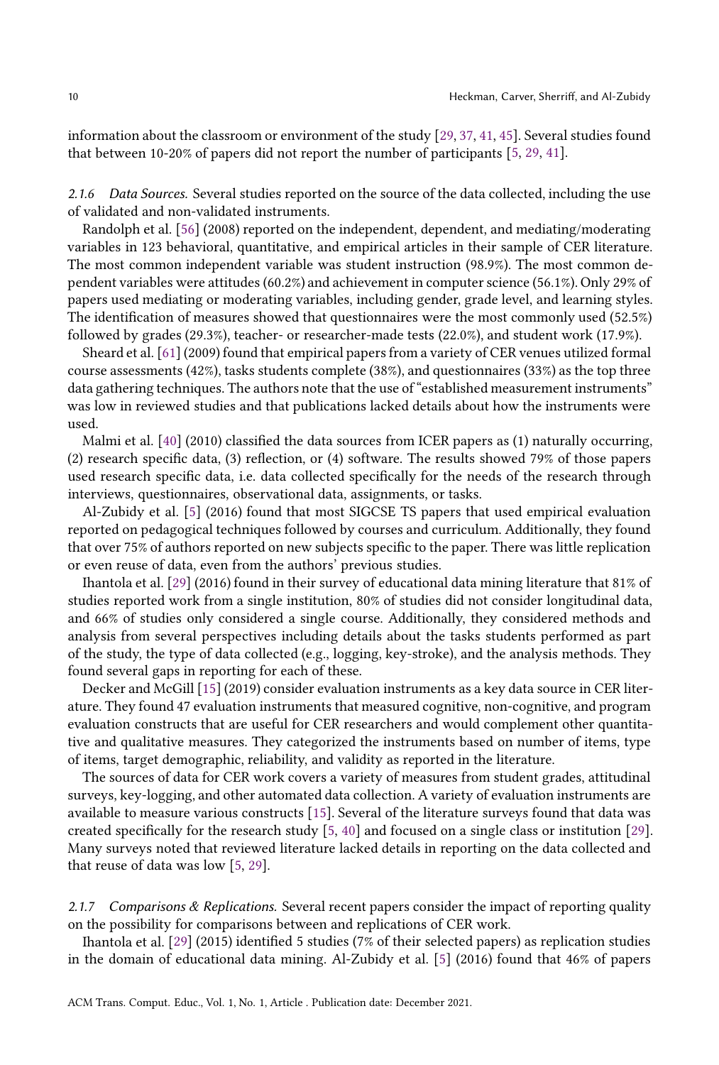information about the classroom or environment of the study [29, 37, 41, 45]. Several studies found that between 10-20% of papers did not report the number of participants [5, 29, 41].

#### 2.1.6 *Data Sources.*

Several studies reported on the source of the data collected, including the use of validated and non-validated instruments.

Randolph et al. [56] (2008) reported on the independent, dependent, and mediating/moderating variables in 123 behavioral, quantitative, and empirical articles in their sample of CER literature. The most common independent variable was student instruction (98.9%). The most common dependent variables were attitudes (60.2%) and achievement in computer science (56.1%). Only 29% of papers used mediating or moderating variables, including gender, grade level, and learning styles. The identification of measures showed that questionnaires were the most commonly used (52.5%) followed by grades (29.3%), teacher- or researcher-made tests (22.0%), and student work (17.9%).

Sheard et al. [61] (2009) found that empirical papers from a variety of CER venues utilized formal course assessments (42%), tasks students complete (38%), and questionnaires (33%) as the top three data gathering techniques. The authors note that the use of "established measurement instruments" was low in reviewed studies and that publications lacked details about how the instruments were used.

Malmi et al. [40] (2010) classified the data sources from ICER papers as (1) naturally occurring, (2) research specific data, (3) reflection, or (4) software. The results showed 79% of those papers used research specific data, i.e. data collected specifically for the needs of the research through interviews, questionnaires, observational data, assignments, or tasks.

Al-Zubidy et al. [5] (2016) found that most SIGCSE TS papers that used empirical evaluation reported on pedagogical techniques followed by courses and curriculum. Additionally, they found that over 75% of authors reported on new subjects specific to the paper. There was little replication or even reuse of data, even from the authors' previous studies.

Ihantola et al. [29] (2016) found in their survey of educational data mining literature that 81% of studies reported work from a single institution, 80% of studies did not consider longitudinal data, and 66% of studies only considered a single course. Additionally, they considered methods and analysis from several perspectives including details about the tasks students performed as part of the study, the type of data collected (e.g., logging, key-stroke), and the analysis methods. They found several gaps in reporting for each of these.

Decker and McGill [15] (2019) consider evaluation instruments as a key data source in CER literature. They found 47 evaluation instruments that measured cognitive, non-cognitive, and program evaluation constructs that are useful for CER researchers and would complement other quantitative and qualitative measures. They categorized the instruments based on number of items, type of items, target demographic, reliability, and validity as reported in the literature.

The sources of data for CER work covers a variety of measures from student grades, attitudinal surveys, key-logging, and other automated data collection. A variety of evaluation instruments are available to measure various constructs [15]. Several of the literature surveys found that data was created specifically for the research study [5, 40] and focused on a single class or institution [29]. Many surveys noted that reviewed literature lacked details in reporting on the data collected and that reuse of data was low [5, 29].

#### 2.1.7 *Comparisons & Replications.*

Several recent papers consider the impact of reporting quality on the possibility for comparisons between and replications of CER work.

Ihantola et al. [29] (2015) identified 5 studies (7% of their selected papers) as replication studies in the domain of educational data mining. Al-Zubidy et al. [5] (2016) found that 46% of papers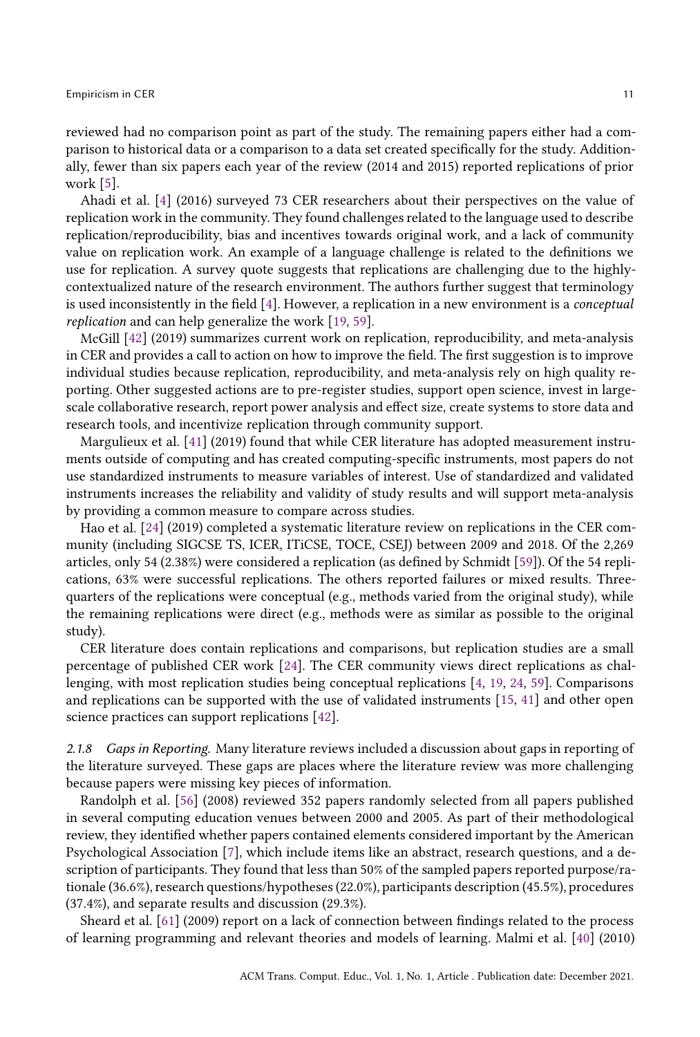reviewed had no comparison point as part of the study. The remaining papers either had a comparison to historical data or a comparison to a data set created specifically for the study. Additionally, fewer than six papers each year of the review (2014 and 2015) reported replications of prior work [5].

Ahadi et al. [4] (2016) surveyed 73 CER researchers about their perspectives on the value of replication work in the community. They found challenges related to the language used to describe replication/reproducibility, bias and incentives towards original work, and a lack of community value on replication work. An example of a language challenge is related to the definitions we use for replication. A survey quote suggests that replications are challenging due to the highly-contextualized nature of the research environment. The authors further suggest that terminology is used inconsistently in the field [4]. However, a replication in a new environment is a *conceptual replication* and can help generalize the work [19, 59].

McGill [42] (2019) summarizes current work on replication, reproducibility, and meta-analysis in CER and provides a call to action on how to improve the field. The first suggestion is to improve individual studies because replication, reproducibility, and meta-analysis rely on high quality reporting. Other suggested actions are to pre-register studies, support open science, invest in large-scale collaborative research, report power analysis and effect size, create systems to store data and research tools, and incentivize replication through community support.

Margulieux et al. [41] (2019) found that while CER literature has adopted measurement instruments outside of computing and has created computing-specific instruments, most papers do not use standardized instruments to measure variables of interest. Use of standardized and validated instruments increases the reliability and validity of study results and will support meta-analysis by providing a common measure to compare across studies.

Hao et al. [24] (2019) completed a systematic literature review on replications in the CER community (including SIGCSE TS, ICER, ITiCSE, TOCE, CSEJ) between 2009 and 2018. Of the 2,269 articles, only 54 (2.38%) were considered a replication (as defined by Schmidt [59]). Of the 54 replications, 63% were successful replications. The others reported failures or mixed results. Three-quarters of the replications were conceptual (e.g., methods varied from the original study), while the remaining replications were direct (e.g., methods were as similar as possible to the original study).

CER literature does contain replications and comparisons, but replication studies are a small percentage of published CER work [24]. The CER community views direct replications as challenging, with most replication studies being conceptual replications [4, 19, 24, 59]. Comparisons and replications can be supported with the use of validated instruments [15, 41] and other open science practices can support replications [42].

#### 2.1.8 Gaps in Reporting.

Many literature reviews included a discussion about gaps in reporting of the literature surveyed. These gaps are places where the literature review was more challenging because papers were missing key pieces of information.

Randolph et al. [56] (2008) reviewed 352 papers randomly selected from all papers published in several computing education venues between 2000 and 2005. As part of their methodological review, they identified whether papers contained elements considered important by the American Psychological Association [7], which include items like an abstract, research questions, and a description of participants. They found that less than 50% of the sampled papers reported purpose/rationale (36.6%), research questions/hypotheses (22.0%), participants description (45.5%), procedures (37.4%), and separate results and discussion (29.3%).

Sheard et al. [61] (2009) report on a lack of connection between findings related to the process of learning programming and relevant theories and models of learning. Malmi et al. [40] (2010)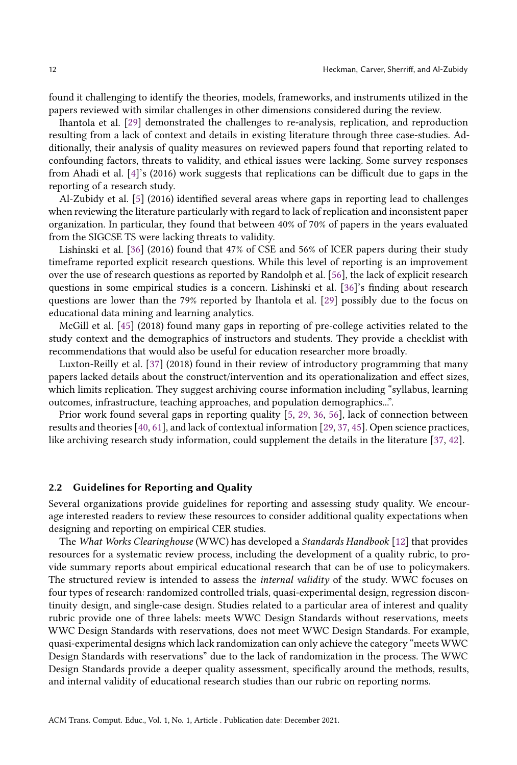found it challenging to identify the theories, models, frameworks, and instruments utilized in the papers reviewed with similar challenges in other dimensions considered during the review.

Ihantola et al. [29] demonstrated the challenges to re-analysis, replication, and reproduction resulting from a lack of context and details in existing literature through three case-studies. Additionally, their analysis of quality measures on reviewed papers found that reporting related to confounding factors, threats to validity, and ethical issues were lacking. Some survey responses from Ahadi et al. [4]'s (2016) work suggests that replications can be difficult due to gaps in the reporting of a research study.

Al-Zubidy et al. [5] (2016) identified several areas where gaps in reporting lead to challenges when reviewing the literature particularly with regard to lack of replication and inconsistent paper organization. In particular, they found that between 40% of 70% of papers in the years evaluated from the SIGCSE TS were lacking threats to validity.

Lishinski et al. [36] (2016) found that 47% of CSE and 56% of ICER papers during their study timeframe reported explicit research questions. While this level of reporting is an improvement over the use of research questions as reported by Randolph et al. [56], the lack of explicit research questions in some empirical studies is a concern. Lishinski et al. [36]'s finding about research questions are lower than the 79% reported by Ihantola et al. [29] possibly due to the focus on educational data mining and learning analytics.

McGill et al. [45] (2018) found many gaps in reporting of pre-college activities related to the study context and the demographics of instructors and students. They provide a checklist with recommendations that would also be useful for education researcher more broadly.

Luxton-Reilly et al. [37] (2018) found in their review of introductory programming that many papers lacked details about the construct/intervention and its operationalization and effect sizes, which limits replication. They suggest archiving course information including "syllabus, learning outcomes, infrastructure, teaching approaches, and population demographics...".

Prior work found several gaps in reporting quality [5, 29, 36, 56], lack of connection between results and theories [40, 61], and lack of contextual information [29, 37, 45]. Open science practices, like archiving research study information, could supplement the details in the literature [37, 42].

## 2.2 Guidelines for Reporting and Quality

Several organizations provide guidelines for reporting and assessing study quality. We encourage interested readers to review these resources to consider additional quality expectations when designing and reporting on empirical CER studies.

The *What Works Clearinghouse* (WWC) has developed a *Standards Handbook* [12] that provides resources for a systematic review process, including the development of a quality rubric, to provide summary reports about empirical educational research that can be of use to policymakers. The structured review is intended to assess the *internal validity* of the study. WWC focuses on four types of research: randomized controlled trials, quasi-experimental design, regression discontinuity design, and single-case design. Studies related to a particular area of interest and quality rubric provide one of three labels: meets WWC Design Standards without reservations, meets WWC Design Standards with reservations, does not meet WWC Design Standards. For example, quasi-experimental designs which lack randomization can only achieve the category "meets WWC Design Standards with reservations" due to the lack of randomization in the process. The WWC Design Standards provide a deeper quality assessment, specifically around the methods, results, and internal validity of educational research studies than our rubric on reporting norms.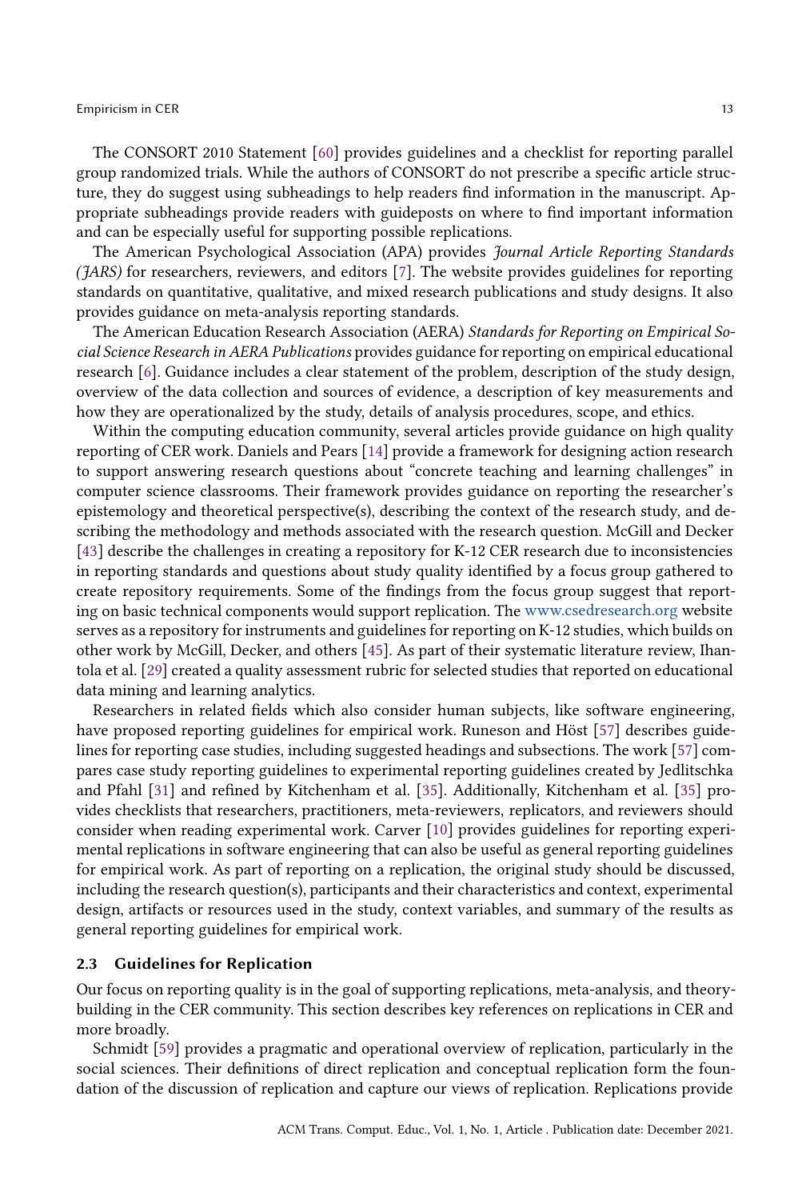The CONSORT 2010 Statement [60] provides guidelines and a checklist for reporting parallel group randomized trials. While the authors of CONSORT do not prescribe a specific article structure, they do suggest using subheadings to help readers find information in the manuscript. Appropriate subheadings provide readers with guideposts on where to find important information and can be especially useful for supporting possible replications.

The American Psychological Association (APA) provides *Journal Article Reporting Standards (JARS)* for researchers, reviewers, and editors [7]. The website provides guidelines for reporting standards on quantitative, qualitative, and mixed research publications and study designs. It also provides guidance on meta-analysis reporting standards.

The American Education Research Association (AERA) *Standards for Reporting on Empirical Social Science Research in AERA Publications* provides guidance for reporting on empirical educational research [6]. Guidance includes a clear statement of the problem, description of the study design, overview of the data collection and sources of evidence, a description of key measurements and how they are operationalized by the study, details of analysis procedures, scope, and ethics.

Within the computing education community, several articles provide guidance on high quality reporting of CER work. Daniels and Pears [14] provide a framework for designing action research to support answering research questions about "concrete teaching and learning challenges" in computer science classrooms. Their framework provides guidance on reporting the researcher's epistemology and theoretical perspective(s), describing the context of the research study, and describing the methodology and methods associated with the research question. McGill and Decker [43] describe the challenges in creating a repository for K-12 CER research due to inconsistencies in reporting standards and questions about study quality identified by a focus group gathered to create repository requirements. Some of the findings from the focus group suggest that reporting on basic technical components would support replication. The www.csedresearch.org website serves as a repository for instruments and guidelines for reporting on K-12 studies, which builds on other work by McGill, Decker, and others [45]. As part of their systematic literature review, Ihantola et al. [29] created a quality assessment rubric for selected studies that reported on educational data mining and learning analytics.

Researchers in related fields which also consider human subjects, like software engineering, have proposed reporting guidelines for empirical work. Runeson and Höst [57] describes guidelines for reporting case studies, including suggested headings and subsections. The work [57] compares case study reporting guidelines to experimental reporting guidelines created by Jedlitschka and Pfahl [31] and refined by Kitchenham et al. [35]. Additionally, Kitchenham et al. [35] provides checklists that researchers, practitioners, meta-reviewers, replicators, and reviewers should consider when reading experimental work. Carver [10] provides guidelines for reporting experimental replications in software engineering that can also be useful as general reporting guidelines for empirical work. As part of reporting on a replication, the original study should be discussed, including the research question(s), participants and their characteristics and context, experimental design, artifacts or resources used in the study, context variables, and summary of the results as general reporting guidelines for empirical work.

### 2.3 Guidelines for Replication

Our focus on reporting quality is in the goal of supporting replications, meta-analysis, and theory-building in the CER community. This section describes key references on replications in CER and more broadly.

Schmidt [59] provides a pragmatic and operational overview of replication, particularly in the social sciences. Their definitions of direct replication and conceptual replication form the foundation of the discussion of replication and capture our views of replication. Replications provide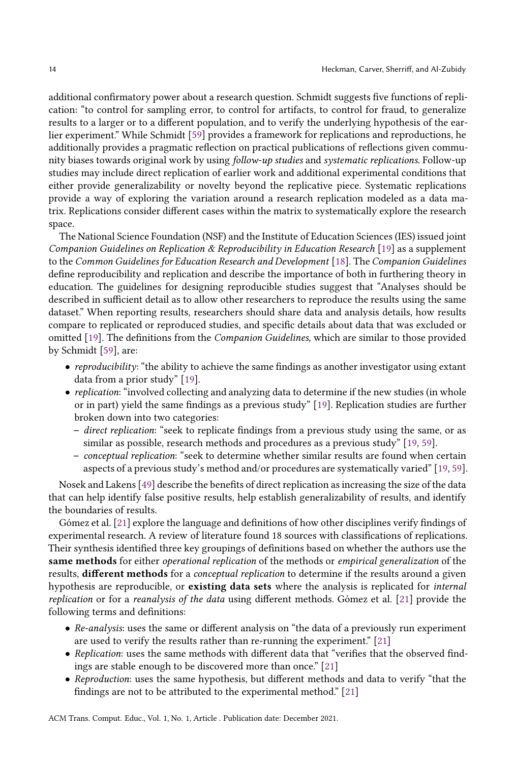additional confirmatory power about a research question. Schmidt suggests five functions of replication: "to control for sampling error, to control for artifacts, to control for fraud, to generalize results to a larger or to a different population, and to verify the underlying hypothesis of the earlier experiment." While Schmidt [59] provides a framework for replications and reproductions, he additionally provides a pragmatic reflection on practical publications of reflections given community biases towards original work by using *follow-up studies* and *systematic replications*. Follow-up studies may include direct replication of earlier work and additional experimental conditions that either provide generalizability or novelty beyond the replicative piece. Systematic replications provide a way of exploring the variation around a research replication modeled as a data matrix. Replications consider different cases within the matrix to systematically explore the research space.

The National Science Foundation (NSF) and the Institute of Education Sciences (IES) issued joint *Companion Guidelines on Replication & Reproducibility in Education Research* [19] as a supplement to the *Common Guidelines for Education Research and Development* [18]. The *Companion Guidelines* define reproducibility and replication and describe the importance of both in furthering theory in education. The guidelines for designing reproducible studies suggest that "Analyses should be described in sufficient detail as to allow other researchers to reproduce the results using the same dataset." When reporting results, researchers should share data and analysis details, how results compare to replicated or reproduced studies, and specific details about data that was excluded or omitted [19]. The definitions from the *Companion Guidelines*, which are similar to those provided by Schmidt [59], are:

- *reproducibility*: "the ability to achieve the same findings as another investigator using extant data from a prior study" [19].
- *replication*: "involved collecting and analyzing data to determine if the new studies (in whole or in part) yield the same findings as a previous study" [19]. Replication studies are further broken down into two categories:
  - *direct replication*: "seek to replicate findings from a previous study using the same, or as similar as possible, research methods and procedures as a previous study" [19, 59].
  - *conceptual replication*: "seek to determine whether similar results are found when certain aspects of a previous study's method and/or procedures are systematically varied" [19, 59].

Nosek and Lakens [49] describe the benefits of direct replication as increasing the size of the data that can help identify false positive results, help establish generalizability of results, and identify the boundaries of results.

Gómez et al. [21] explore the language and definitions of how other disciplines verify findings of experimental research. A review of literature found 18 sources with classifications of replications. Their synthesis identified three key groupings of definitions based on whether the authors use the **same methods** for either *operational replication* of the methods or *empirical generalization* of the results, **different methods** for a *conceptual replication* to determine if the results around a given hypothesis are reproducible, or **existing data sets** where the analysis is replicated for *internal replication* or for a *reanalysis of the data* using different methods. Gómez et al. [21] provide the following terms and definitions:

- *Re-analysis*: uses the same or different analysis on "the data of a previously run experiment are used to verify the results rather than re-running the experiment." [21]
- *Replication*: uses the same methods with different data that "verifies that the observed findings are stable enough to be discovered more than once." [21]
- *Reproduction*: uses the same hypothesis, but different methods and data to verify "that the findings are not to be attributed to the experimental method." [21]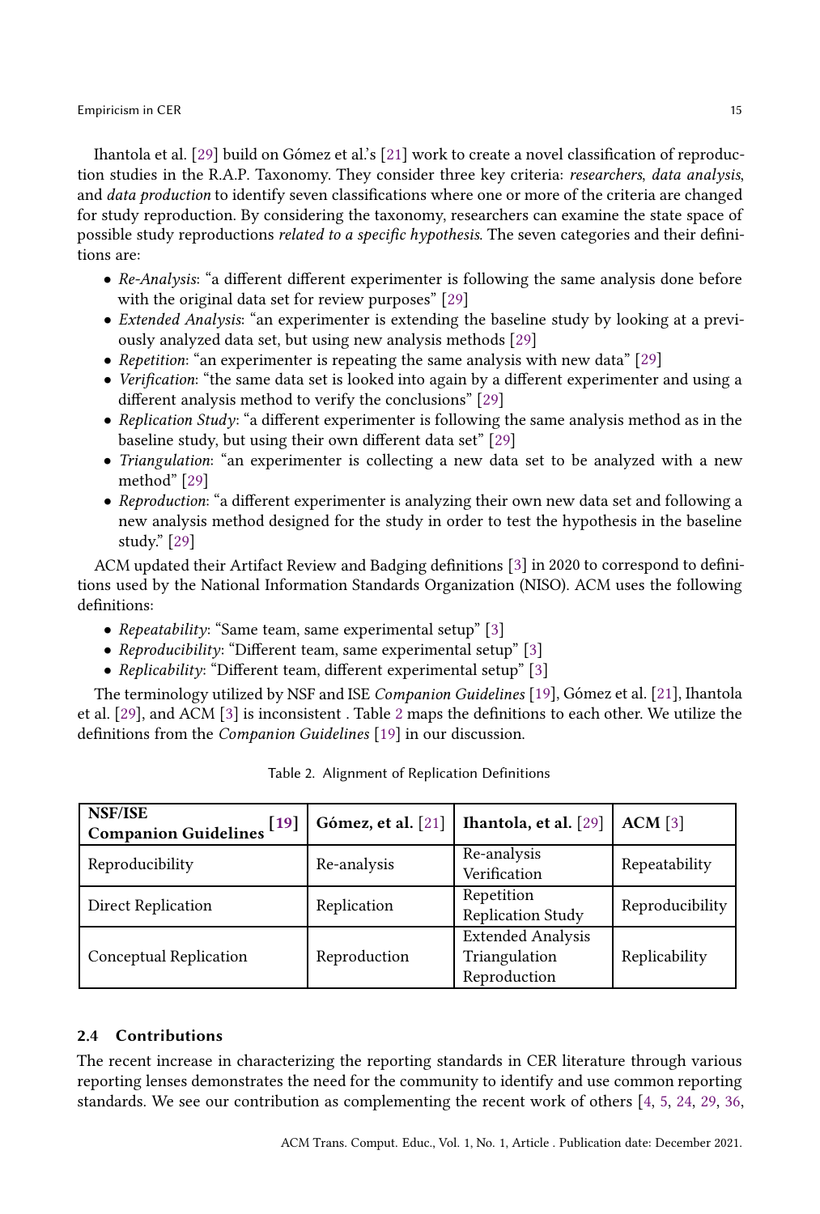Ihantola et al. [29] build on Gómez et al.'s [21] work to create a novel classification of reproduction studies in the R.A.P. Taxonomy. They consider three key criteria: *researchers*, *data analysis*, and *data production* to identify seven classifications where one or more of the criteria are changed for study reproduction. By considering the taxonomy, researchers can examine the state space of possible study reproductions *related to a specific hypothesis*. The seven categories and their definitions are:

- *Re-Analysis*: "a different different experimenter is following the same analysis done before with the original data set for review purposes" [29]
- *Extended Analysis*: "an experimenter is extending the baseline study by looking at a previously analyzed data set, but using new analysis methods [29]
- *Repetition*: "an experimenter is repeating the same analysis with new data" [29]
- *Verification*: "the same data set is looked into again by a different experimenter and using a different analysis method to verify the conclusions" [29]
- *Replication Study*: "a different experimenter is following the same analysis method as in the baseline study, but using their own different data set" [29]
- *Triangulation*: "an experimenter is collecting a new data set to be analyzed with a new method" [29]
- *Reproduction*: "a different experimenter is analyzing their own new data set and following a new analysis method designed for the study in order to test the hypothesis in the baseline study." [29]

ACM updated their Artifact Review and Badging definitions [3] in 2020 to correspond to definitions used by the National Information Standards Organization (NISO). ACM uses the following definitions:

- *Repeatability*: "Same team, same experimental setup" [3]
- *Reproducibility*: "Different team, same experimental setup" [3]
- *Replicability*: "Different team, different experimental setup" [3]

The terminology utilized by NSF and ISE *Companion Guidelines* [19], Gómez et al. [21], Ihantola et al. [29], and ACM [3] is inconsistent . Table 2 maps the definitions to each other. We utilize the definitions from the *Companion Guidelines* [19] in our discussion.

Table 2. Alignment of Replication Definitions

| **NSF/ISE Companion Guidelines [19]** | **Gómez, et al. [21]** | **Ihantola, et al. [29]** | **ACM [3]** |
|---|---|---|---|
| Reproducibility | Re-analysis | Re-analysis<br>Verification | Repeatability |
| Direct Replication | Replication | Repetition<br>Replication Study | Reproducibility |
| Conceptual Replication | Reproduction | Extended Analysis<br>Triangulation<br>Reproduction | Replicability |

### 2.4 Contributions

The recent increase in characterizing the reporting standards in CER literature through various reporting lenses demonstrates the need for the community to identify and use common reporting standards. We see our contribution as complementing the recent work of others [4, 5, 24, 29, 36,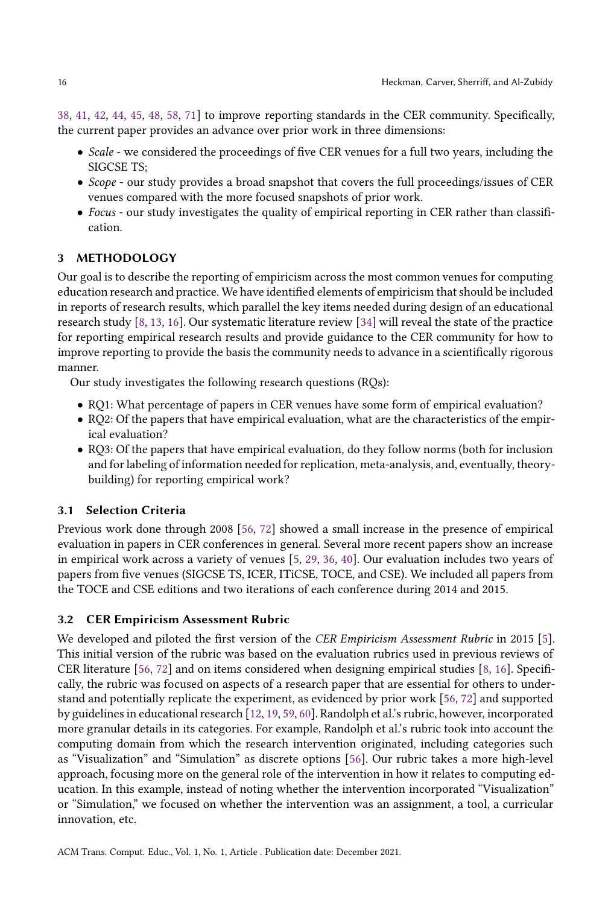38, 41, 42, 44, 45, 48, 58, 71] to improve reporting standards in the CER community. Specifically, the current paper provides an advance over prior work in three dimensions:

- *Scale* - we considered the proceedings of five CER venues for a full two years, including the SIGCSE TS;
- *Scope* - our study provides a broad snapshot that covers the full proceedings/issues of CER venues compared with the more focused snapshots of prior work.
- *Focus* - our study investigates the quality of empirical reporting in CER rather than classification.

## 3 METHODOLOGY

Our goal is to describe the reporting of empiricism across the most common venues for computing education research and practice. We have identified elements of empiricism that should be included in reports of research results, which parallel the key items needed during design of an educational research study [8, 13, 16]. Our systematic literature review [34] will reveal the state of the practice for reporting empirical research results and provide guidance to the CER community for how to improve reporting to provide the basis the community needs to advance in a scientifically rigorous manner.

Our study investigates the following research questions (RQs):

- RQ1: What percentage of papers in CER venues have some form of empirical evaluation?
- RQ2: Of the papers that have empirical evaluation, what are the characteristics of the empirical evaluation?
- RQ3: Of the papers that have empirical evaluation, do they follow norms (both for inclusion and for labeling of information needed for replication, meta-analysis, and, eventually, theory-building) for reporting empirical work?

### 3.1 Selection Criteria

Previous work done through 2008 [56, 72] showed a small increase in the presence of empirical evaluation in papers in CER conferences in general. Several more recent papers show an increase in empirical work across a variety of venues [5, 29, 36, 40]. Our evaluation includes two years of papers from five venues (SIGCSE TS, ICER, ITiCSE, TOCE, and CSE). We included all papers from the TOCE and CSE editions and two iterations of each conference during 2014 and 2015.

### 3.2 CER Empiricism Assessment Rubric

We developed and piloted the first version of the *CER Empiricism Assessment Rubric* in 2015 [5]. This initial version of the rubric was based on the evaluation rubrics used in previous reviews of CER literature [56, 72] and on items considered when designing empirical studies [8, 16]. Specifically, the rubric was focused on aspects of a research paper that are essential for others to understand and potentially replicate the experiment, as evidenced by prior work [56, 72] and supported by guidelines in educational research [12, 19, 59, 60]. Randolph et al.'s rubric, however, incorporated more granular details in its categories. For example, Randolph et al.'s rubric took into account the computing domain from which the research intervention originated, including categories such as "Visualization" and "Simulation" as discrete options [56]. Our rubric takes a more high-level approach, focusing more on the general role of the intervention in how it relates to computing education. In this example, instead of noting whether the intervention incorporated "Visualization" or "Simulation," we focused on whether the intervention was an assignment, a tool, a curricular innovation, etc.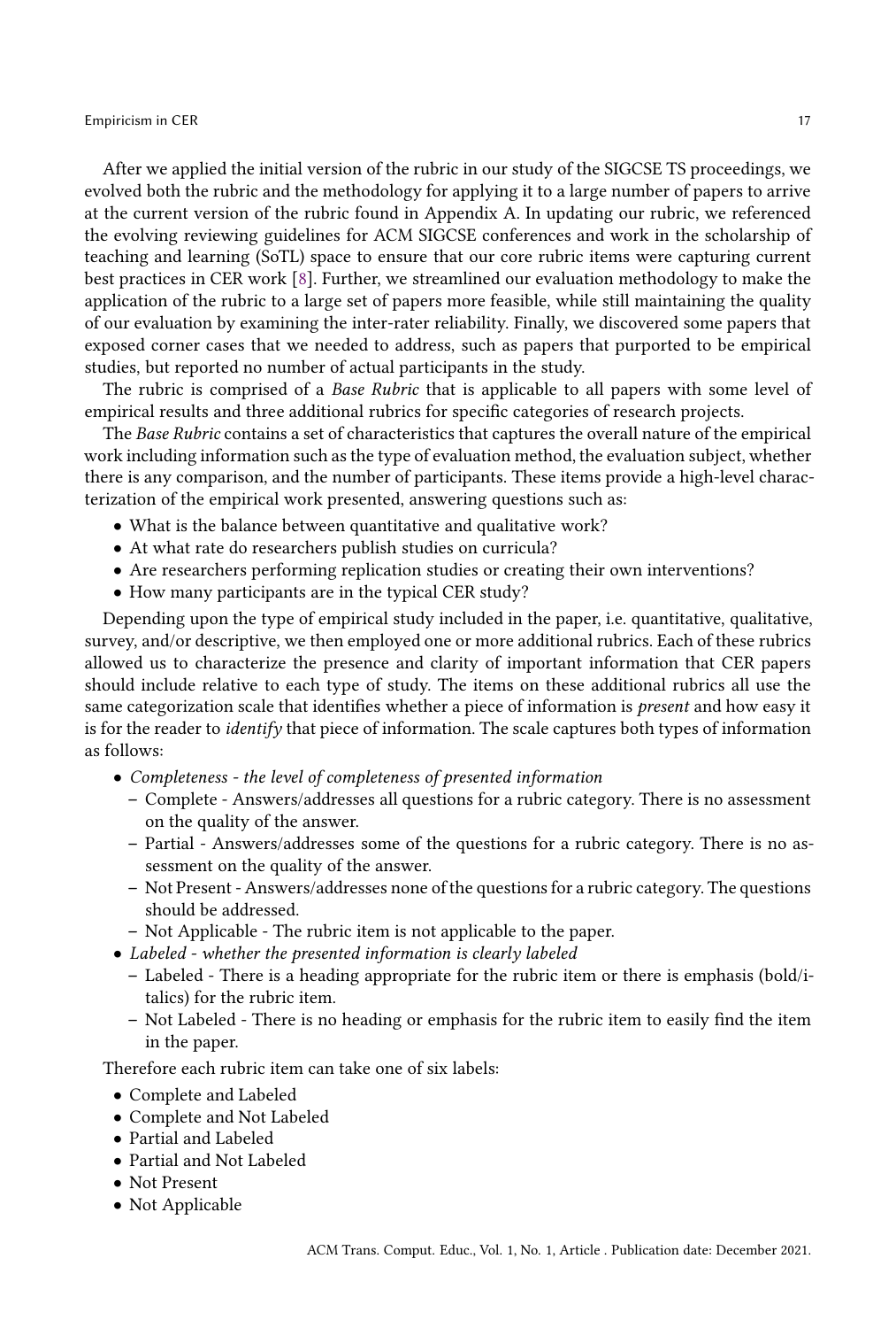After we applied the initial version of the rubric in our study of the SIGCSE TS proceedings, we evolved both the rubric and the methodology for applying it to a large number of papers to arrive at the current version of the rubric found in Appendix A. In updating our rubric, we referenced the evolving reviewing guidelines for ACM SIGCSE conferences and work in the scholarship of teaching and learning (SoTL) space to ensure that our core rubric items were capturing current best practices in CER work [8]. Further, we streamlined our evaluation methodology to make the application of the rubric to a large set of papers more feasible, while still maintaining the quality of our evaluation by examining the inter-rater reliability. Finally, we discovered some papers that exposed corner cases that we needed to address, such as papers that purported to be empirical studies, but reported no number of actual participants in the study.

The rubric is comprised of a *Base Rubric* that is applicable to all papers with some level of empirical results and three additional rubrics for specific categories of research projects.

The *Base Rubric* contains a set of characteristics that captures the overall nature of the empirical work including information such as the type of evaluation method, the evaluation subject, whether there is any comparison, and the number of participants. These items provide a high-level characterization of the empirical work presented, answering questions such as:

- What is the balance between quantitative and qualitative work?
- At what rate do researchers publish studies on curricula?
- Are researchers performing replication studies or creating their own interventions?
- How many participants are in the typical CER study?

Depending upon the type of empirical study included in the paper, i.e. quantitative, qualitative, survey, and/or descriptive, we then employed one or more additional rubrics. Each of these rubrics allowed us to characterize the presence and clarity of important information that CER papers should include relative to each type of study. The items on these additional rubrics all use the same categorization scale that identifies whether a piece of information is *present* and how easy it is for the reader to *identify* that piece of information. The scale captures both types of information as follows:

- *Completeness - the level of completeness of presented information*
  - Complete - Answers/addresses all questions for a rubric category. There is no assessment on the quality of the answer.
  - Partial - Answers/addresses some of the questions for a rubric category. There is no assessment on the quality of the answer.
  - Not Present - Answers/addresses none of the questions for a rubric category. The questions should be addressed.
  - Not Applicable - The rubric item is not applicable to the paper.
- *Labeled - whether the presented information is clearly labeled*
  - Labeled - There is a heading appropriate for the rubric item or there is emphasis (bold/italics) for the rubric item.
  - Not Labeled - There is no heading or emphasis for the rubric item to easily find the item in the paper.

Therefore each rubric item can take one of six labels:

- Complete and Labeled
- Complete and Not Labeled
- Partial and Labeled
- Partial and Not Labeled
- Not Present
- Not Applicable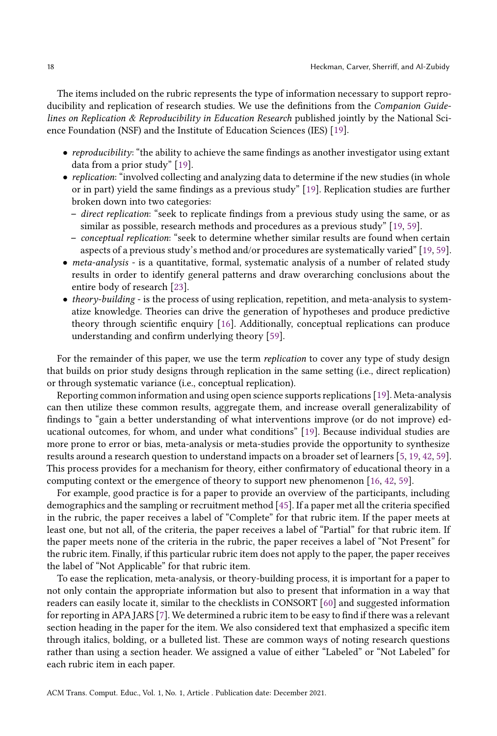The items included on the rubric represents the type of information necessary to support reproducibility and replication of research studies. We use the definitions from the *Companion Guidelines on Replication & Reproducibility in Education Research* published jointly by the National Science Foundation (NSF) and the Institute of Education Sciences (IES) [19].

- *reproducibility*: "the ability to achieve the same findings as another investigator using extant data from a prior study" [19].
- *replication*: "involved collecting and analyzing data to determine if the new studies (in whole or in part) yield the same findings as a previous study" [19]. Replication studies are further broken down into two categories:
  - *direct replication*: "seek to replicate findings from a previous study using the same, or as similar as possible, research methods and procedures as a previous study" [19, 59].
  - *conceptual replication*: "seek to determine whether similar results are found when certain aspects of a previous study's method and/or procedures are systematically varied" [19, 59].
- *meta-analysis* - is a quantitative, formal, systematic analysis of a number of related study results in order to identify general patterns and draw overarching conclusions about the entire body of research [23].
- *theory-building* - is the process of using replication, repetition, and meta-analysis to systematize knowledge. Theories can drive the generation of hypotheses and produce predictive theory through scientific enquiry [16]. Additionally, conceptual replications can produce understanding and confirm underlying theory [59].

For the remainder of this paper, we use the term *replication* to cover any type of study design that builds on prior study designs through replication in the same setting (i.e., direct replication) or through systematic variance (i.e., conceptual replication).

Reporting common information and using open science supports replications [19]. Meta-analysis can then utilize these common results, aggregate them, and increase overall generalizability of findings to "gain a better understanding of what interventions improve (or do not improve) educational outcomes, for whom, and under what conditions" [19]. Because individual studies are more prone to error or bias, meta-analysis or meta-studies provide the opportunity to synthesize results around a research question to understand impacts on a broader set of learners [5, 19, 42, 59]. This process provides for a mechanism for theory, either confirmatory of educational theory in a computing context or the emergence of theory to support new phenomenon [16, 42, 59].

For example, good practice is for a paper to provide an overview of the participants, including demographics and the sampling or recruitment method [45]. If a paper met all the criteria specified in the rubric, the paper receives a label of "Complete" for that rubric item. If the paper meets at least one, but not all, of the criteria, the paper receives a label of "Partial" for that rubric item. If the paper meets none of the criteria in the rubric, the paper receives a label of "Not Present" for the rubric item. Finally, if this particular rubric item does not apply to the paper, the paper receives the label of "Not Applicable" for that rubric item.

To ease the replication, meta-analysis, or theory-building process, it is important for a paper to not only contain the appropriate information but also to present that information in a way that readers can easily locate it, similar to the checklists in CONSORT [60] and suggested information for reporting in APA JARS [7]. We determined a rubric item to be easy to find if there was a relevant section heading in the paper for the item. We also considered text that emphasized a specific item through italics, bolding, or a bulleted list. These are common ways of noting research questions rather than using a section header. We assigned a value of either "Labeled" or "Not Labeled" for each rubric item in each paper.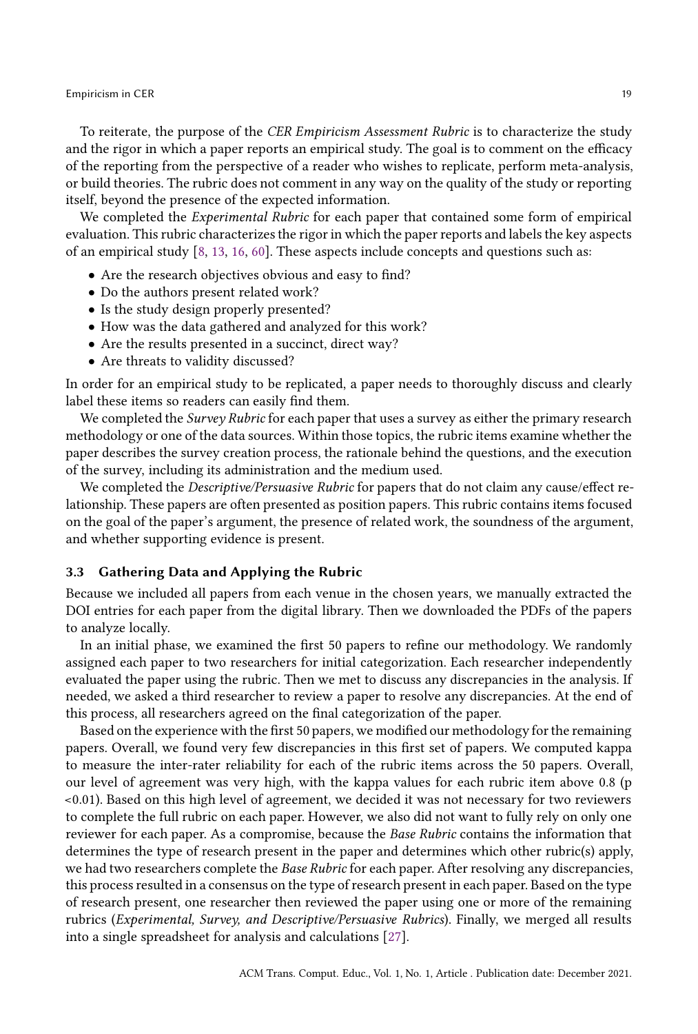To reiterate, the purpose of the *CER Empiricism Assessment Rubric* is to characterize the study and the rigor in which a paper reports an empirical study. The goal is to comment on the efficacy of the reporting from the perspective of a reader who wishes to replicate, perform meta-analysis, or build theories. The rubric does not comment in any way on the quality of the study or reporting itself, beyond the presence of the expected information.

We completed the *Experimental Rubric* for each paper that contained some form of empirical evaluation. This rubric characterizes the rigor in which the paper reports and labels the key aspects of an empirical study [8, 13, 16, 60]. These aspects include concepts and questions such as:

- Are the research objectives obvious and easy to find?
- Do the authors present related work?
- Is the study design properly presented?
- How was the data gathered and analyzed for this work?
- Are the results presented in a succinct, direct way?
- Are threats to validity discussed?

In order for an empirical study to be replicated, a paper needs to thoroughly discuss and clearly label these items so readers can easily find them.

We completed the *Survey Rubric* for each paper that uses a survey as either the primary research methodology or one of the data sources. Within those topics, the rubric items examine whether the paper describes the survey creation process, the rationale behind the questions, and the execution of the survey, including its administration and the medium used.

We completed the *Descriptive/Persuasive Rubric* for papers that do not claim any cause/effect relationship. These papers are often presented as position papers. This rubric contains items focused on the goal of the paper's argument, the presence of related work, the soundness of the argument, and whether supporting evidence is present.

### 3.3 Gathering Data and Applying the Rubric

Because we included all papers from each venue in the chosen years, we manually extracted the DOI entries for each paper from the digital library. Then we downloaded the PDFs of the papers to analyze locally.

In an initial phase, we examined the first 50 papers to refine our methodology. We randomly assigned each paper to two researchers for initial categorization. Each researcher independently evaluated the paper using the rubric. Then we met to discuss any discrepancies in the analysis. If needed, we asked a third researcher to review a paper to resolve any discrepancies. At the end of this process, all researchers agreed on the final categorization of the paper.

Based on the experience with the first 50 papers, we modified our methodology for the remaining papers. Overall, we found very few discrepancies in this first set of papers. We computed kappa to measure the inter-rater reliability for each of the rubric items across the 50 papers. Overall, our level of agreement was very high, with the kappa values for each rubric item above 0.8 ($p < 0.01$). Based on this high level of agreement, we decided it was not necessary for two reviewers to complete the full rubric on each paper. However, we also did not want to fully rely on only one reviewer for each paper. As a compromise, because the *Base Rubric* contains the information that determines the type of research present in the paper and determines which other rubric(s) apply, we had two researchers complete the *Base Rubric* for each paper. After resolving any discrepancies, this process resulted in a consensus on the type of research present in each paper. Based on the type of research present, one researcher then reviewed the paper using one or more of the remaining rubrics (*Experimental, Survey, and Descriptive/Persuasive Rubrics*). Finally, we merged all results into a single spreadsheet for analysis and calculations [27].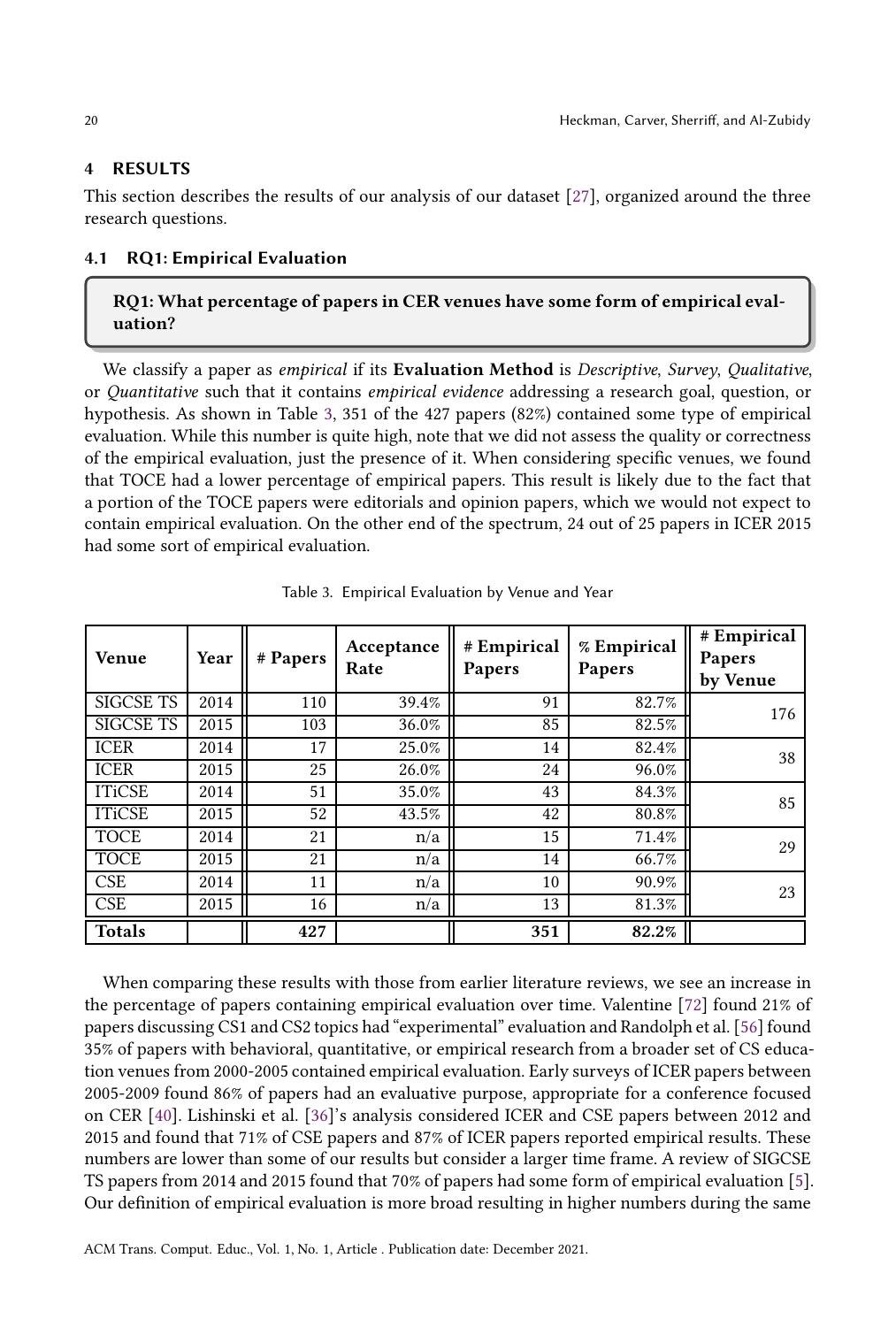## 4 RESULTS

This section describes the results of our analysis of our dataset [27], organized around the three research questions.

### 4.1 RQ1: Empirical Evaluation

**RQ1: What percentage of papers in CER venues have some form of empirical evaluation?**

We classify a paper as *empirical* if its **Evaluation Method** is *Descriptive*, *Survey*, *Qualitative*, or *Quantitative* such that it contains *empirical evidence* addressing a research goal, question, or hypothesis. As shown in Table 3, 351 of the 427 papers (82%) contained some type of empirical evaluation. While this number is quite high, note that we did not assess the quality or correctness of the empirical evaluation, just the presence of it. When considering specific venues, we found that TOCE had a lower percentage of empirical papers. This result is likely due to the fact that a portion of the TOCE papers were editorials and opinion papers, which we would not expect to contain empirical evaluation. On the other end of the spectrum, 24 out of 25 papers in ICER 2015 had some sort of empirical evaluation.

Table 3. Empirical Evaluation by Venue and Year

| Venue | Year | # Papers | Acceptance Rate | # Empirical Papers | % Empirical Papers | # Empirical Papers by Venue |
|---|---|---|---|---|---|---|
| SIGCSE TS | 2014 | 110 | 39.4% | 91 | 82.7% | 176 |
| SIGCSE TS | 2015 | 103 | 36.0% | 85 | 82.5% | |
| ICER | 2014 | 17 | 25.0% | 14 | 82.4% | 38 |
| ICER | 2015 | 25 | 26.0% | 24 | 96.0% | |
| ITiCSE | 2014 | 51 | 35.0% | 43 | 84.3% | 85 |
| ITiCSE | 2015 | 52 | 43.5% | 42 | 80.8% | |
| TOCE | 2014 | 21 | n/a | 15 | 71.4% | 29 |
| TOCE | 2015 | 21 | n/a | 14 | 66.7% | |
| CSE | 2014 | 11 | n/a | 10 | 90.9% | 23 |
| CSE | 2015 | 16 | n/a | 13 | 81.3% | |
| **Totals** | | **427** | | **351** | **82.2%** | |

When comparing these results with those from earlier literature reviews, we see an increase in the percentage of papers containing empirical evaluation over time. Valentine [72] found 21% of papers discussing CS1 and CS2 topics had "experimental" evaluation and Randolph et al. [56] found 35% of papers with behavioral, quantitative, or empirical research from a broader set of CS education venues from 2000-2005 contained empirical evaluation. Early surveys of ICER papers between 2005-2009 found 86% of papers had an evaluative purpose, appropriate for a conference focused on CER [40]. Lishinski et al. [36]'s analysis considered ICER and CSE papers between 2012 and 2015 and found that 71% of CSE papers and 87% of ICER papers reported empirical results. These numbers are lower than some of our results but consider a larger time frame. A review of SIGCSE TS papers from 2014 and 2015 found that 70% of papers had some form of empirical evaluation [5]. Our definition of empirical evaluation is more broad resulting in higher numbers during the same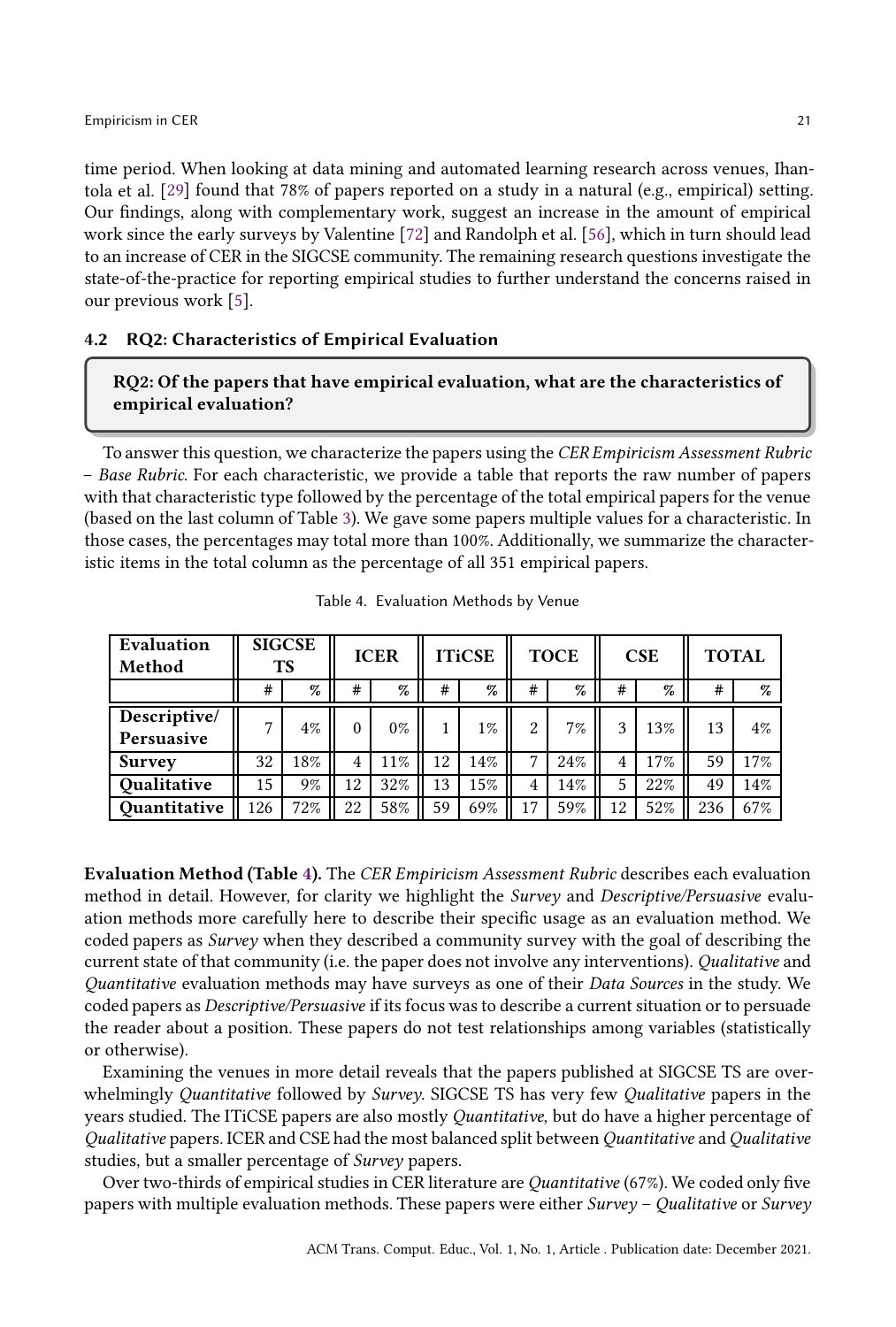time period. When looking at data mining and automated learning research across venues, Ihantola et al. [29] found that 78% of papers reported on a study in a natural (e.g., empirical) setting. Our findings, along with complementary work, suggest an increase in the amount of empirical work since the early surveys by Valentine [72] and Randolph et al. [56], which in turn should lead to an increase of CER in the SIGCSE community. The remaining research questions investigate the state-of-the-practice for reporting empirical studies to further understand the concerns raised in our previous work [5].

### 4.2 RQ2: Characteristics of Empirical Evaluation

> **RQ2: Of the papers that have empirical evaluation, what are the characteristics of empirical evaluation?**

To answer this question, we characterize the papers using the *CER Empiricism Assessment Rubric – Base Rubric*. For each characteristic, we provide a table that reports the raw number of papers with that characteristic type followed by the percentage of the total empirical papers for the venue (based on the last column of Table 3). We gave some papers multiple values for a characteristic. In those cases, the percentages may total more than 100%. Additionally, we summarize the characteristic items in the total column as the percentage of all 351 empirical papers.

Table 4. Evaluation Methods by Venue

| Evaluation Method | SIGCSE TS | | ICER | | ITiCSE | | TOCE | | CSE | | TOTAL | |
|---|---|---|---|---|---|---|---|---|---|---|---|---|
| | # | % | # | % | # | % | # | % | # | % | # | % |
| **Descriptive/ Persuasive** | 7 | 4% | 0 | 0% | 1 | 1% | 2 | 7% | 3 | 13% | 13 | 4% |
| **Survey** | 32 | 18% | 4 | 11% | 12 | 14% | 7 | 24% | 4 | 17% | 59 | 17% |
| **Qualitative** | 15 | 9% | 12 | 32% | 13 | 15% | 4 | 14% | 5 | 22% | 49 | 14% |
| **Quantitative** | 126 | 72% | 22 | 58% | 59 | 69% | 17 | 59% | 12 | 52% | 236 | 67% |

**Evaluation Method (Table 4).** The *CER Empiricism Assessment Rubric* describes each evaluation method in detail. However, for clarity we highlight the *Survey* and *Descriptive/Persuasive* evaluation methods more carefully here to describe their specific usage as an evaluation method. We coded papers as *Survey* when they described a community survey with the goal of describing the current state of that community (i.e. the paper does not involve any interventions). *Qualitative* and *Quantitative* evaluation methods may have surveys as one of their *Data Sources* in the study. We coded papers as *Descriptive/Persuasive* if its focus was to describe a current situation or to persuade the reader about a position. These papers do not test relationships among variables (statistically or otherwise).

Examining the venues in more detail reveals that the papers published at SIGCSE TS are overwhelmingly *Quantitative* followed by *Survey*. SIGCSE TS has very few *Qualitative* papers in the years studied. The ITiCSE papers are also mostly *Quantitative*, but do have a higher percentage of *Qualitative* papers. ICER and CSE had the most balanced split between *Quantitative* and *Qualitative* studies, but a smaller percentage of *Survey* papers.

Over two-thirds of empirical studies in CER literature are *Quantitative* (67%). We coded only five papers with multiple evaluation methods. These papers were either *Survey – Qualitative* or *Survey*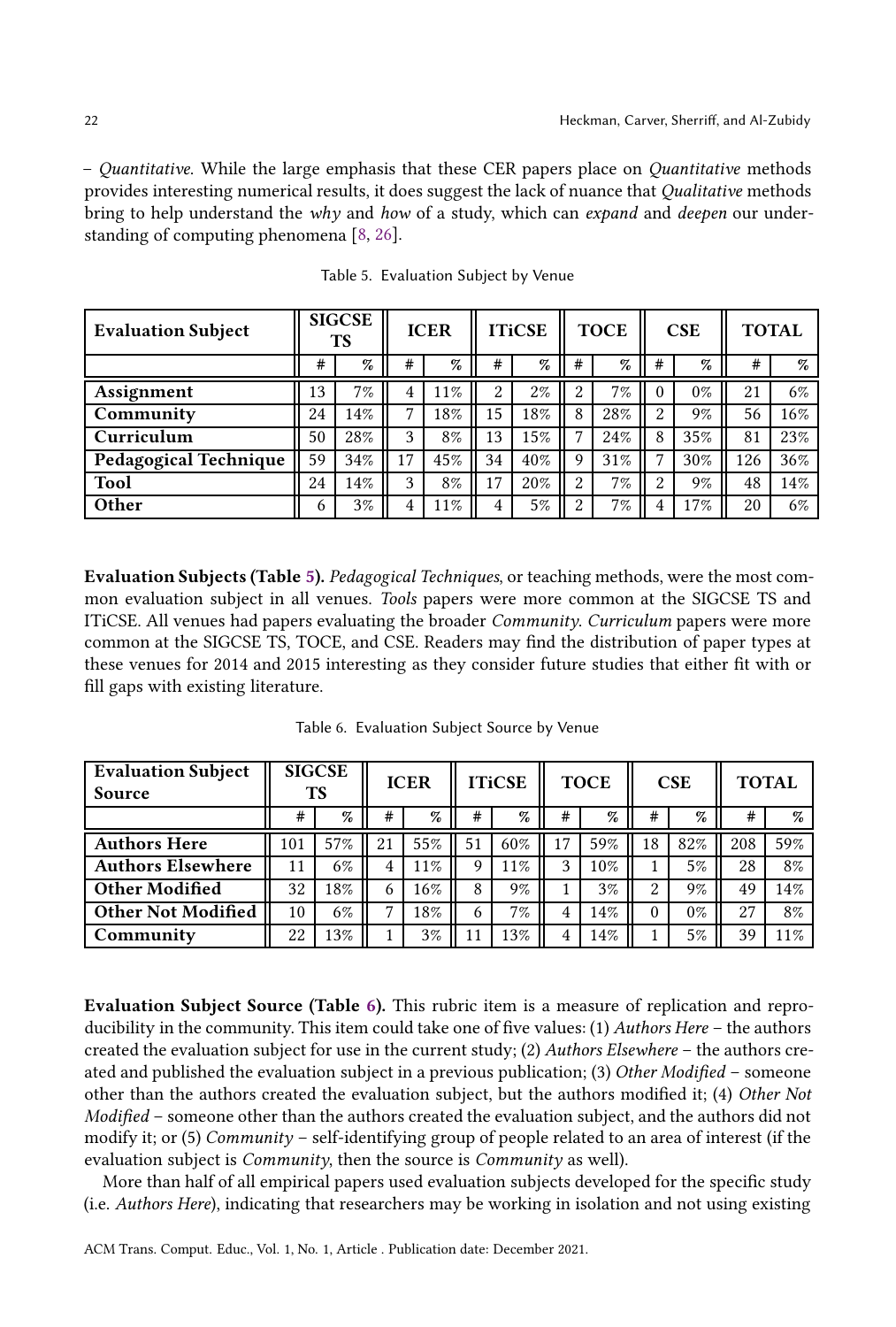– *Quantitative*. While the large emphasis that these CER papers place on *Quantitative* methods provides interesting numerical results, it does suggest the lack of nuance that *Qualitative* methods bring to help understand the *why* and *how* of a study, which can *expand* and *deepen* our understanding of computing phenomena [8, 26].

Table 5. Evaluation Subject by Venue

| **Evaluation Subject** | **SIGCSE TS** | | **ICER** | | **ITiCSE** | | **TOCE** | | **CSE** | | **TOTAL** | |
|---|---|---|---|---|---|---|---|---|---|---|---|---|
| | # | % | # | % | # | % | # | % | # | % | # | % |
| **Assignment** | 13 | 7% | 4 | 11% | 2 | 2% | 2 | 7% | 0 | 0% | 21 | 6% |
| **Community** | 24 | 14% | 7 | 18% | 15 | 18% | 8 | 28% | 2 | 9% | 56 | 16% |
| **Curriculum** | 50 | 28% | 3 | 8% | 13 | 15% | 7 | 24% | 8 | 35% | 81 | 23% |
| **Pedagogical Technique** | 59 | 34% | 17 | 45% | 34 | 40% | 9 | 31% | 7 | 30% | 126 | 36% |
| **Tool** | 24 | 14% | 3 | 8% | 17 | 20% | 2 | 7% | 2 | 9% | 48 | 14% |
| **Other** | 6 | 3% | 4 | 11% | 4 | 5% | 2 | 7% | 4 | 17% | 20 | 6% |

**Evaluation Subjects (Table 5).** *Pedagogical Techniques*, or teaching methods, were the most common evaluation subject in all venues. *Tools* papers were more common at the SIGCSE TS and ITiCSE. All venues had papers evaluating the broader *Community*. *Curriculum* papers were more common at the SIGCSE TS, TOCE, and CSE. Readers may find the distribution of paper types at these venues for 2014 and 2015 interesting as they consider future studies that either fit with or fill gaps with existing literature.

Table 6. Evaluation Subject Source by Venue

| **Evaluation Subject Source** | **SIGCSE TS** | | **ICER** | | **ITiCSE** | | **TOCE** | | **CSE** | | **TOTAL** | |
|---|---|---|---|---|---|---|---|---|---|---|---|---|
| | # | % | # | % | # | % | # | % | # | % | # | % |
| **Authors Here** | 101 | 57% | 21 | 55% | 51 | 60% | 17 | 59% | 18 | 82% | 208 | 59% |
| **Authors Elsewhere** | 11 | 6% | 4 | 11% | 9 | 11% | 3 | 10% | 1 | 5% | 28 | 8% |
| **Other Modified** | 32 | 18% | 6 | 16% | 8 | 9% | 1 | 3% | 2 | 9% | 49 | 14% |
| **Other Not Modified** | 10 | 6% | 7 | 18% | 6 | 7% | 4 | 14% | 0 | 0% | 27 | 8% |
| **Community** | 22 | 13% | 1 | 3% | 11 | 13% | 4 | 14% | 1 | 5% | 39 | 11% |

**Evaluation Subject Source (Table 6).** This rubric item is a measure of replication and reproducibility in the community. This item could take one of five values: (1) *Authors Here* – the authors created the evaluation subject for use in the current study; (2) *Authors Elsewhere* – the authors created and published the evaluation subject in a previous publication; (3) *Other Modified* – someone other than the authors created the evaluation subject, but the authors modified it; (4) *Other Not Modified* – someone other than the authors created the evaluation subject, and the authors did not modify it; or (5) *Community* – self-identifying group of people related to an area of interest (if the evaluation subject is *Community*, then the source is *Community* as well).

More than half of all empirical papers used evaluation subjects developed for the specific study (i.e. *Authors Here*), indicating that researchers may be working in isolation and not using existing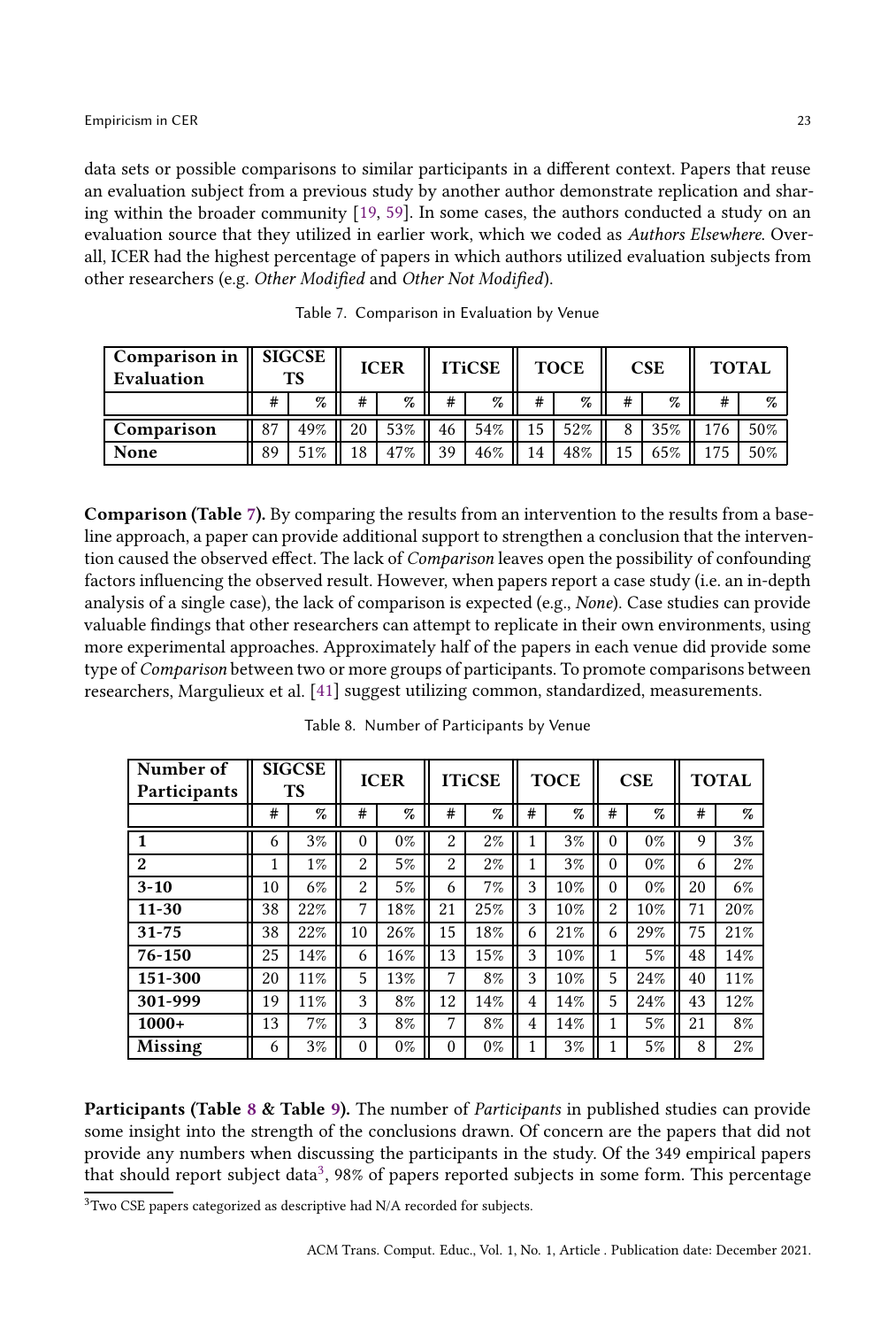data sets or possible comparisons to similar participants in a different context. Papers that reuse an evaluation subject from a previous study by another author demonstrate replication and sharing within the broader community [19, 59]. In some cases, the authors conducted a study on an evaluation source that they utilized in earlier work, which we coded as *Authors Elsewhere*. Overall, ICER had the highest percentage of papers in which authors utilized evaluation subjects from other researchers (e.g. *Other Modified* and *Other Not Modified*).

Table 7. Comparison in Evaluation by Venue

| **Comparison in Evaluation** | **SIGCSE TS** | | **ICER** | | **ITiCSE** | | **TOCE** | | **CSE** | | **TOTAL** | |
|---|---|---|---|---|---|---|---|---|---|---|---|---|
| | # | % | # | % | # | % | # | % | # | % | # | % |
| **Comparison** | 87 | 49% | 20 | 53% | 46 | 54% | 15 | 52% | 8 | 35% | 176 | 50% |
| **None** | 89 | 51% | 18 | 47% | 39 | 46% | 14 | 48% | 15 | 65% | 175 | 50% |

**Comparison (Table 7).** By comparing the results from an intervention to the results from a baseline approach, a paper can provide additional support to strengthen a conclusion that the intervention caused the observed effect. The lack of *Comparison* leaves open the possibility of confounding factors influencing the observed result. However, when papers report a case study (i.e. an in-depth analysis of a single case), the lack of comparison is expected (e.g., *None*). Case studies can provide valuable findings that other researchers can attempt to replicate in their own environments, using more experimental approaches. Approximately half of the papers in each venue did provide some type of *Comparison* between two or more groups of participants. To promote comparisons between researchers, Margulieux et al. [41] suggest utilizing common, standardized, measurements.

Table 8. Number of Participants by Venue

| **Number of Participants** | **SIGCSE TS** | | **ICER** | | **ITiCSE** | | **TOCE** | | **CSE** | | **TOTAL** | |
|---|---|---|---|---|---|---|---|---|---|---|---|---|
| | # | % | # | % | # | % | # | % | # | % | # | % |
| **1** | 6 | 3% | 0 | 0% | 2 | 2% | 1 | 3% | 0 | 0% | 9 | 3% |
| **2** | 1 | 1% | 2 | 5% | 2 | 2% | 1 | 3% | 0 | 0% | 6 | 2% |
| **3-10** | 10 | 6% | 2 | 5% | 6 | 7% | 3 | 10% | 0 | 0% | 20 | 6% |
| **11-30** | 38 | 22% | 7 | 18% | 21 | 25% | 3 | 10% | 2 | 10% | 71 | 20% |
| **31-75** | 38 | 22% | 10 | 26% | 15 | 18% | 6 | 21% | 6 | 29% | 75 | 21% |
| **76-150** | 25 | 14% | 6 | 16% | 13 | 15% | 3 | 10% | 1 | 5% | 48 | 14% |
| **151-300** | 20 | 11% | 5 | 13% | 7 | 8% | 3 | 10% | 5 | 24% | 40 | 11% |
| **301-999** | 19 | 11% | 3 | 8% | 12 | 14% | 4 | 14% | 5 | 24% | 43 | 12% |
| **1000+** | 13 | 7% | 3 | 8% | 7 | 8% | 4 | 14% | 1 | 5% | 21 | 8% |
| **Missing** | 6 | 3% | 0 | 0% | 0 | 0% | 1 | 3% | 1 | 5% | 8 | 2% |

**Participants (Table 8 & Table 9).** The number of *Participants* in published studies can provide some insight into the strength of the conclusions drawn. Of concern are the papers that did not provide any numbers when discussing the participants in the study. Of the 349 empirical papers that should report subject data[3], 98% of papers reported subjects in some form. This percentage

[3]Two CSE papers categorized as descriptive had N/A recorded for subjects.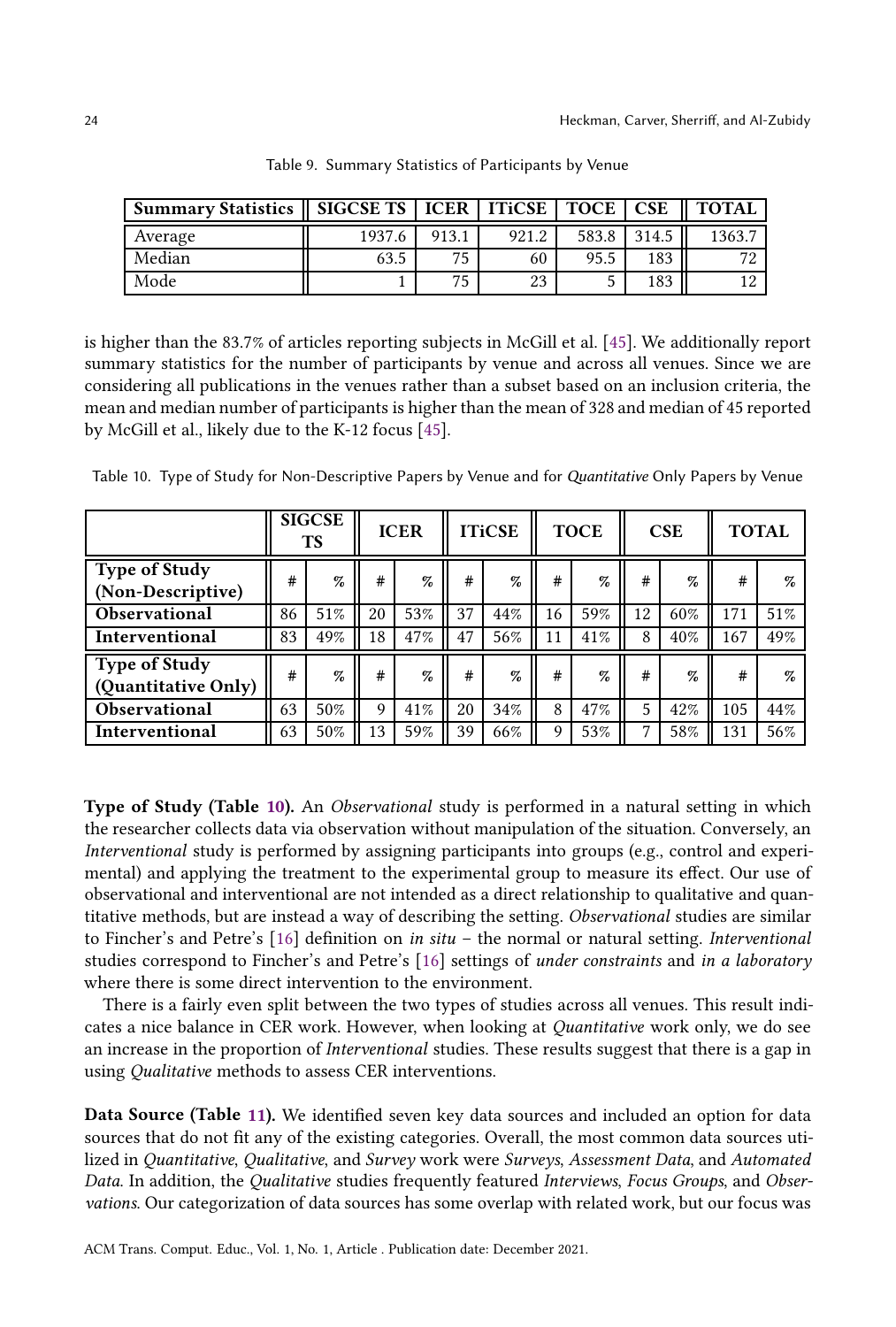Table 9. Summary Statistics of Participants by Venue

| Summary Statistics | SIGCSE TS | ICER | ITiCSE | TOCE | CSE | TOTAL |
|---|---|---|---|---|---|---|
| Average | 1937.6 | 913.1 | 921.2 | 583.8 | 314.5 | 1363.7 |
| Median | 63.5 | 75 | 60 | 95.5 | 183 | 72 |
| Mode | 1 | 75 | 23 | 5 | 183 | 12 |

is higher than the 83.7% of articles reporting subjects in McGill et al. [45]. We additionally report summary statistics for the number of participants by venue and across all venues. Since we are considering all publications in the venues rather than a subset based on an inclusion criteria, the mean and median number of participants is higher than the mean of 328 and median of 45 reported by McGill et al., likely due to the K-12 focus [45].

Table 10. Type of Study for Non-Descriptive Papers by Venue and for *Quantitative* Only Papers by Venue

| | SIGCSE TS | | ICER | | ITiCSE | | TOCE | | CSE | | TOTAL | |
|---|---|---|---|---|---|---|---|---|---|---|---|---|
| **Type of Study (Non-Descriptive)** | # | % | # | % | # | % | # | % | # | % | # | % |
| **Observational** | 86 | 51% | 20 | 53% | 37 | 44% | 16 | 59% | 12 | 60% | 171 | 51% |
| **Interventional** | 83 | 49% | 18 | 47% | 47 | 56% | 11 | 41% | 8 | 40% | 167 | 49% |
| **Type of Study (Quantitative Only)** | # | % | # | % | # | % | # | % | # | % | # | % |
| **Observational** | 63 | 50% | 9 | 41% | 20 | 34% | 8 | 47% | 5 | 42% | 105 | 44% |
| **Interventional** | 63 | 50% | 13 | 59% | 39 | 66% | 9 | 53% | 7 | 58% | 131 | 56% |

**Type of Study (Table 10).** An *Observational* study is performed in a natural setting in which the researcher collects data via observation without manipulation of the situation. Conversely, an *Interventional* study is performed by assigning participants into groups (e.g., control and experimental) and applying the treatment to the experimental group to measure its effect. Our use of observational and interventional are not intended as a direct relationship to qualitative and quantitative methods, but are instead a way of describing the setting. *Observational* studies are similar to Fincher's and Petre's [16] definition on *in situ* – the normal or natural setting. *Interventional* studies correspond to Fincher's and Petre's [16] settings of *under constraints* and *in a laboratory* where there is some direct intervention to the environment.

There is a fairly even split between the two types of studies across all venues. This result indicates a nice balance in CER work. However, when looking at *Quantitative* work only, we do see an increase in the proportion of *Interventional* studies. These results suggest that there is a gap in using *Qualitative* methods to assess CER interventions.

**Data Source (Table 11).** We identified seven key data sources and included an option for data sources that do not fit any of the existing categories. Overall, the most common data sources utilized in *Quantitative*, *Qualitative*, and *Survey* work were *Surveys*, *Assessment Data*, and *Automated Data*. In addition, the *Qualitative* studies frequently featured *Interviews*, *Focus Groups*, and *Observations*. Our categorization of data sources has some overlap with related work, but our focus was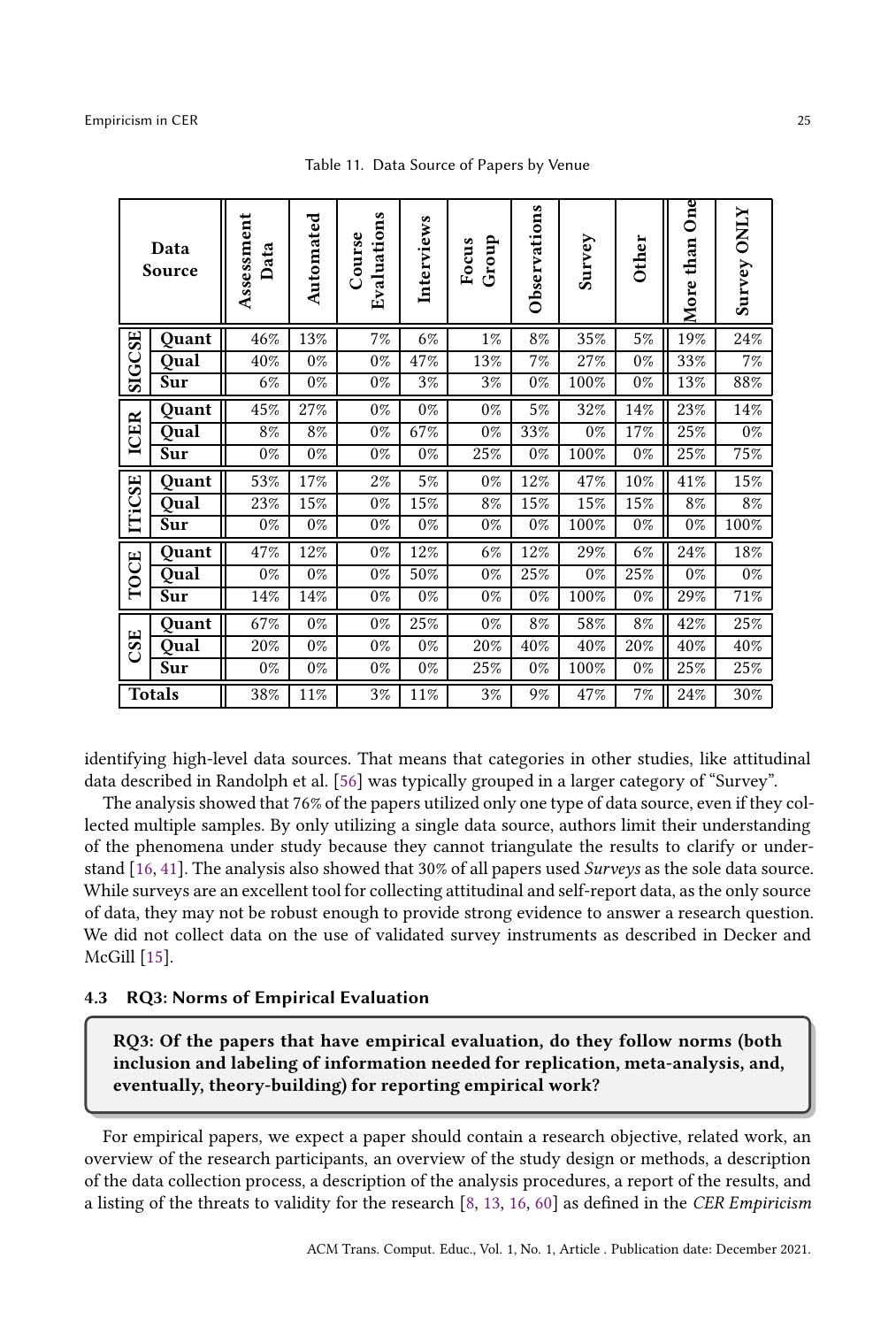Table 11. Data Source of Papers by Venue

| Data Source | | Assessment Data | Automated | Course Evaluations | Interviews | Focus Group | Observations | Survey | Other | More than One | Survey ONLY |
|---|---|---|---|---|---|---|---|---|---|---|---|
| SIGCSE | Quant | 46% | 13% | 7% | 6% | 1% | 8% | 35% | 5% | 19% | 24% |
| | Qual | 40% | 0% | 0% | 47% | 13% | 7% | 27% | 0% | 33% | 7% |
| | Sur | 6% | 0% | 0% | 3% | 3% | 0% | 100% | 0% | 13% | 88% |
| ICER | Quant | 45% | 27% | 0% | 0% | 0% | 5% | 32% | 14% | 23% | 14% |
| | Qual | 8% | 8% | 0% | 67% | 0% | 33% | 0% | 17% | 25% | 0% |
| | Sur | 0% | 0% | 0% | 0% | 25% | 0% | 100% | 0% | 25% | 75% |
| ITiCSE | Quant | 53% | 17% | 2% | 5% | 0% | 12% | 47% | 10% | 41% | 15% |
| | Qual | 23% | 15% | 0% | 15% | 8% | 15% | 15% | 15% | 8% | 8% |
| | Sur | 0% | 0% | 0% | 0% | 0% | 0% | 100% | 0% | 0% | 100% |
| TOCE | Quant | 47% | 12% | 0% | 12% | 6% | 12% | 29% | 6% | 24% | 18% |
| | Qual | 0% | 0% | 0% | 50% | 0% | 25% | 0% | 25% | 0% | 0% |
| | Sur | 14% | 14% | 0% | 0% | 0% | 0% | 100% | 0% | 29% | 71% |
| CSE | Quant | 67% | 0% | 0% | 25% | 0% | 8% | 58% | 8% | 42% | 25% |
| | Qual | 20% | 0% | 0% | 0% | 20% | 40% | 40% | 20% | 40% | 40% |
| | Sur | 0% | 0% | 0% | 0% | 25% | 0% | 100% | 0% | 25% | 25% |
| Totals | | 38% | 11% | 3% | 11% | 3% | 9% | 47% | 7% | 24% | 30% |

identifying high-level data sources. That means that categories in other studies, like attitudinal data described in Randolph et al. [56] was typically grouped in a larger category of "Survey".

The analysis showed that 76% of the papers utilized only one type of data source, even if they collected multiple samples. By only utilizing a single data source, authors limit their understanding of the phenomena under study because they cannot triangulate the results to clarify or understand [16, 41]. The analysis also showed that 30% of all papers used *Surveys* as the sole data source. While surveys are an excellent tool for collecting attitudinal and self-report data, as the only source of data, they may not be robust enough to provide strong evidence to answer a research question. We did not collect data on the use of validated survey instruments as described in Decker and McGill [15].

### 4.3 RQ3: Norms of Empirical Evaluation

**RQ3: Of the papers that have empirical evaluation, do they follow norms (both inclusion and labeling of information needed for replication, meta-analysis, and, eventually, theory-building) for reporting empirical work?**

For empirical papers, we expect a paper should contain a research objective, related work, an overview of the research participants, an overview of the study design or methods, a description of the data collection process, a description of the analysis procedures, a report of the results, and a listing of the threats to validity for the research [8, 13, 16, 60] as defined in the *CER Empiricism*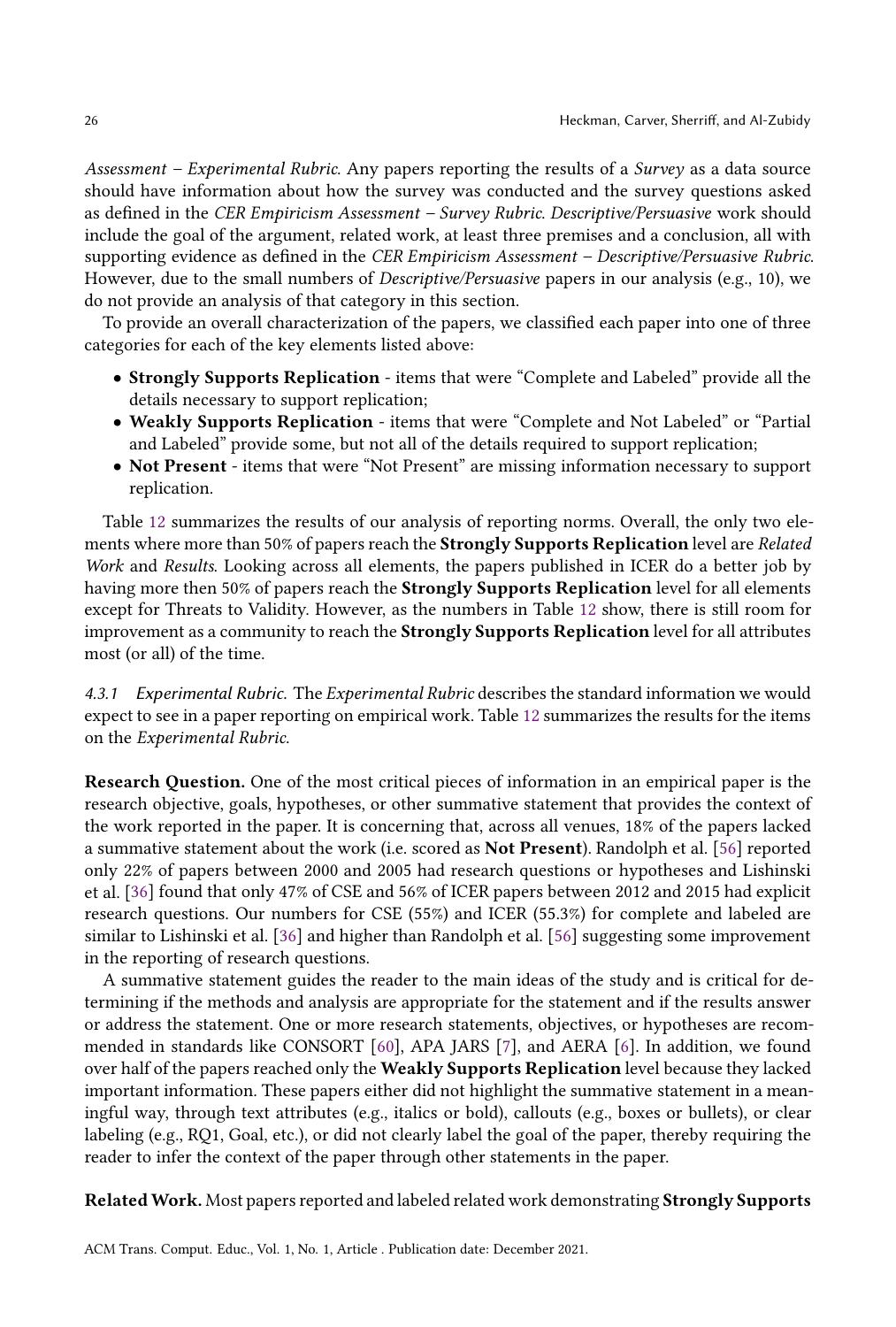*Assessment – Experimental Rubric*. Any papers reporting the results of a *Survey* as a data source should have information about how the survey was conducted and the survey questions asked as defined in the *CER Empiricism Assessment – Survey Rubric*. *Descriptive/Persuasive* work should include the goal of the argument, related work, at least three premises and a conclusion, all with supporting evidence as defined in the *CER Empiricism Assessment – Descriptive/Persuasive Rubric*. However, due to the small numbers of *Descriptive/Persuasive* papers in our analysis (e.g., 10), we do not provide an analysis of that category in this section.

To provide an overall characterization of the papers, we classified each paper into one of three categories for each of the key elements listed above:

- **Strongly Supports Replication** - items that were "Complete and Labeled" provide all the details necessary to support replication;
- **Weakly Supports Replication** - items that were "Complete and Not Labeled" or "Partial and Labeled" provide some, but not all of the details required to support replication;
- **Not Present** - items that were "Not Present" are missing information necessary to support replication.

Table 12 summarizes the results of our analysis of reporting norms. Overall, the only two elements where more than 50% of papers reach the **Strongly Supports Replication** level are *Related Work* and *Results*. Looking across all elements, the papers published in ICER do a better job by having more then 50% of papers reach the **Strongly Supports Replication** level for all elements except for Threats to Validity. However, as the numbers in Table 12 show, there is still room for improvement as a community to reach the **Strongly Supports Replication** level for all attributes most (or all) of the time.

#### 4.3.1 *Experimental Rubric.*

The *Experimental Rubric* describes the standard information we would expect to see in a paper reporting on empirical work. Table 12 summarizes the results for the items on the *Experimental Rubric*.

**Research Question.** One of the most critical pieces of information in an empirical paper is the research objective, goals, hypotheses, or other summative statement that provides the context of the work reported in the paper. It is concerning that, across all venues, 18% of the papers lacked a summative statement about the work (i.e. scored as **Not Present**). Randolph et al. [56] reported only 22% of papers between 2000 and 2005 had research questions or hypotheses and Lishinski et al. [36] found that only 47% of CSE and 56% of ICER papers between 2012 and 2015 had explicit research questions. Our numbers for CSE (55%) and ICER (55.3%) for complete and labeled are similar to Lishinski et al. [36] and higher than Randolph et al. [56] suggesting some improvement in the reporting of research questions.

A summative statement guides the reader to the main ideas of the study and is critical for determining if the methods and analysis are appropriate for the statement and if the results answer or address the statement. One or more research statements, objectives, or hypotheses are recommended in standards like CONSORT [60], APA JARS [7], and AERA [6]. In addition, we found over half of the papers reached only the **Weakly Supports Replication** level because they lacked important information. These papers either did not highlight the summative statement in a meaningful way, through text attributes (e.g., italics or bold), callouts (e.g., boxes or bullets), or clear labeling (e.g., RQ1, Goal, etc.), or did not clearly label the goal of the paper, thereby requiring the reader to infer the context of the paper through other statements in the paper.

**Related Work.** Most papers reported and labeled related work demonstrating **Strongly Supports**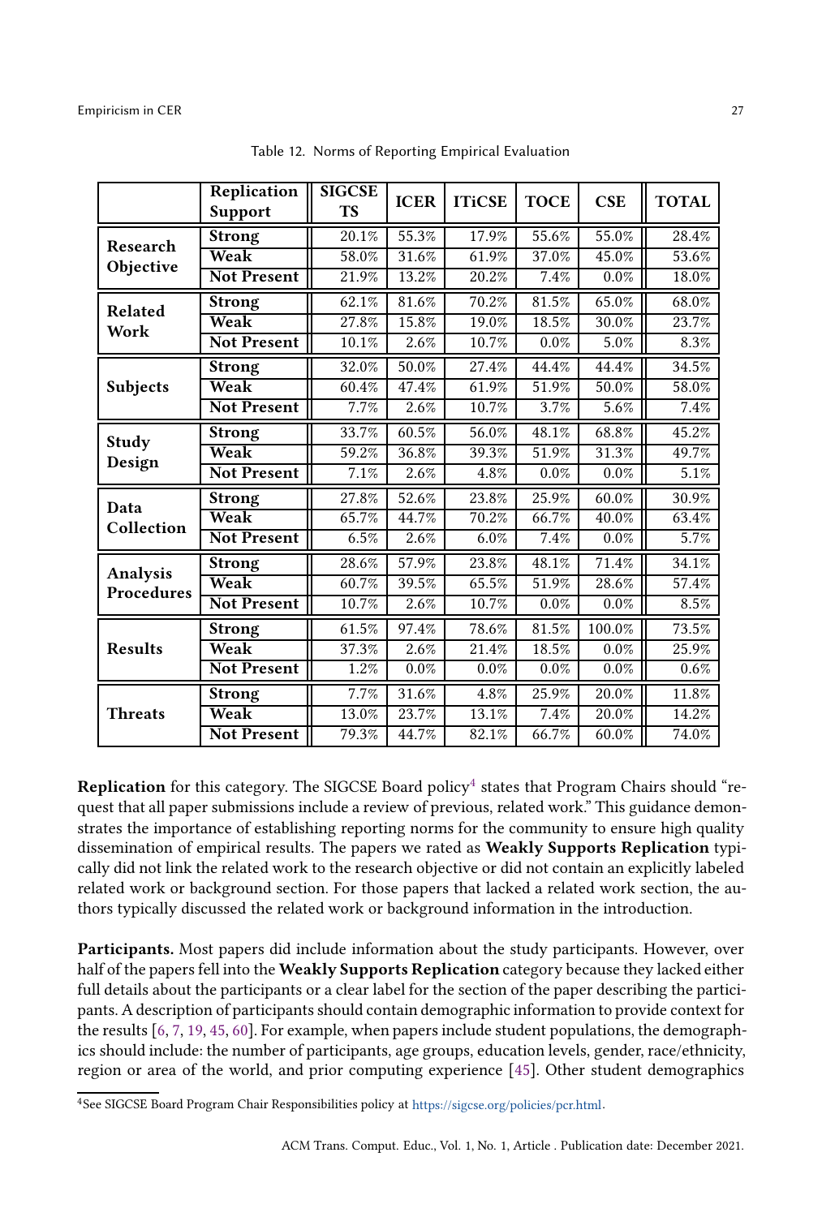Table 12. Norms of Reporting Empirical Evaluation

| | Replication Support | SIGCSE TS | ICER | ITiCSE | TOCE | CSE | TOTAL |
|---|---|---|---|---|---|---|---|
| **Research Objective** | **Strong** | 20.1% | 55.3% | 17.9% | 55.6% | 55.0% | 28.4% |
| | **Weak** | 58.0% | 31.6% | 61.9% | 37.0% | 45.0% | 53.6% |
| | **Not Present** | 21.9% | 13.2% | 20.2% | 7.4% | 0.0% | 18.0% |
| **Related Work** | **Strong** | 62.1% | 81.6% | 70.2% | 81.5% | 65.0% | 68.0% |
| | **Weak** | 27.8% | 15.8% | 19.0% | 18.5% | 30.0% | 23.7% |
| | **Not Present** | 10.1% | 2.6% | 10.7% | 0.0% | 5.0% | 8.3% |
| **Subjects** | **Strong** | 32.0% | 50.0% | 27.4% | 44.4% | 44.4% | 34.5% |
| | **Weak** | 60.4% | 47.4% | 61.9% | 51.9% | 50.0% | 58.0% |
| | **Not Present** | 7.7% | 2.6% | 10.7% | 3.7% | 5.6% | 7.4% |
| **Study Design** | **Strong** | 33.7% | 60.5% | 56.0% | 48.1% | 68.8% | 45.2% |
| | **Weak** | 59.2% | 36.8% | 39.3% | 51.9% | 31.3% | 49.7% |
| | **Not Present** | 7.1% | 2.6% | 4.8% | 0.0% | 0.0% | 5.1% |
| **Data Collection** | **Strong** | 27.8% | 52.6% | 23.8% | 25.9% | 60.0% | 30.9% |
| | **Weak** | 65.7% | 44.7% | 70.2% | 66.7% | 40.0% | 63.4% |
| | **Not Present** | 6.5% | 2.6% | 6.0% | 7.4% | 0.0% | 5.7% |
| **Analysis Procedures** | **Strong** | 28.6% | 57.9% | 23.8% | 48.1% | 71.4% | 34.1% |
| | **Weak** | 60.7% | 39.5% | 65.5% | 51.9% | 28.6% | 57.4% |
| | **Not Present** | 10.7% | 2.6% | 10.7% | 0.0% | 0.0% | 8.5% |
| **Results** | **Strong** | 61.5% | 97.4% | 78.6% | 81.5% | 100.0% | 73.5% |
| | **Weak** | 37.3% | 2.6% | 21.4% | 18.5% | 0.0% | 25.9% |
| | **Not Present** | 1.2% | 0.0% | 0.0% | 0.0% | 0.0% | 0.6% |
| **Threats** | **Strong** | 7.7% | 31.6% | 4.8% | 25.9% | 20.0% | 11.8% |
| | **Weak** | 13.0% | 23.7% | 13.1% | 7.4% | 20.0% | 14.2% |
| | **Not Present** | 79.3% | 44.7% | 82.1% | 66.7% | 60.0% | 74.0% |

**Replication** for this category. The SIGCSE Board policy[4] states that Program Chairs should "request that all paper submissions include a review of previous, related work." This guidance demonstrates the importance of establishing reporting norms for the community to ensure high quality dissemination of empirical results. The papers we rated as **Weakly Supports Replication** typically did not link the related work to the research objective or did not contain an explicitly labeled related work or background section. For those papers that lacked a related work section, the authors typically discussed the related work or background information in the introduction.

**Participants.** Most papers did include information about the study participants. However, over half of the papers fell into the **Weakly Supports Replication** category because they lacked either full details about the participants or a clear label for the section of the paper describing the participants. A description of participants should contain demographic information to provide context for the results [6, 7, 19, 45, 60]. For example, when papers include student populations, the demographics should include: the number of participants, age groups, education levels, gender, race/ethnicity, region or area of the world, and prior computing experience [45]. Other student demographics

[4] See SIGCSE Board Program Chair Responsibilities policy at https://sigcse.org/policies/pcr.html.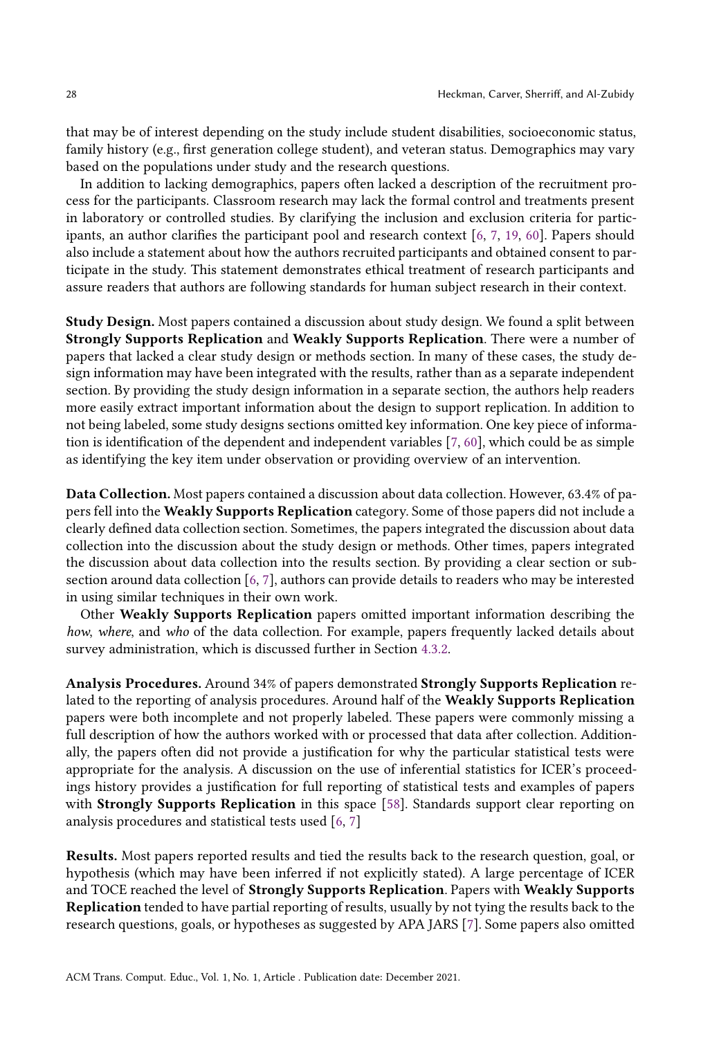that may be of interest depending on the study include student disabilities, socioeconomic status, family history (e.g., first generation college student), and veteran status. Demographics may vary based on the populations under study and the research questions.

In addition to lacking demographics, papers often lacked a description of the recruitment process for the participants. Classroom research may lack the formal control and treatments present in laboratory or controlled studies. By clarifying the inclusion and exclusion criteria for participants, an author clarifies the participant pool and research context [6, 7, 19, 60]. Papers should also include a statement about how the authors recruited participants and obtained consent to participate in the study. This statement demonstrates ethical treatment of research participants and assure readers that authors are following standards for human subject research in their context.

**Study Design.** Most papers contained a discussion about study design. We found a split between **Strongly Supports Replication** and **Weakly Supports Replication**. There were a number of papers that lacked a clear study design or methods section. In many of these cases, the study design information may have been integrated with the results, rather than as a separate independent section. By providing the study design information in a separate section, the authors help readers more easily extract important information about the design to support replication. In addition to not being labeled, some study designs sections omitted key information. One key piece of information is identification of the dependent and independent variables [7, 60], which could be as simple as identifying the key item under observation or providing overview of an intervention.

**Data Collection.** Most papers contained a discussion about data collection. However, 63.4% of papers fell into the **Weakly Supports Replication** category. Some of those papers did not include a clearly defined data collection section. Sometimes, the papers integrated the discussion about data collection into the discussion about the study design or methods. Other times, papers integrated the discussion about data collection into the results section. By providing a clear section or subsection around data collection [6, 7], authors can provide details to readers who may be interested in using similar techniques in their own work.

Other **Weakly Supports Replication** papers omitted important information describing the *how*, *where*, and *who* of the data collection. For example, papers frequently lacked details about survey administration, which is discussed further in Section 4.3.2.

**Analysis Procedures.** Around 34% of papers demonstrated **Strongly Supports Replication** related to the reporting of analysis procedures. Around half of the **Weakly Supports Replication** papers were both incomplete and not properly labeled. These papers were commonly missing a full description of how the authors worked with or processed that data after collection. Additionally, the papers often did not provide a justification for why the particular statistical tests were appropriate for the analysis. A discussion on the use of inferential statistics for ICER's proceedings history provides a justification for full reporting of statistical tests and examples of papers with **Strongly Supports Replication** in this space [58]. Standards support clear reporting on analysis procedures and statistical tests used [6, 7]

**Results.** Most papers reported results and tied the results back to the research question, goal, or hypothesis (which may have been inferred if not explicitly stated). A large percentage of ICER and TOCE reached the level of **Strongly Supports Replication**. Papers with **Weakly Supports Replication** tended to have partial reporting of results, usually by not tying the results back to the research questions, goals, or hypotheses as suggested by APA JARS [7]. Some papers also omitted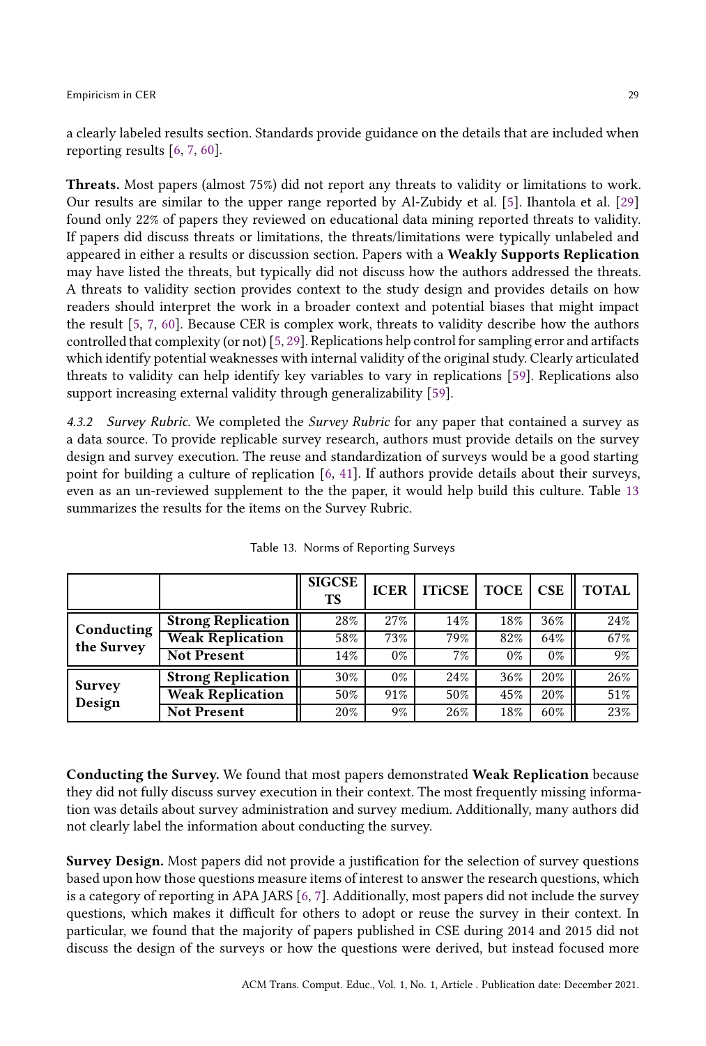a clearly labeled results section. Standards provide guidance on the details that are included when reporting results [6, 7, 60].

**Threats.** Most papers (almost 75%) did not report any threats to validity or limitations to work. Our results are similar to the upper range reported by Al-Zubidy et al. [5]. Ihantola et al. [29] found only 22% of papers they reviewed on educational data mining reported threats to validity. If papers did discuss threats or limitations, the threats/limitations were typically unlabeled and appeared in either a results or discussion section. Papers with a **Weakly Supports Replication** may have listed the threats, but typically did not discuss how the authors addressed the threats. A threats to validity section provides context to the study design and provides details on how readers should interpret the work in a broader context and potential biases that might impact the result [5, 7, 60]. Because CER is complex work, threats to validity describe how the authors controlled that complexity (or not) [5, 29]. Replications help control for sampling error and artifacts which identify potential weaknesses with internal validity of the original study. Clearly articulated threats to validity can help identify key variables to vary in replications [59]. Replications also support increasing external validity through generalizability [59].

*4.3.2 Survey Rubric.* We completed the *Survey Rubric* for any paper that contained a survey as a data source. To provide replicable survey research, authors must provide details on the survey design and survey execution. The reuse and standardization of surveys would be a good starting point for building a culture of replication [6, 41]. If authors provide details about their surveys, even as an un-reviewed supplement to the paper, it would help build this culture. Table 13 summarizes the results for the items on the Survey Rubric.

Table 13. Norms of Reporting Surveys

| | | SIGCSE TS | ICER | ITiCSE | TOCE | CSE | TOTAL |
|---|---|---|---|---|---|---|---|
| **Conducting the Survey** | **Strong Replication** | 28% | 27% | 14% | 18% | 36% | 24% |
| | **Weak Replication** | 58% | 73% | 79% | 82% | 64% | 67% |
| | **Not Present** | 14% | 0% | 7% | 0% | 0% | 9% |
| **Survey Design** | **Strong Replication** | 30% | 0% | 24% | 36% | 20% | 26% |
| | **Weak Replication** | 50% | 91% | 50% | 45% | 20% | 51% |
| | **Not Present** | 20% | 9% | 26% | 18% | 60% | 23% |

**Conducting the Survey.** We found that most papers demonstrated **Weak Replication** because they did not fully discuss survey execution in their context. The most frequently missing information was details about survey administration and survey medium. Additionally, many authors did not clearly label the information about conducting the survey.

**Survey Design.** Most papers did not provide a justification for the selection of survey questions based upon how those questions measure items of interest to answer the research questions, which is a category of reporting in APA JARS [6, 7]. Additionally, most papers did not include the survey questions, which makes it difficult for others to adopt or reuse the survey in their context. In particular, we found that the majority of papers published in CSE during 2014 and 2015 did not discuss the design of the surveys or how the questions were derived, but instead focused more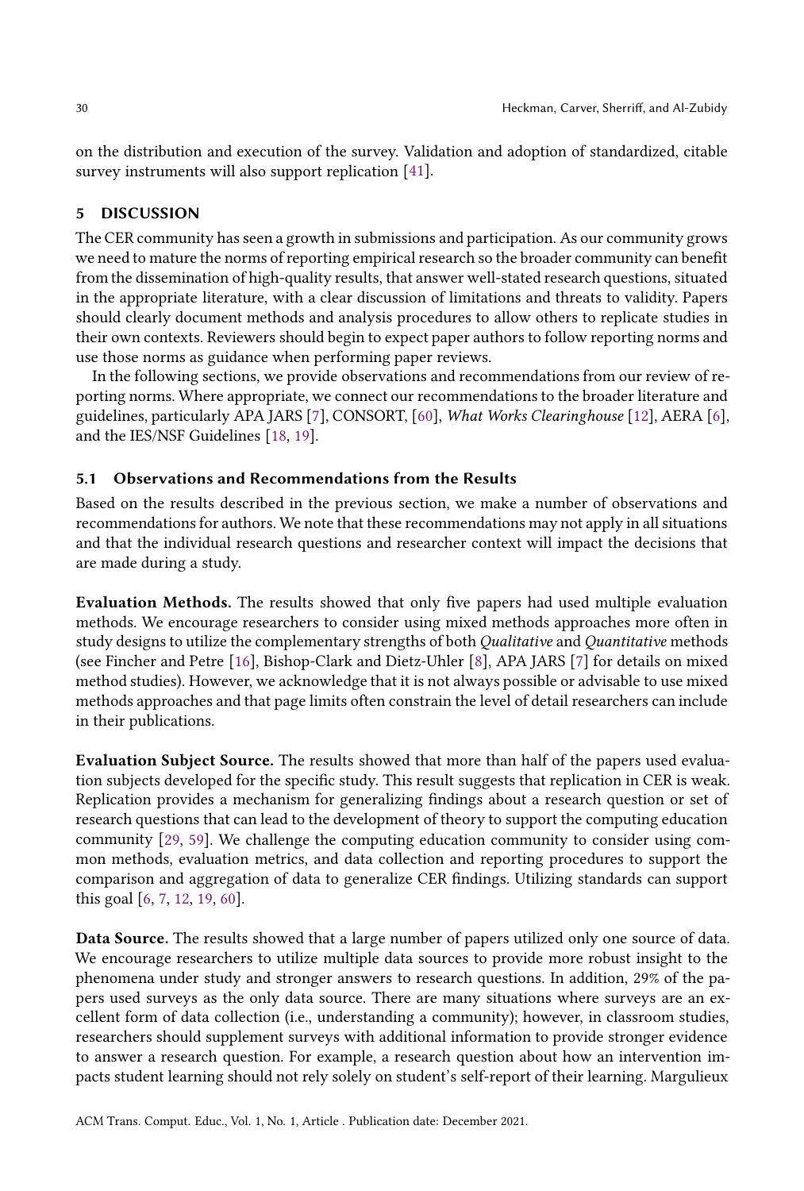on the distribution and execution of the survey. Validation and adoption of standardized, citable survey instruments will also support replication [41].

## 5 DISCUSSION

The CER community has seen a growth in submissions and participation. As our community grows we need to mature the norms of reporting empirical research so the broader community can benefit from the dissemination of high-quality results, that answer well-stated research questions, situated in the appropriate literature, with a clear discussion of limitations and threats to validity. Papers should clearly document methods and analysis procedures to allow others to replicate studies in their own contexts. Reviewers should begin to expect paper authors to follow reporting norms and use those norms as guidance when performing paper reviews.

In the following sections, we provide observations and recommendations from our review of reporting norms. Where appropriate, we connect our recommendations to the broader literature and guidelines, particularly APA JARS [7], CONSORT, [60], *What Works Clearinghouse* [12], AERA [6], and the IES/NSF Guidelines [18, 19].

### 5.1 Observations and Recommendations from the Results

Based on the results described in the previous section, we make a number of observations and recommendations for authors. We note that these recommendations may not apply in all situations and that the individual research questions and researcher context will impact the decisions that are made during a study.

**Evaluation Methods.** The results showed that only five papers had used multiple evaluation methods. We encourage researchers to consider using mixed methods approaches more often in study designs to utilize the complementary strengths of both *Qualitative* and *Quantitative* methods (see Fincher and Petre [16], Bishop-Clark and Dietz-Uhler [8], APA JARS [7] for details on mixed method studies). However, we acknowledge that it is not always possible or advisable to use mixed methods approaches and that page limits often constrain the level of detail researchers can include in their publications.

**Evaluation Subject Source.** The results showed that more than half of the papers used evaluation subjects developed for the specific study. This result suggests that replication in CER is weak. Replication provides a mechanism for generalizing findings about a research question or set of research questions that can lead to the development of theory to support the computing education community [29, 59]. We challenge the computing education community to consider using common methods, evaluation metrics, and data collection and reporting procedures to support the comparison and aggregation of data to generalize CER findings. Utilizing standards can support this goal [6, 7, 12, 19, 60].

**Data Source.** The results showed that a large number of papers utilized only one source of data. We encourage researchers to utilize multiple data sources to provide more robust insight to the phenomena under study and stronger answers to research questions. In addition, 29% of the papers used surveys as the only data source. There are many situations where surveys are an excellent form of data collection (i.e., understanding a community); however, in classroom studies, researchers should supplement surveys with additional information to provide stronger evidence to answer a research question. For example, a research question about how an intervention impacts student learning should not rely solely on student's self-report of their learning. Margulieux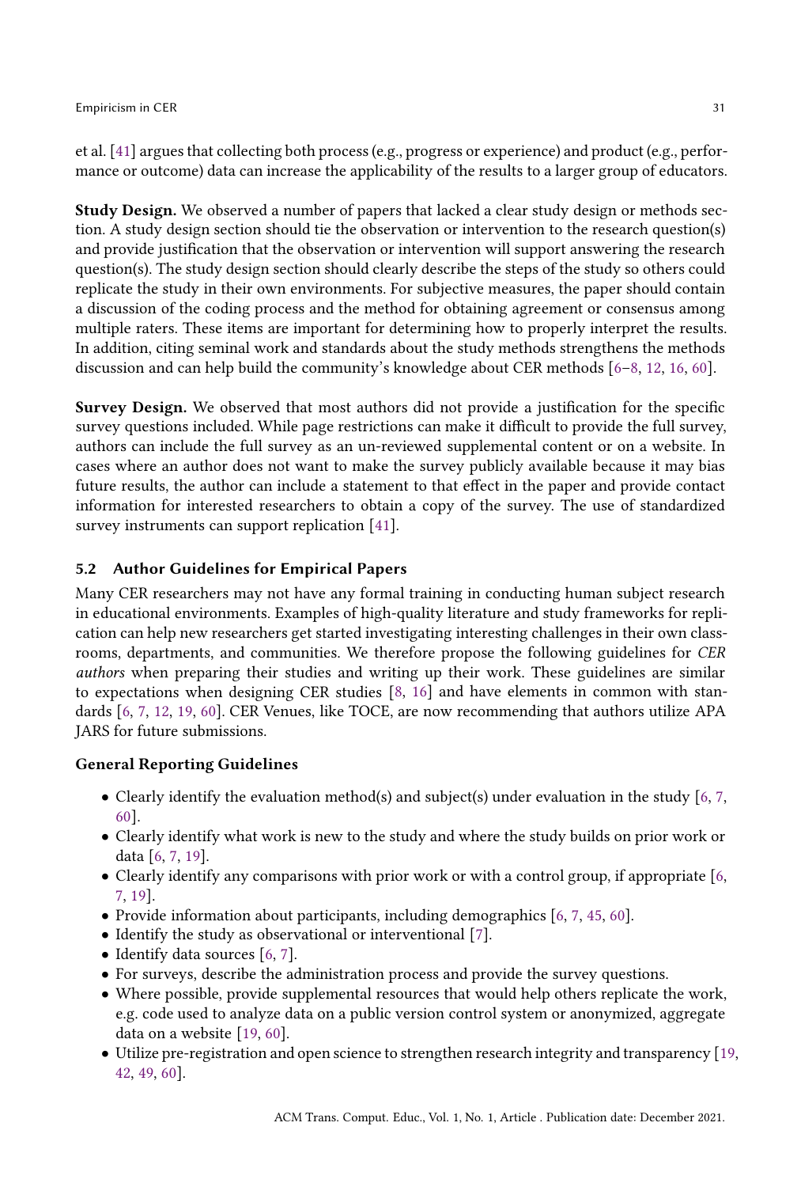et al. [41] argues that collecting both process (e.g., progress or experience) and product (e.g., performance or outcome) data can increase the applicability of the results to a larger group of educators.

**Study Design.** We observed a number of papers that lacked a clear study design or methods section. A study design section should tie the observation or intervention to the research question(s) and provide justification that the observation or intervention will support answering the research question(s). The study design section should clearly describe the steps of the study so others could replicate the study in their own environments. For subjective measures, the paper should contain a discussion of the coding process and the method for obtaining agreement or consensus among multiple raters. These items are important for determining how to properly interpret the results. In addition, citing seminal work and standards about the study methods strengthens the methods discussion and can help build the community's knowledge about CER methods [6–8, 12, 16, 60].

**Survey Design.** We observed that most authors did not provide a justification for the specific survey questions included. While page restrictions can make it difficult to provide the full survey, authors can include the full survey as an un-reviewed supplemental content or on a website. In cases where an author does not want to make the survey publicly available because it may bias future results, the author can include a statement to that effect in the paper and provide contact information for interested researchers to obtain a copy of the survey. The use of standardized survey instruments can support replication [41].

### 5.2 Author Guidelines for Empirical Papers

Many CER researchers may not have any formal training in conducting human subject research in educational environments. Examples of high-quality literature and study frameworks for replication can help new researchers get started investigating interesting challenges in their own classrooms, departments, and communities. We therefore propose the following guidelines for *CER authors* when preparing their studies and writing up their work. These guidelines are similar to expectations when designing CER studies [8, 16] and have elements in common with standards [6, 7, 12, 19, 60]. CER Venues, like TOCE, are now recommending that authors utilize APA JARS for future submissions.

**General Reporting Guidelines**

- Clearly identify the evaluation method(s) and subject(s) under evaluation in the study [6, 7, 60].
- Clearly identify what work is new to the study and where the study builds on prior work or data [6, 7, 19].
- Clearly identify any comparisons with prior work or with a control group, if appropriate [6, 7, 19].
- Provide information about participants, including demographics [6, 7, 45, 60].
- Identify the study as observational or interventional [7].
- Identify data sources [6, 7].
- For surveys, describe the administration process and provide the survey questions.
- Where possible, provide supplemental resources that would help others replicate the work, e.g. code used to analyze data on a public version control system or anonymized, aggregate data on a website [19, 60].
- Utilize pre-registration and open science to strengthen research integrity and transparency [19, 42, 49, 60].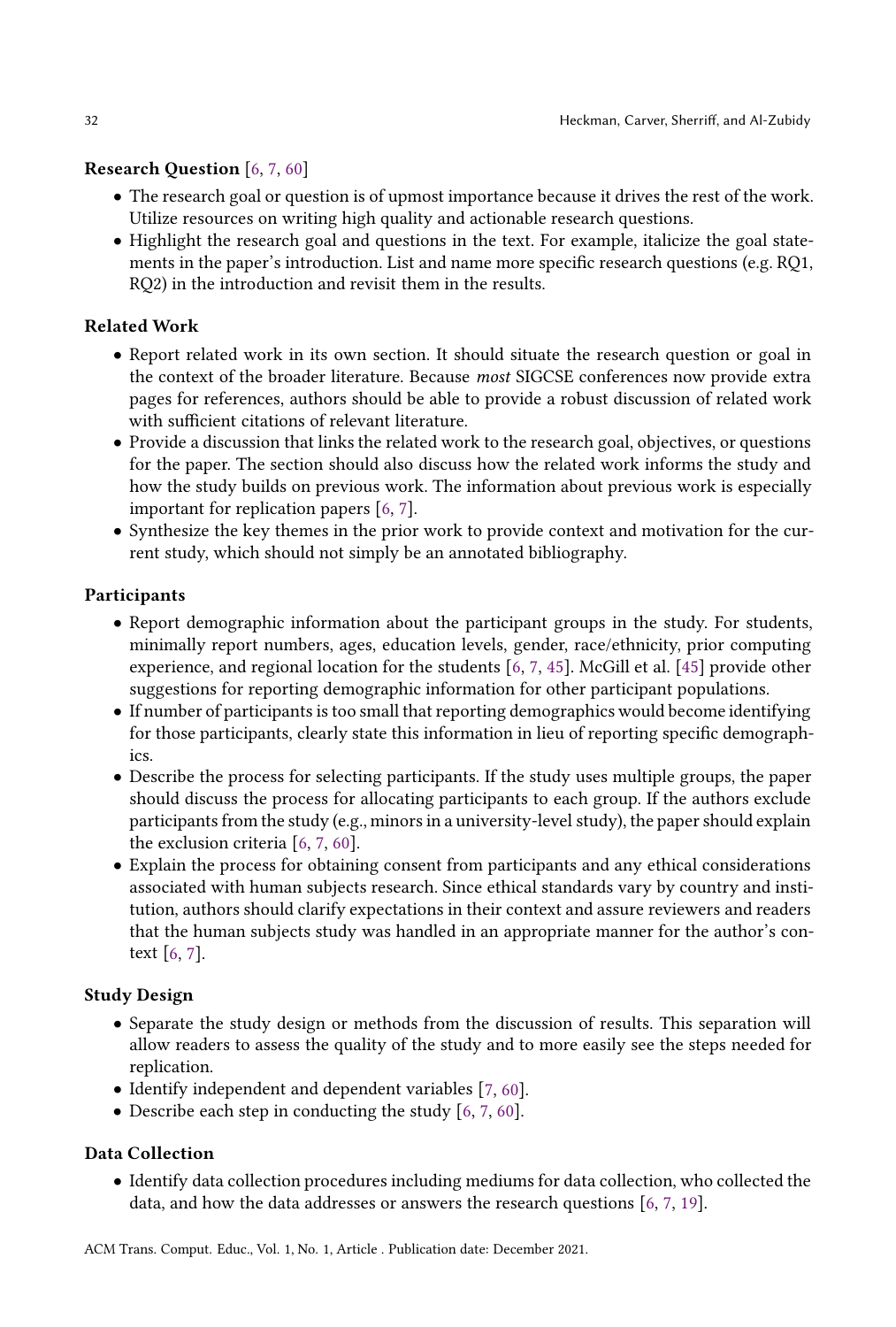**Research Question** [6, 7, 60]

- The research goal or question is of upmost importance because it drives the rest of the work. Utilize resources on writing high quality and actionable research questions.
- Highlight the research goal and questions in the text. For example, italicize the goal statements in the paper's introduction. List and name more specific research questions (e.g. RQ1, RQ2) in the introduction and revisit them in the results.

**Related Work**

- Report related work in its own section. It should situate the research question or goal in the context of the broader literature. Because *most* SIGCSE conferences now provide extra pages for references, authors should be able to provide a robust discussion of related work with sufficient citations of relevant literature.
- Provide a discussion that links the related work to the research goal, objectives, or questions for the paper. The section should also discuss how the related work informs the study and how the study builds on previous work. The information about previous work is especially important for replication papers [6, 7].
- Synthesize the key themes in the prior work to provide context and motivation for the current study, which should not simply be an annotated bibliography.

**Participants**

- Report demographic information about the participant groups in the study. For students, minimally report numbers, ages, education levels, gender, race/ethnicity, prior computing experience, and regional location for the students [6, 7, 45]. McGill et al. [45] provide other suggestions for reporting demographic information for other participant populations.
- If number of participants is too small that reporting demographics would become identifying for those participants, clearly state this information in lieu of reporting specific demographics.
- Describe the process for selecting participants. If the study uses multiple groups, the paper should discuss the process for allocating participants to each group. If the authors exclude participants from the study (e.g., minors in a university-level study), the paper should explain the exclusion criteria [6, 7, 60].
- Explain the process for obtaining consent from participants and any ethical considerations associated with human subjects research. Since ethical standards vary by country and institution, authors should clarify expectations in their context and assure reviewers and readers that the human subjects study was handled in an appropriate manner for the author's context [6, 7].

**Study Design**

- Separate the study design or methods from the discussion of results. This separation will allow readers to assess the quality of the study and to more easily see the steps needed for replication.
- Identify independent and dependent variables [7, 60].
- Describe each step in conducting the study [6, 7, 60].

**Data Collection**

- Identify data collection procedures including mediums for data collection, who collected the data, and how the data addresses or answers the research questions [6, 7, 19].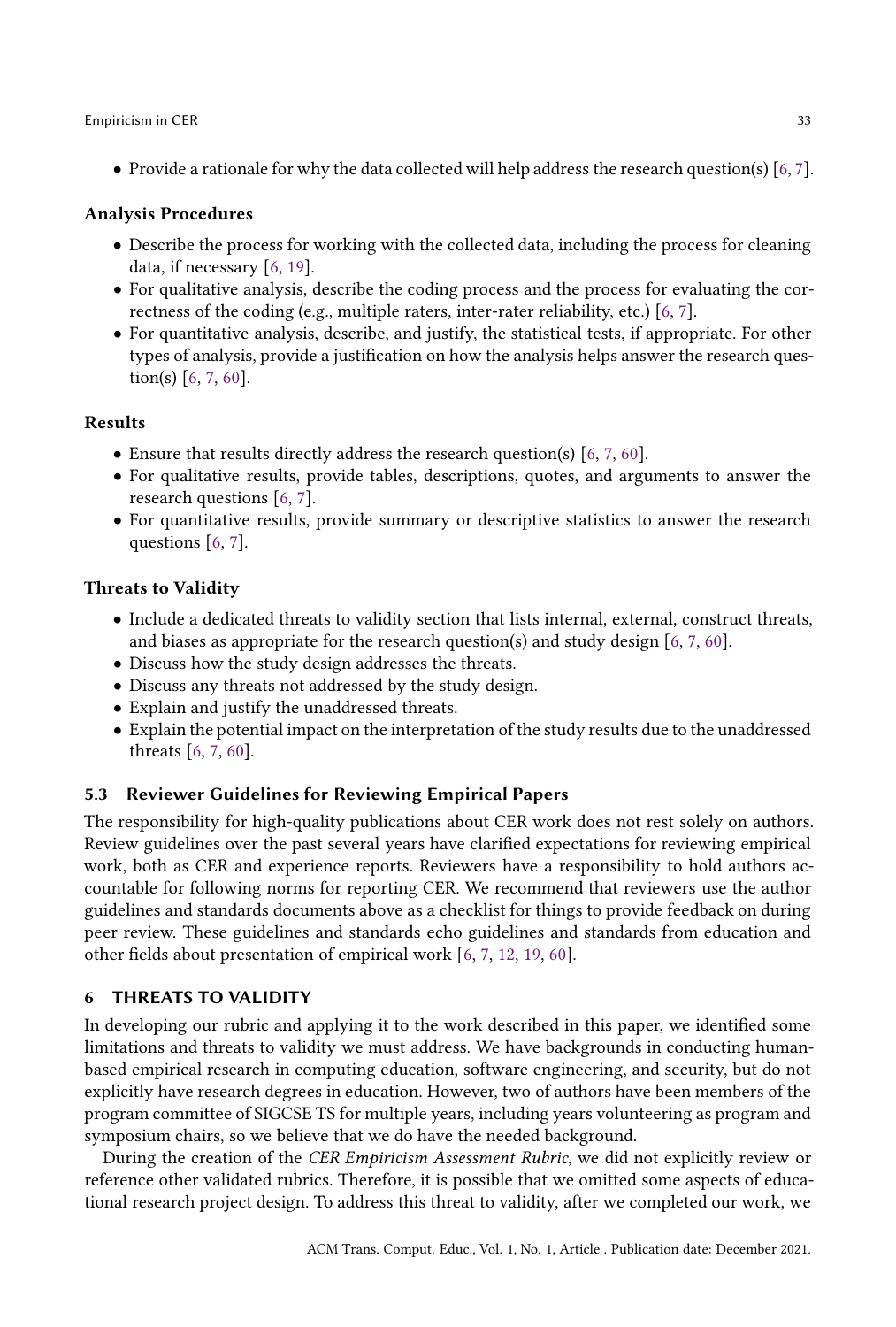- Provide a rationale for why the data collected will help address the research question(s) [6, 7].

**Analysis Procedures**

- Describe the process for working with the collected data, including the process for cleaning data, if necessary [6, 19].
- For qualitative analysis, describe the coding process and the process for evaluating the correctness of the coding (e.g., multiple raters, inter-rater reliability, etc.) [6, 7].
- For quantitative analysis, describe, and justify, the statistical tests, if appropriate. For other types of analysis, provide a justification on how the analysis helps answer the research question(s) [6, 7, 60].

**Results**

- Ensure that results directly address the research question(s) [6, 7, 60].
- For qualitative results, provide tables, descriptions, quotes, and arguments to answer the research questions [6, 7].
- For quantitative results, provide summary or descriptive statistics to answer the research questions [6, 7].

**Threats to Validity**

- Include a dedicated threats to validity section that lists internal, external, construct threats, and biases as appropriate for the research question(s) and study design [6, 7, 60].
- Discuss how the study design addresses the threats.
- Discuss any threats not addressed by the study design.
- Explain and justify the unaddressed threats.
- Explain the potential impact on the interpretation of the study results due to the unaddressed threats [6, 7, 60].

### 5.3 Reviewer Guidelines for Reviewing Empirical Papers

The responsibility for high-quality publications about CER work does not rest solely on authors. Review guidelines over the past several years have clarified expectations for reviewing empirical work, both as CER and experience reports. Reviewers have a responsibility to hold authors accountable for following norms for reporting CER. We recommend that reviewers use the author guidelines and standards documents above as a checklist for things to provide feedback on during peer review. These guidelines and standards echo guidelines and standards from education and other fields about presentation of empirical work [6, 7, 12, 19, 60].

## 6 THREATS TO VALIDITY

In developing our rubric and applying it to the work described in this paper, we identified some limitations and threats to validity we must address. We have backgrounds in conducting human-based empirical research in computing education, software engineering, and security, but do not explicitly have research degrees in education. However, two of authors have been members of the program committee of SIGCSE TS for multiple years, including years volunteering as program and symposium chairs, so we believe that we do have the needed background.

During the creation of the *CER Empiricism Assessment Rubric*, we did not explicitly review or reference other validated rubrics. Therefore, it is possible that we omitted some aspects of educational research project design. To address this threat to validity, after we completed our work, we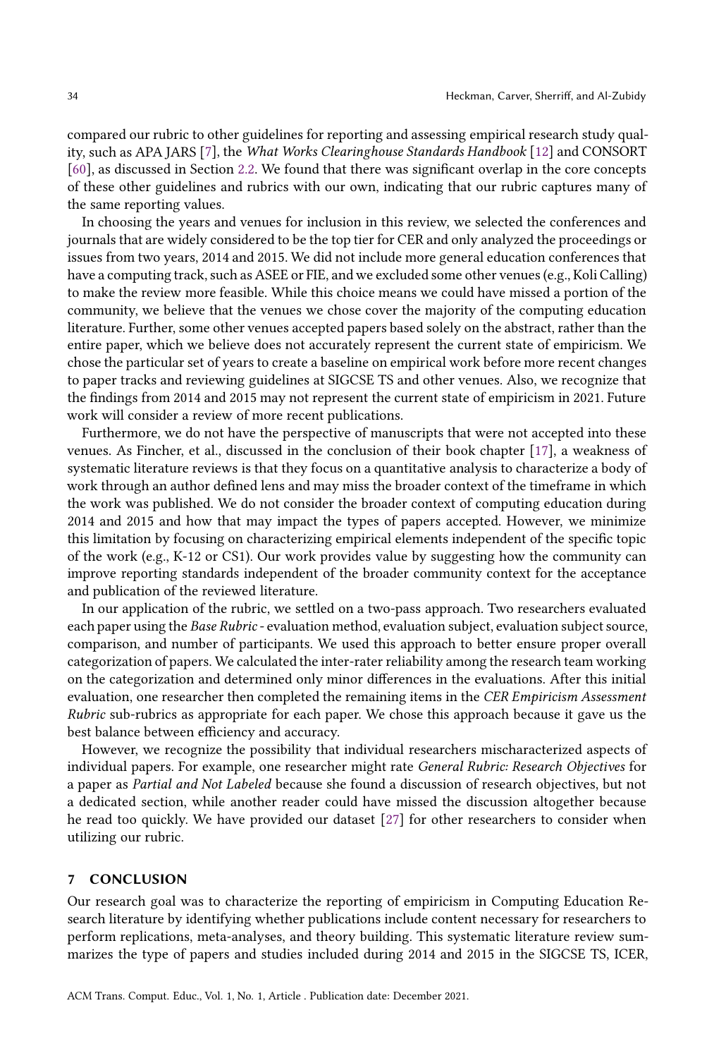compared our rubric to other guidelines for reporting and assessing empirical research study quality, such as APA JARS [7], the *What Works Clearinghouse Standards Handbook* [12] and CONSORT [60], as discussed in Section 2.2. We found that there was significant overlap in the core concepts of these other guidelines and rubrics with our own, indicating that our rubric captures many of the same reporting values.

In choosing the years and venues for inclusion in this review, we selected the conferences and journals that are widely considered to be the top tier for CER and only analyzed the proceedings or issues from two years, 2014 and 2015. We did not include more general education conferences that have a computing track, such as ASEE or FIE, and we excluded some other venues (e.g., Koli Calling) to make the review more feasible. While this choice means we could have missed a portion of the community, we believe that the venues we chose cover the majority of the computing education literature. Further, some other venues accepted papers based solely on the abstract, rather than the entire paper, which we believe does not accurately represent the current state of empiricism. We chose the particular set of years to create a baseline on empirical work before more recent changes to paper tracks and reviewing guidelines at SIGCSE TS and other venues. Also, we recognize that the findings from 2014 and 2015 may not represent the current state of empiricism in 2021. Future work will consider a review of more recent publications.

Furthermore, we do not have the perspective of manuscripts that were not accepted into these venues. As Fincher, et al., discussed in the conclusion of their book chapter [17], a weakness of systematic literature reviews is that they focus on a quantitative analysis to characterize a body of work through an author defined lens and may miss the broader context of the timeframe in which the work was published. We do not consider the broader context of computing education during 2014 and 2015 and how that may impact the types of papers accepted. However, we minimize this limitation by focusing on characterizing empirical elements independent of the specific topic of the work (e.g., K-12 or CS1). Our work provides value by suggesting how the community can improve reporting standards independent of the broader community context for the acceptance and publication of the reviewed literature.

In our application of the rubric, we settled on a two-pass approach. Two researchers evaluated each paper using the *Base Rubric* - evaluation method, evaluation subject, evaluation subject source, comparison, and number of participants. We used this approach to better ensure proper overall categorization of papers. We calculated the inter-rater reliability among the research team working on the categorization and determined only minor differences in the evaluations. After this initial evaluation, one researcher then completed the remaining items in the *CER Empiricism Assessment Rubric* sub-rubrics as appropriate for each paper. We chose this approach because it gave us the best balance between efficiency and accuracy.

However, we recognize the possibility that individual researchers mischaracterized aspects of individual papers. For example, one researcher might rate *General Rubric: Research Objectives* for a paper as *Partial and Not Labeled* because she found a discussion of research objectives, but not a dedicated section, while another reader could have missed the discussion altogether because he read too quickly. We have provided our dataset [27] for other researchers to consider when utilizing our rubric.

## 7 CONCLUSION

Our research goal was to characterize the reporting of empiricism in Computing Education Research literature by identifying whether publications include content necessary for researchers to perform replications, meta-analyses, and theory building. This systematic literature review summarizes the type of papers and studies included during 2014 and 2015 in the SIGCSE TS, ICER,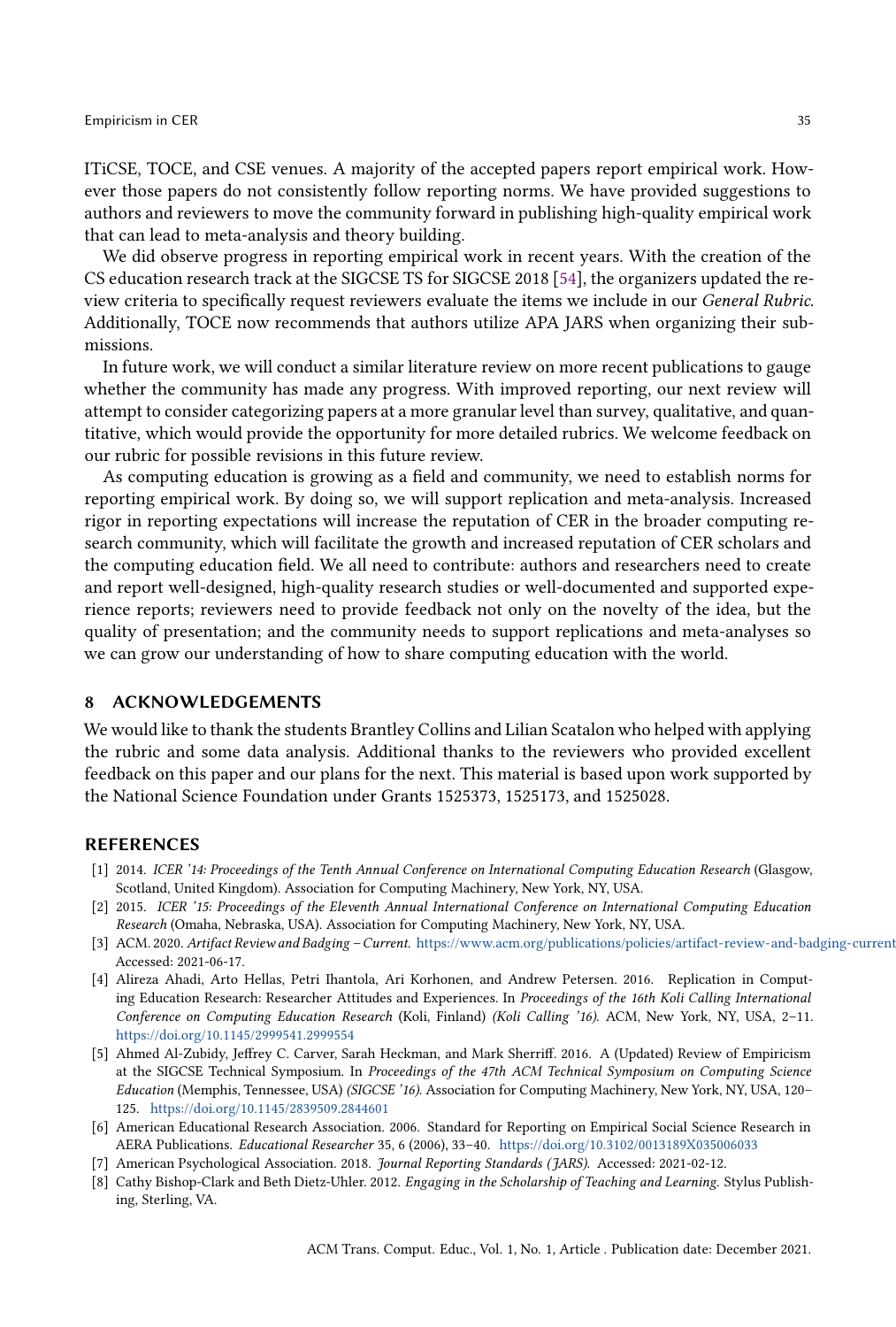ITiCSE, TOCE, and CSE venues. A majority of the accepted papers report empirical work. However those papers do not consistently follow reporting norms. We have provided suggestions to authors and reviewers to move the community forward in publishing high-quality empirical work that can lead to meta-analysis and theory building.

We did observe progress in reporting empirical work in recent years. With the creation of the CS education research track at the SIGCSE TS for SIGCSE 2018 [54], the organizers updated the review criteria to specifically request reviewers evaluate the items we include in our *General Rubric*. Additionally, TOCE now recommends that authors utilize APA JARS when organizing their submissions.

In future work, we will conduct a similar literature review on more recent publications to gauge whether the community has made any progress. With improved reporting, our next review will attempt to consider categorizing papers at a more granular level than survey, qualitative, and quantitative, which would provide the opportunity for more detailed rubrics. We welcome feedback on our rubric for possible revisions in this future review.

As computing education is growing as a field and community, we need to establish norms for reporting empirical work. By doing so, we will support replication and meta-analysis. Increased rigor in reporting expectations will increase the reputation of CER in the broader computing research community, which will facilitate the growth and increased reputation of CER scholars and the computing education field. We all need to contribute: authors and researchers need to create and report well-designed, high-quality research studies or well-documented and supported experience reports; reviewers need to provide feedback not only on the novelty of the idea, but the quality of presentation; and the community needs to support replications and meta-analyses so we can grow our understanding of how to share computing education with the world.

## 8 ACKNOWLEDGEMENTS

We would like to thank the students Brantley Collins and Lilian Scatalon who helped with applying the rubric and some data analysis. Additional thanks to the reviewers who provided excellent feedback on this paper and our plans for the next. This material is based upon work supported by the National Science Foundation under Grants 1525373, 1525173, and 1525028.

## REFERENCES

- [1] 2014. *ICER '14: Proceedings of the Tenth Annual Conference on International Computing Education Research* (Glasgow, Scotland, United Kingdom). Association for Computing Machinery, New York, NY, USA.
- [2] 2015. *ICER '15: Proceedings of the Eleventh Annual International Conference on International Computing Education Research* (Omaha, Nebraska, USA). Association for Computing Machinery, New York, NY, USA.
- [3] ACM. 2020. *Artifact Review and Badging – Current.* https://www.acm.org/publications/policies/artifact-review-and-badging-current Accessed: 2021-06-17.
- [4] Alireza Ahadi, Arto Hellas, Petri Ihantola, Ari Korhonen, and Andrew Petersen. 2016. Replication in Computing Education Research: Researcher Attitudes and Experiences. In *Proceedings of the 16th Koli Calling International Conference on Computing Education Research* (Koli, Finland) *(Koli Calling '16)*. ACM, New York, NY, USA, 2–11. https://doi.org/10.1145/2999541.2999554
- [5] Ahmed Al-Zubidy, Jeffrey C. Carver, Sarah Heckman, and Mark Sherriff. 2016. A (Updated) Review of Empiricism at the SIGCSE Technical Symposium. In *Proceedings of the 47th ACM Technical Symposium on Computing Science Education* (Memphis, Tennessee, USA) *(SIGCSE '16)*. Association for Computing Machinery, New York, NY, USA, 120–125. https://doi.org/10.1145/2839509.2844601
- [6] American Educational Research Association. 2006. Standard for Reporting on Empirical Social Science Research in AERA Publications. *Educational Researcher* 35, 6 (2006), 33–40. https://doi.org/10.3102/0013189X035006033
- [7] American Psychological Association. 2018. *Journal Reporting Standards (JARS).* Accessed: 2021-02-12.
- [8] Cathy Bishop-Clark and Beth Dietz-Uhler. 2012. *Engaging in the Scholarship of Teaching and Learning.* Stylus Publishing, Sterling, VA.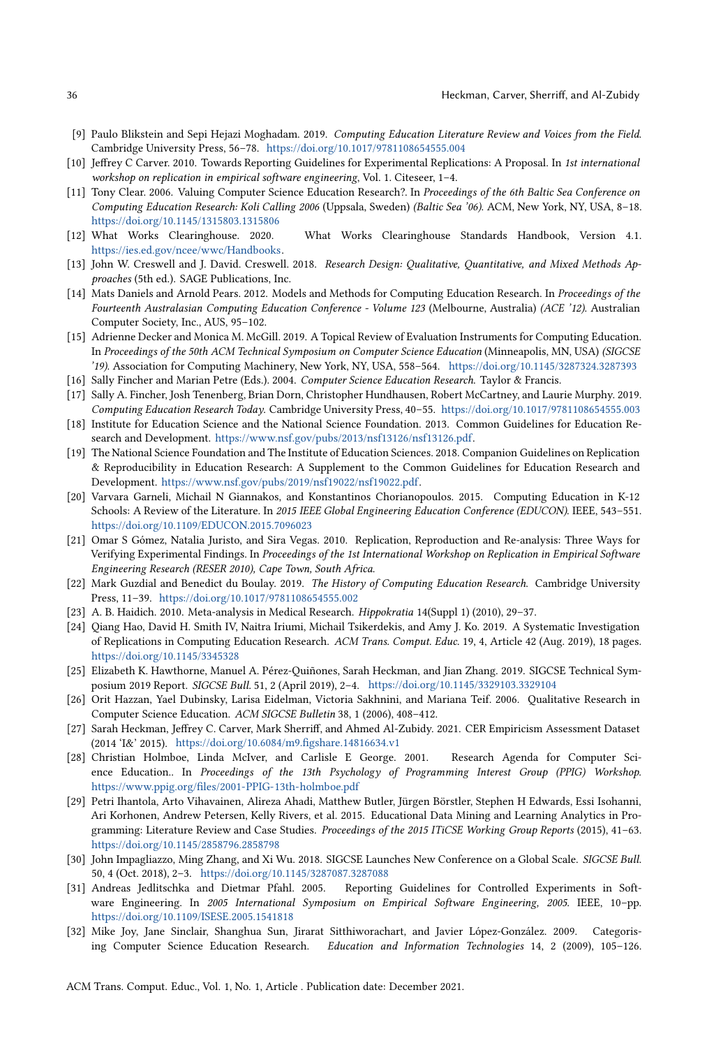- [9] Paulo Blikstein and Sepi Hejazi Moghadam. 2019. *Computing Education Literature Review and Voices from the Field*. Cambridge University Press, 56–78. https://doi.org/10.1017/9781108654555.004
- [10] Jeffrey C Carver. 2010. Towards Reporting Guidelines for Experimental Replications: A Proposal. In *1st international workshop on replication in empirical software engineering*, Vol. 1. Citeseer, 1–4.
- [11] Tony Clear. 2006. Valuing Computer Science Education Research?. In *Proceedings of the 6th Baltic Sea Conference on Computing Education Research: Koli Calling 2006* (Uppsala, Sweden) *(Baltic Sea '06)*. ACM, New York, NY, USA, 8–18. https://doi.org/10.1145/1315803.1315806
- [12] What Works Clearinghouse. 2020. What Works Clearinghouse Standards Handbook, Version 4.1. https://ies.ed.gov/ncee/wwc/Handbooks.
- [13] John W. Creswell and J. David. Creswell. 2018. *Research Design: Qualitative, Quantitative, and Mixed Methods Approaches* (5th ed.). SAGE Publications, Inc.
- [14] Mats Daniels and Arnold Pears. 2012. Models and Methods for Computing Education Research. In *Proceedings of the Fourteenth Australasian Computing Education Conference - Volume 123* (Melbourne, Australia) *(ACE '12)*. Australian Computer Society, Inc., AUS, 95–102.
- [15] Adrienne Decker and Monica M. McGill. 2019. A Topical Review of Evaluation Instruments for Computing Education. In *Proceedings of the 50th ACM Technical Symposium on Computer Science Education* (Minneapolis, MN, USA) *(SIGCSE '19)*. Association for Computing Machinery, New York, NY, USA, 558–564. https://doi.org/10.1145/3287324.3287393
- [16] Sally Fincher and Marian Petre (Eds.). 2004. *Computer Science Education Research*. Taylor & Francis.
- [17] Sally A. Fincher, Josh Tenenberg, Brian Dorn, Christopher Hundhausen, Robert McCartney, and Laurie Murphy. 2019. *Computing Education Research Today*. Cambridge University Press, 40–55. https://doi.org/10.1017/9781108654555.003
- [18] Institute for Education Science and the National Science Foundation. 2013. Common Guidelines for Education Research and Development. https://www.nsf.gov/pubs/2013/nsf13126/nsf13126.pdf.
- [19] The National Science Foundation and The Institute of Education Sciences. 2018. Companion Guidelines on Replication & Reproducibility in Education Research: A Supplement to the Common Guidelines for Education Research and Development. https://www.nsf.gov/pubs/2019/nsf19022/nsf19022.pdf.
- [20] Varvara Garneli, Michail N Giannakos, and Konstantinos Chorianopoulos. 2015. Computing Education in K-12 Schools: A Review of the Literature. In *2015 IEEE Global Engineering Education Conference (EDUCON)*. IEEE, 543–551. https://doi.org/10.1109/EDUCON.2015.7096023
- [21] Omar S Gómez, Natalia Juristo, and Sira Vegas. 2010. Replication, Reproduction and Re-analysis: Three Ways for Verifying Experimental Findings. In *Proceedings of the 1st International Workshop on Replication in Empirical Software Engineering Research (RESER 2010), Cape Town, South Africa*.
- [22] Mark Guzdial and Benedict du Boulay. 2019. *The History of Computing Education Research*. Cambridge University Press, 11–39. https://doi.org/10.1017/9781108654555.002
- [23] A. B. Haidich. 2010. Meta-analysis in Medical Research. *Hippokratia* 14(Suppl 1) (2010), 29–37.
- [24] Qiang Hao, David H. Smith IV, Naitra Iriumi, Michail Tsikerdekis, and Amy J. Ko. 2019. A Systematic Investigation of Replications in Computing Education Research. *ACM Trans. Comput. Educ.* 19, 4, Article 42 (Aug. 2019), 18 pages. https://doi.org/10.1145/3345328
- [25] Elizabeth K. Hawthorne, Manuel A. Pérez-Quiñones, Sarah Heckman, and Jian Zhang. 2019. SIGCSE Technical Symposium 2019 Report. *SIGCSE Bull.* 51, 2 (April 2019), 2–4. https://doi.org/10.1145/3329103.3329104
- [26] Orit Hazzan, Yael Dubinsky, Larisa Eidelman, Victoria Sakhnini, and Mariana Teif. 2006. Qualitative Research in Computer Science Education. *ACM SIGCSE Bulletin* 38, 1 (2006), 408–412.
- [27] Sarah Heckman, Jeffrey C. Carver, Mark Sherriff, and Ahmed Al-Zubidy. 2021. CER Empiricism Assessment Dataset (2014 'I&' 2015). https://doi.org/10.6084/m9.figshare.14816634.v1
- [28] Christian Holmboe, Linda McIver, and Carlisle E George. 2001. Research Agenda for Computer Science Education.. In *Proceedings of the 13th Psychology of Programming Interest Group (PPIG) Workshop*. https://www.ppig.org/files/2001-PPIG-13th-holmboe.pdf
- [29] Petri Ihantola, Arto Vihavainen, Alireza Ahadi, Matthew Butler, Jürgen Börstler, Stephen H Edwards, Essi Isohanni, Ari Korhonen, Andrew Petersen, Kelly Rivers, et al. 2015. Educational Data Mining and Learning Analytics in Programming: Literature Review and Case Studies. *Proceedings of the 2015 ITiCSE Working Group Reports* (2015), 41–63. https://doi.org/10.1145/2858796.2858798
- [30] John Impagliazzo, Ming Zhang, and Xi Wu. 2018. SIGCSE Launches New Conference on a Global Scale. *SIGCSE Bull.* 50, 4 (Oct. 2018), 2–3. https://doi.org/10.1145/3287087.3287088
- [31] Andreas Jedlitschka and Dietmar Pfahl. 2005. Reporting Guidelines for Controlled Experiments in Software Engineering. In *2005 International Symposium on Empirical Software Engineering, 2005*. IEEE, 10–pp. https://doi.org/10.1109/ISESE.2005.1541818
- [32] Mike Joy, Jane Sinclair, Shanghua Sun, Jirarat Sitthiworachart, and Javier López-González. 2009. Categorising Computer Science Education Research. *Education and Information Technologies* 14, 2 (2009), 105–126.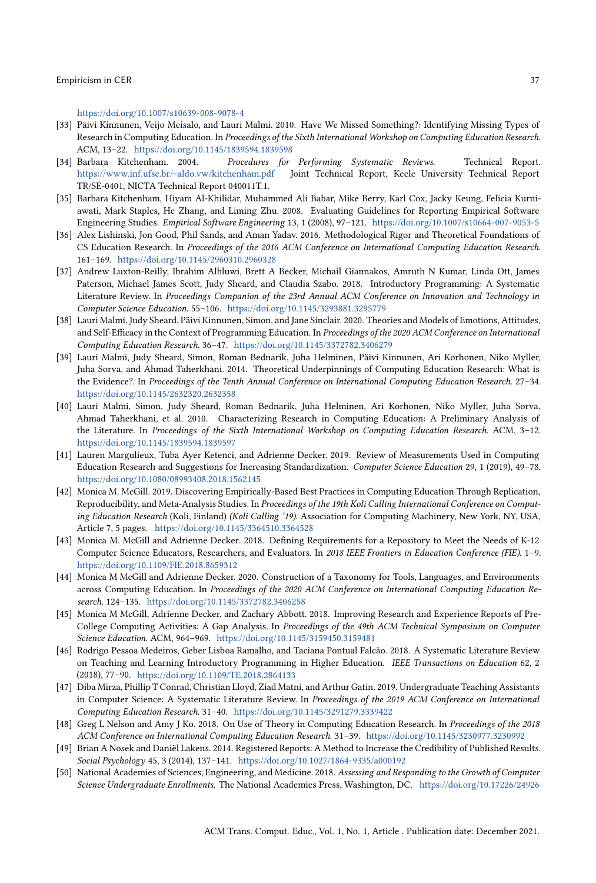https://doi.org/10.1007/s10639-008-9078-4

[33] Päivi Kinnunen, Veijo Meisalo, and Lauri Malmi. 2010. Have We Missed Something?: Identifying Missing Types of Research in Computing Education. In *Proceedings of the Sixth International Workshop on Computing Education Research*. ACM, 13–22. https://doi.org/10.1145/1839594.1839598

[34] Barbara Kitchenham. 2004. *Procedures for Performing Systematic Reviews*. Technical Report. https://www.inf.ufsc.br/~aldo.vw/kitchenham.pdf Joint Technical Report, Keele University Technical Report TR/SE-0401, NICTA Technical Report 040011T.1.

[35] Barbara Kitchenham, Hiyam Al-Khilidar, Muhammed Ali Babar, Mike Berry, Karl Cox, Jacky Keung, Felicia Kurniawati, Mark Staples, He Zhang, and Liming Zhu. 2008. Evaluating Guidelines for Reporting Empirical Software Engineering Studies. *Empirical Software Engineering* 13, 1 (2008), 97–121. https://doi.org/10.1007/s10664-007-9053-5

[36] Alex Lishinski, Jon Good, Phil Sands, and Aman Yadav. 2016. Methodological Rigor and Theoretical Foundations of CS Education Research. In *Proceedings of the 2016 ACM Conference on International Computing Education Research*. 161–169. https://doi.org/10.1145/2960310.2960328

[37] Andrew Luxton-Reilly, Ibrahim Albluwi, Brett A Becker, Michail Giannakos, Amruth N Kumar, Linda Ott, James Paterson, Michael James Scott, Judy Sheard, and Claudia Szabo. 2018. Introductory Programming: A Systematic Literature Review. In *Proceedings Companion of the 23rd Annual ACM Conference on Innovation and Technology in Computer Science Education*. 55–106. https://doi.org/10.1145/3293881.3295779

[38] Lauri Malmi, Judy Sheard, Päivi Kinnunen, Simon, and Jane Sinclair. 2020. Theories and Models of Emotions, Attitudes, and Self-Efficacy in the Context of Programming Education. In *Proceedings of the 2020 ACM Conference on International Computing Education Research*. 36–47. https://doi.org/10.1145/3372782.3406279

[39] Lauri Malmi, Judy Sheard, Simon, Roman Bednarik, Juha Helminen, Päivi Kinnunen, Ari Korhonen, Niko Myller, Juha Sorva, and Ahmad Taherkhani. 2014. Theoretical Underpinnings of Computing Education Research: What is the Evidence?. In *Proceedings of the Tenth Annual Conference on International Computing Education Research*. 27–34. https://doi.org/10.1145/2632320.2632358

[40] Lauri Malmi, Simon, Judy Sheard, Roman Bednarik, Juha Helminen, Ari Korhonen, Niko Myller, Juha Sorva, Ahmad Taherkhani, et al. 2010. Characterizing Research in Computing Education: A Preliminary Analysis of the Literature. In *Proceedings of the Sixth International Workshop on Computing Education Research*. ACM, 3–12. https://doi.org/10.1145/1839594.1839597

[41] Lauren Margulieux, Tuba Ayer Ketenci, and Adrienne Decker. 2019. Review of Measurements Used in Computing Education Research and Suggestions for Increasing Standardization. *Computer Science Education* 29, 1 (2019), 49–78. https://doi.org/10.1080/08993408.2018.1562145

[42] Monica M. McGill. 2019. Discovering Empirically-Based Best Practices in Computing Education Through Replication, Reproducibility, and Meta-Analysis Studies. In *Proceedings of the 19th Koli Calling International Conference on Computing Education Research* (Koli, Finland) *(Koli Calling '19)*. Association for Computing Machinery, New York, NY, USA, Article 7, 5 pages. https://doi.org/10.1145/3364510.3364528

[43] Monica M. McGill and Adrienne Decker. 2018. Defining Requirements for a Repository to Meet the Needs of K-12 Computer Science Educators, Researchers, and Evaluators. In *2018 IEEE Frontiers in Education Conference (FIE)*. 1–9. https://doi.org/10.1109/FIE.2018.8659312

[44] Monica M McGill and Adrienne Decker. 2020. Construction of a Taxonomy for Tools, Languages, and Environments across Computing Education. In *Proceedings of the 2020 ACM Conference on International Computing Education Research*. 124–135. https://doi.org/10.1145/3372782.3406258

[45] Monica M McGill, Adrienne Decker, and Zachary Abbott. 2018. Improving Research and Experience Reports of Pre-College Computing Activities: A Gap Analysis. In *Proceedings of the 49th ACM Technical Symposium on Computer Science Education*. ACM, 964–969. https://doi.org/10.1145/3159450.3159481

[46] Rodrigo Pessoa Medeiros, Geber Lisboa Ramalho, and Taciana Pontual Falcão. 2018. A Systematic Literature Review on Teaching and Learning Introductory Programming in Higher Education. *IEEE Transactions on Education* 62, 2 (2018), 77–90. https://doi.org/10.1109/TE.2018.2864133

[47] Diba Mirza, Phillip T Conrad, Christian Lloyd, Ziad Matni, and Arthur Gatin. 2019. Undergraduate Teaching Assistants in Computer Science: A Systematic Literature Review. In *Proceedings of the 2019 ACM Conference on International Computing Education Research*. 31–40. https://doi.org/10.1145/3291279.3339422

[48] Greg L Nelson and Amy J Ko. 2018. On Use of Theory in Computing Education Research. In *Proceedings of the 2018 ACM Conference on International Computing Education Research*. 31–39. https://doi.org/10.1145/3230977.3230992

[49] Brian A Nosek and Daniël Lakens. 2014. Registered Reports: A Method to Increase the Credibility of Published Results. *Social Psychology* 45, 3 (2014), 137–141. https://doi.org/10.1027/1864-9335/a000192

[50] National Academies of Sciences, Engineering, and Medicine. 2018. *Assessing and Responding to the Growth of Computer Science Undergraduate Enrollments*. The National Academies Press, Washington, DC. https://doi.org/10.17226/24926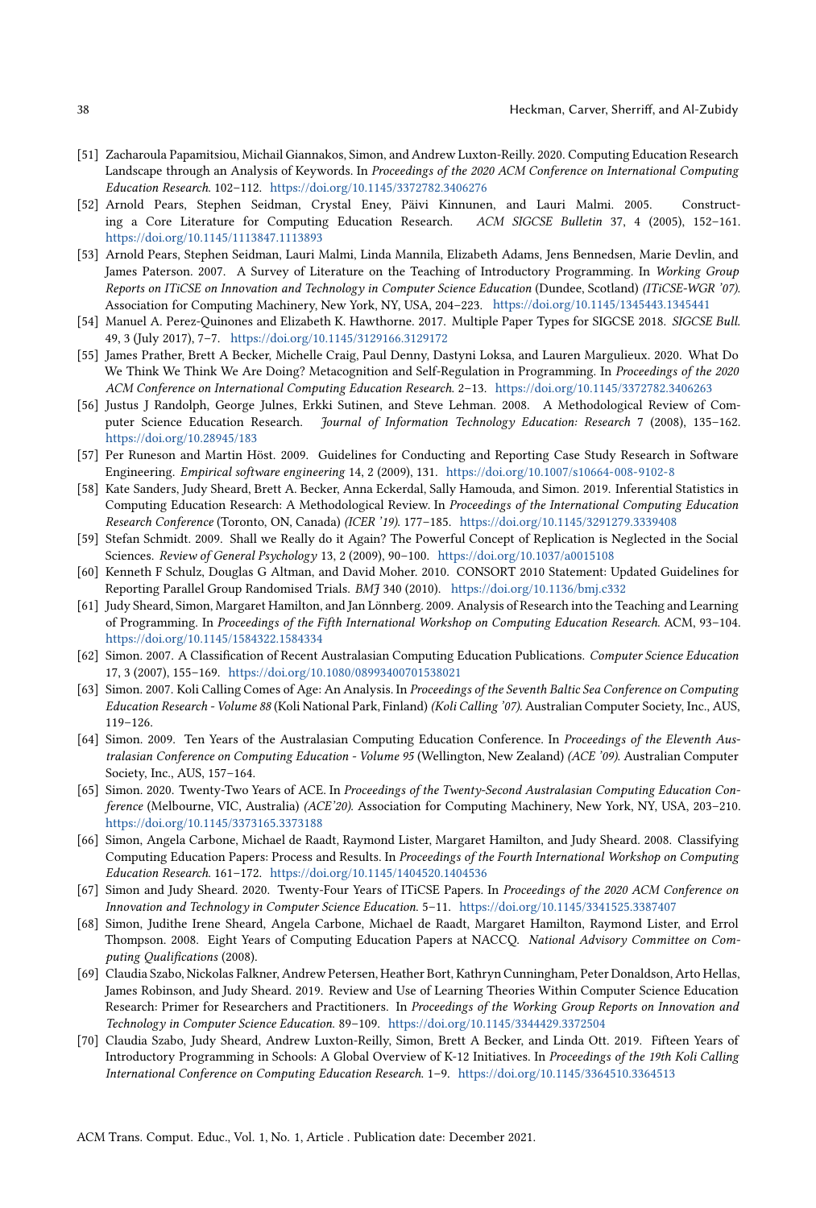[51] Zacharoula Papamitsiou, Michail Giannakos, Simon, and Andrew Luxton-Reilly. 2020. Computing Education Research Landscape through an Analysis of Keywords. In *Proceedings of the 2020 ACM Conference on International Computing Education Research*. 102–112. https://doi.org/10.1145/3372782.3406276

[52] Arnold Pears, Stephen Seidman, Crystal Eney, Päivi Kinnunen, and Lauri Malmi. 2005. Constructing a Core Literature for Computing Education Research. *ACM SIGCSE Bulletin* 37, 4 (2005), 152–161. https://doi.org/10.1145/1113847.1113893

[53] Arnold Pears, Stephen Seidman, Lauri Malmi, Linda Mannila, Elizabeth Adams, Jens Bennedsen, Marie Devlin, and James Paterson. 2007. A Survey of Literature on the Teaching of Introductory Programming. In *Working Group Reports on ITiCSE on Innovation and Technology in Computer Science Education* (Dundee, Scotland) *(ITiCSE-WGR '07)*. Association for Computing Machinery, New York, NY, USA, 204–223. https://doi.org/10.1145/1345443.1345441

[54] Manuel A. Perez-Quinones and Elizabeth K. Hawthorne. 2017. Multiple Paper Types for SIGCSE 2018. *SIGCSE Bull.* 49, 3 (July 2017), 7–7. https://doi.org/10.1145/3129166.3129172

[55] James Prather, Brett A Becker, Michelle Craig, Paul Denny, Dastyni Loksa, and Lauren Margulieux. 2020. What Do We Think We Think We Are Doing? Metacognition and Self-Regulation in Programming. In *Proceedings of the 2020 ACM Conference on International Computing Education Research*. 2–13. https://doi.org/10.1145/3372782.3406263

[56] Justus J Randolph, George Julnes, Erkki Sutinen, and Steve Lehman. 2008. A Methodological Review of Computer Science Education Research. *Journal of Information Technology Education: Research* 7 (2008), 135–162. https://doi.org/10.28945/183

[57] Per Runeson and Martin Höst. 2009. Guidelines for Conducting and Reporting Case Study Research in Software Engineering. *Empirical software engineering* 14, 2 (2009), 131. https://doi.org/10.1007/s10664-008-9102-8

[58] Kate Sanders, Judy Sheard, Brett A. Becker, Anna Eckerdal, Sally Hamouda, and Simon. 2019. Inferential Statistics in Computing Education Research: A Methodological Review. In *Proceedings of the International Computing Education Research Conference* (Toronto, ON, Canada) *(ICER '19)*. 177–185. https://doi.org/10.1145/3291279.3339408

[59] Stefan Schmidt. 2009. Shall we Really do it Again? The Powerful Concept of Replication is Neglected in the Social Sciences. *Review of General Psychology* 13, 2 (2009), 90–100. https://doi.org/10.1037/a0015108

[60] Kenneth F Schulz, Douglas G Altman, and David Moher. 2010. CONSORT 2010 Statement: Updated Guidelines for Reporting Parallel Group Randomised Trials. *BMJ* 340 (2010). https://doi.org/10.1136/bmj.c332

[61] Judy Sheard, Simon, Margaret Hamilton, and Jan Lönnberg. 2009. Analysis of Research into the Teaching and Learning of Programming. In *Proceedings of the Fifth International Workshop on Computing Education Research*. ACM, 93–104. https://doi.org/10.1145/1584322.1584334

[62] Simon. 2007. A Classification of Recent Australasian Computing Education Publications. *Computer Science Education* 17, 3 (2007), 155–169. https://doi.org/10.1080/08993400701538021

[63] Simon. 2007. Koli Calling Comes of Age: An Analysis. In *Proceedings of the Seventh Baltic Sea Conference on Computing Education Research - Volume 88* (Koli National Park, Finland) *(Koli Calling '07)*. Australian Computer Society, Inc., AUS, 119–126.

[64] Simon. 2009. Ten Years of the Australasian Computing Education Conference. In *Proceedings of the Eleventh Australasian Conference on Computing Education - Volume 95* (Wellington, New Zealand) *(ACE '09)*. Australian Computer Society, Inc., AUS, 157–164.

[65] Simon. 2020. Twenty-Two Years of ACE. In *Proceedings of the Twenty-Second Australasian Computing Education Conference* (Melbourne, VIC, Australia) *(ACE'20)*. Association for Computing Machinery, New York, NY, USA, 203–210. https://doi.org/10.1145/3373165.3373188

[66] Simon, Angela Carbone, Michael de Raadt, Raymond Lister, Margaret Hamilton, and Judy Sheard. 2008. Classifying Computing Education Papers: Process and Results. In *Proceedings of the Fourth International Workshop on Computing Education Research*. 161–172. https://doi.org/10.1145/1404520.1404536

[67] Simon and Judy Sheard. 2020. Twenty-Four Years of ITiCSE Papers. In *Proceedings of the 2020 ACM Conference on Innovation and Technology in Computer Science Education*. 5–11. https://doi.org/10.1145/3341525.3387407

[68] Simon, Judithe Irene Sheard, Angela Carbone, Michael de Raadt, Margaret Hamilton, Raymond Lister, and Errol Thompson. 2008. Eight Years of Computing Education Papers at NACCQ. *National Advisory Committee on Computing Qualifications* (2008).

[69] Claudia Szabo, Nickolas Falkner, Andrew Petersen, Heather Bort, Kathryn Cunningham, Peter Donaldson, Arto Hellas, James Robinson, and Judy Sheard. 2019. Review and Use of Learning Theories Within Computer Science Education Research: Primer for Researchers and Practitioners. In *Proceedings of the Working Group Reports on Innovation and Technology in Computer Science Education*. 89–109. https://doi.org/10.1145/3344429.3372504

[70] Claudia Szabo, Judy Sheard, Andrew Luxton-Reilly, Simon, Brett A Becker, and Linda Ott. 2019. Fifteen Years of Introductory Programming in Schools: A Global Overview of K-12 Initiatives. In *Proceedings of the 19th Koli Calling International Conference on Computing Education Research*. 1–9. https://doi.org/10.1145/3364510.3364513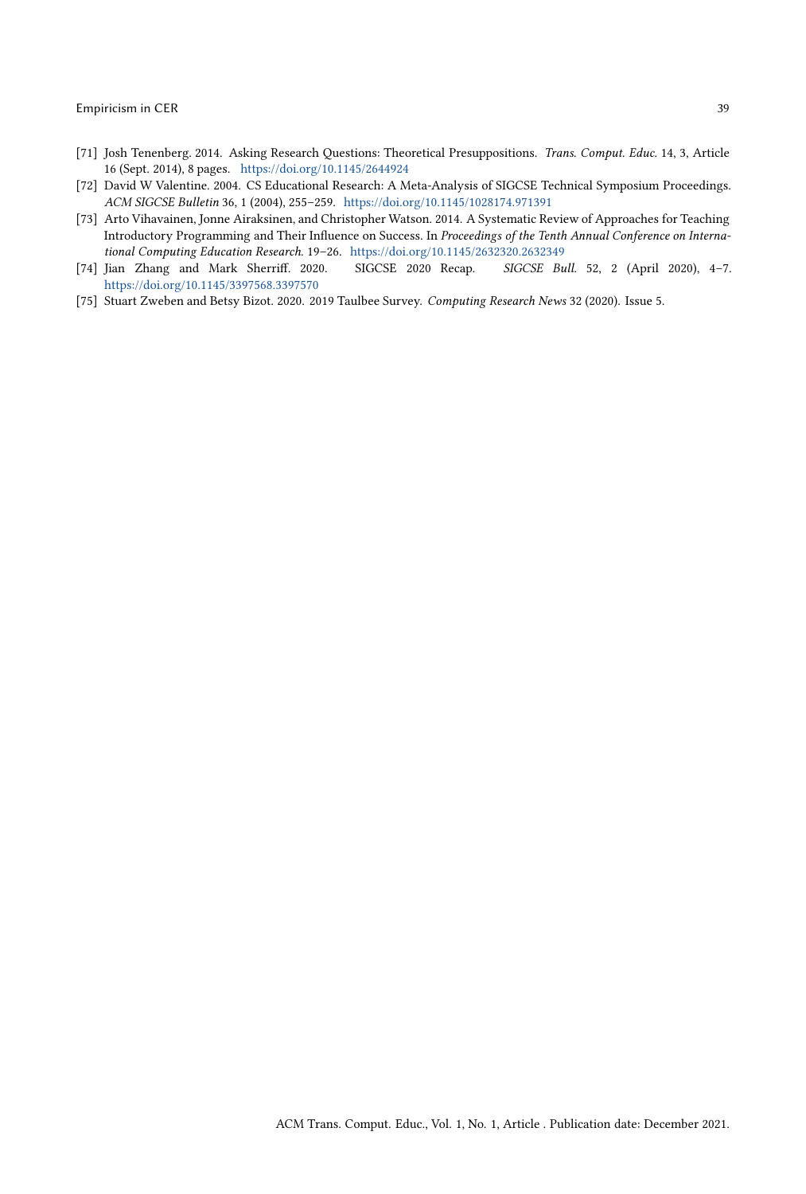[71] Josh Tenenberg. 2014. Asking Research Questions: Theoretical Presuppositions. *Trans. Comput. Educ.* 14, 3, Article 16 (Sept. 2014), 8 pages. https://doi.org/10.1145/2644924

[72] David W Valentine. 2004. CS Educational Research: A Meta-Analysis of SIGCSE Technical Symposium Proceedings. *ACM SIGCSE Bulletin* 36, 1 (2004), 255–259. https://doi.org/10.1145/1028174.971391

[73] Arto Vihavainen, Jonne Airaksinen, and Christopher Watson. 2014. A Systematic Review of Approaches for Teaching Introductory Programming and Their Influence on Success. In *Proceedings of the Tenth Annual Conference on International Computing Education Research*. 19–26. https://doi.org/10.1145/2632320.2632349

[74] Jian Zhang and Mark Sherriff. 2020. SIGCSE 2020 Recap. *SIGCSE Bull.* 52, 2 (April 2020), 4–7. https://doi.org/10.1145/3397568.3397570

[75] Stuart Zweben and Betsy Bizot. 2020. 2019 Taulbee Survey. *Computing Research News* 32 (2020). Issue 5.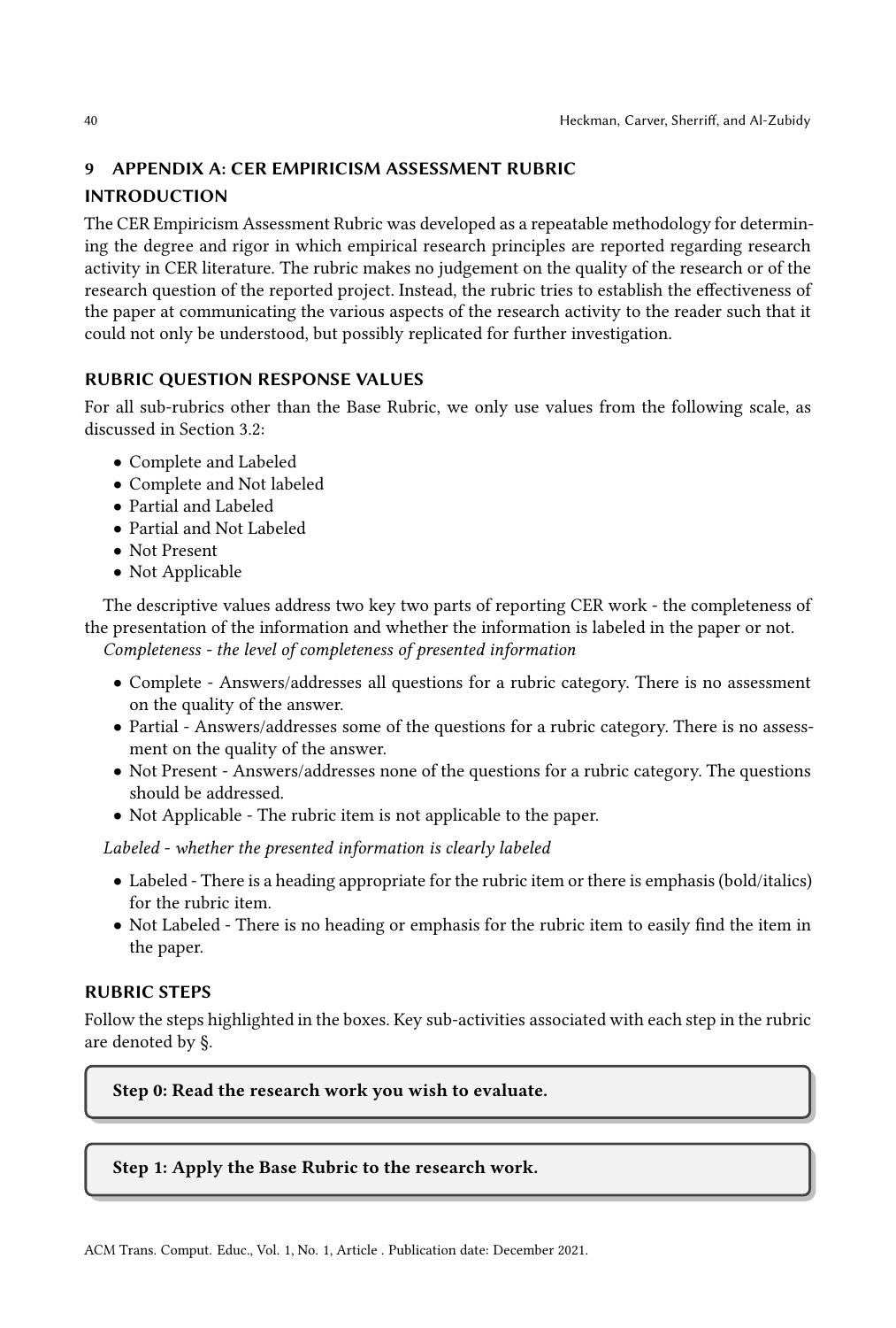## 9 APPENDIX A: CER EMPIRICISM ASSESSMENT RUBRIC

### INTRODUCTION

The CER Empiricism Assessment Rubric was developed as a repeatable methodology for determining the degree and rigor in which empirical research principles are reported regarding research activity in CER literature. The rubric makes no judgement on the quality of the research or of the research question of the reported project. Instead, the rubric tries to establish the effectiveness of the paper at communicating the various aspects of the research activity to the reader such that it could not only be understood, but possibly replicated for further investigation.

### RUBRIC QUESTION RESPONSE VALUES

For all sub-rubrics other than the Base Rubric, we only use values from the following scale, as discussed in Section 3.2:

- Complete and Labeled
- Complete and Not labeled
- Partial and Labeled
- Partial and Not Labeled
- Not Present
- Not Applicable

The descriptive values address two key two parts of reporting CER work - the completeness of the presentation of the information and whether the information is labeled in the paper or not.

*Completeness - the level of completeness of presented information*

- Complete - Answers/addresses all questions for a rubric category. There is no assessment on the quality of the answer.
- Partial - Answers/addresses some of the questions for a rubric category. There is no assessment on the quality of the answer.
- Not Present - Answers/addresses none of the questions for a rubric category. The questions should be addressed.
- Not Applicable - The rubric item is not applicable to the paper.

*Labeled - whether the presented information is clearly labeled*

- Labeled - There is a heading appropriate for the rubric item or there is emphasis (bold/italics) for the rubric item.
- Not Labeled - There is no heading or emphasis for the rubric item to easily find the item in the paper.

### RUBRIC STEPS

Follow the steps highlighted in the boxes. Key sub-activities associated with each step in the rubric are denoted by §.

**Step 0: Read the research work you wish to evaluate.**

**Step 1: Apply the Base Rubric to the research work.**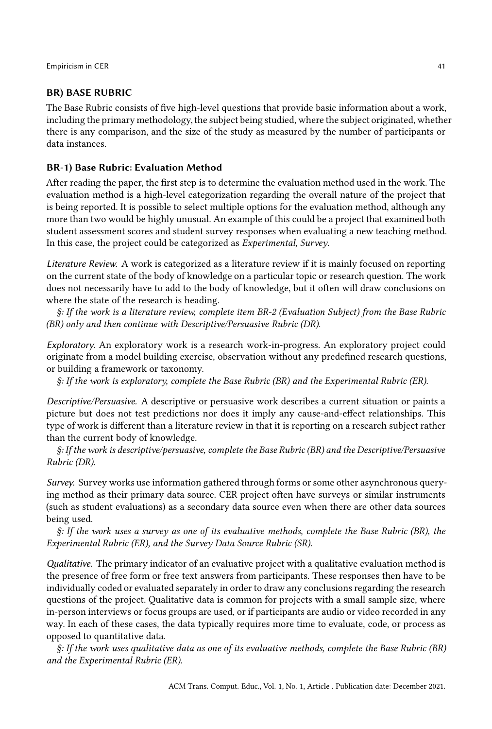## BR) BASE RUBRIC

The Base Rubric consists of five high-level questions that provide basic information about a work, including the primary methodology, the subject being studied, where the subject originated, whether there is any comparison, and the size of the study as measured by the number of participants or data instances.

### BR-1) Base Rubric: Evaluation Method

After reading the paper, the first step is to determine the evaluation method used in the work. The evaluation method is a high-level categorization regarding the overall nature of the project that is being reported. It is possible to select multiple options for the evaluation method, although any more than two would be highly unusual. An example of this could be a project that examined both student assessment scores and student survey responses when evaluating a new teaching method. In this case, the project could be categorized as *Experimental, Survey*.

*Literature Review.* A work is categorized as a literature review if it is mainly focused on reporting on the current state of the body of knowledge on a particular topic or research question. The work does not necessarily have to add to the body of knowledge, but it often will draw conclusions on where the state of the research is heading.

*§: If the work is a literature review, complete item BR-2 (Evaluation Subject) from the Base Rubric (BR) only and then continue with Descriptive/Persuasive Rubric (DR).*

*Exploratory.* An exploratory work is a research work-in-progress. An exploratory project could originate from a model building exercise, observation without any predefined research questions, or building a framework or taxonomy.

*§: If the work is exploratory, complete the Base Rubric (BR) and the Experimental Rubric (ER).*

*Descriptive/Persuasive.* A descriptive or persuasive work describes a current situation or paints a picture but does not test predictions nor does it imply any cause-and-effect relationships. This type of work is different than a literature review in that it is reporting on a research subject rather than the current body of knowledge.

*§: If the work is descriptive/persuasive, complete the Base Rubric (BR) and the Descriptive/Persuasive Rubric (DR).*

*Survey.* Survey works use information gathered through forms or some other asynchronous querying method as their primary data source. CER project often have surveys or similar instruments (such as student evaluations) as a secondary data source even when there are other data sources being used.

*§: If the work uses a survey as one of its evaluative methods, complete the Base Rubric (BR), the Experimental Rubric (ER), and the Survey Data Source Rubric (SR).*

*Qualitative.* The primary indicator of an evaluative project with a qualitative evaluation method is the presence of free form or free text answers from participants. These responses then have to be individually coded or evaluated separately in order to draw any conclusions regarding the research questions of the project. Qualitative data is common for projects with a small sample size, where in-person interviews or focus groups are used, or if participants are audio or video recorded in any way. In each of these cases, the data typically requires more time to evaluate, code, or process as opposed to quantitative data.

*§: If the work uses qualitative data as one of its evaluative methods, complete the Base Rubric (BR) and the Experimental Rubric (ER).*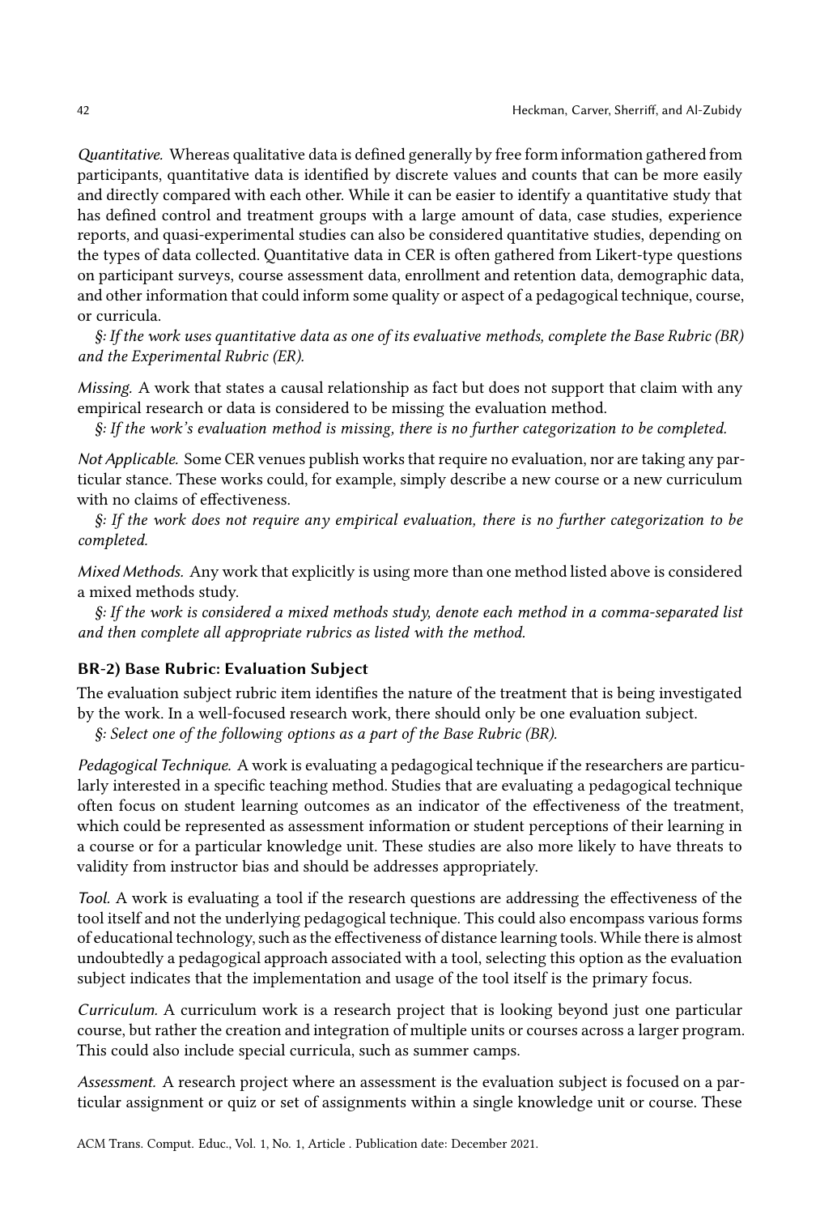*Quantitative.* Whereas qualitative data is defined generally by free form information gathered from participants, quantitative data is identified by discrete values and counts that can be more easily and directly compared with each other. While it can be easier to identify a quantitative study that has defined control and treatment groups with a large amount of data, case studies, experience reports, and quasi-experimental studies can also be considered quantitative studies, depending on the types of data collected. Quantitative data in CER is often gathered from Likert-type questions on participant surveys, course assessment data, enrollment and retention data, demographic data, and other information that could inform some quality or aspect of a pedagogical technique, course, or curricula.

*§: If the work uses quantitative data as one of its evaluative methods, complete the Base Rubric (BR) and the Experimental Rubric (ER).*

*Missing.* A work that states a causal relationship as fact but does not support that claim with any empirical research or data is considered to be missing the evaluation method.

*§: If the work's evaluation method is missing, there is no further categorization to be completed.*

*Not Applicable.* Some CER venues publish works that require no evaluation, nor are taking any particular stance. These works could, for example, simply describe a new course or a new curriculum with no claims of effectiveness.

*§: If the work does not require any empirical evaluation, there is no further categorization to be completed.*

*Mixed Methods.* Any work that explicitly is using more than one method listed above is considered a mixed methods study.

*§: If the work is considered a mixed methods study, denote each method in a comma-separated list and then complete all appropriate rubrics as listed with the method.*

### BR-2) Base Rubric: Evaluation Subject

The evaluation subject rubric item identifies the nature of the treatment that is being investigated by the work. In a well-focused research work, there should only be one evaluation subject.

*§: Select one of the following options as a part of the Base Rubric (BR).*

*Pedagogical Technique.* A work is evaluating a pedagogical technique if the researchers are particularly interested in a specific teaching method. Studies that are evaluating a pedagogical technique often focus on student learning outcomes as an indicator of the effectiveness of the treatment, which could be represented as assessment information or student perceptions of their learning in a course or for a particular knowledge unit. These studies are also more likely to have threats to validity from instructor bias and should be addresses appropriately.

*Tool.* A work is evaluating a tool if the research questions are addressing the effectiveness of the tool itself and not the underlying pedagogical technique. This could also encompass various forms of educational technology, such as the effectiveness of distance learning tools. While there is almost undoubtedly a pedagogical approach associated with a tool, selecting this option as the evaluation subject indicates that the implementation and usage of the tool itself is the primary focus.

*Curriculum.* A curriculum work is a research project that is looking beyond just one particular course, but rather the creation and integration of multiple units or courses across a larger program. This could also include special curricula, such as summer camps.

*Assessment.* A research project where an assessment is the evaluation subject is focused on a particular assignment or quiz or set of assignments within a single knowledge unit or course. These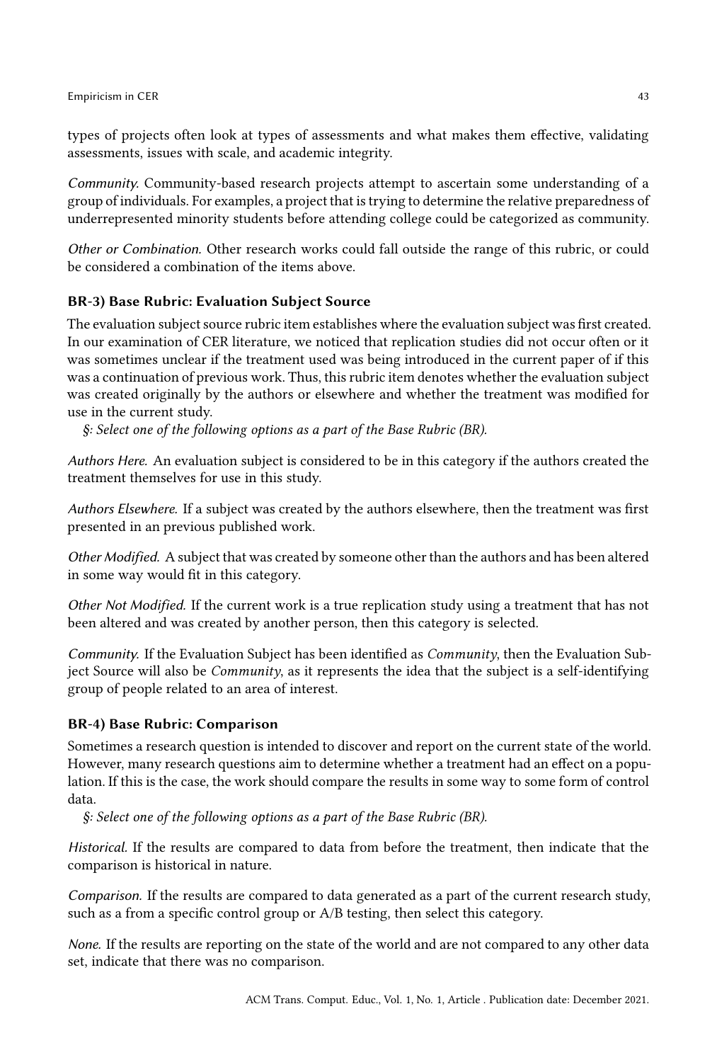types of projects often look at types of assessments and what makes them effective, validating assessments, issues with scale, and academic integrity.

*Community.* Community-based research projects attempt to ascertain some understanding of a group of individuals. For examples, a project that is trying to determine the relative preparedness of underrepresented minority students before attending college could be categorized as community.

*Other or Combination.* Other research works could fall outside the range of this rubric, or could be considered a combination of the items above.

### BR-3) Base Rubric: Evaluation Subject Source

The evaluation subject source rubric item establishes where the evaluation subject was first created. In our examination of CER literature, we noticed that replication studies did not occur often or it was sometimes unclear if the treatment used was being introduced in the current paper of if this was a continuation of previous work. Thus, this rubric item denotes whether the evaluation subject was created originally by the authors or elsewhere and whether the treatment was modified for use in the current study.

*§: Select one of the following options as a part of the Base Rubric (BR).*

*Authors Here.* An evaluation subject is considered to be in this category if the authors created the treatment themselves for use in this study.

*Authors Elsewhere.* If a subject was created by the authors elsewhere, then the treatment was first presented in an previous published work.

*Other Modified.* A subject that was created by someone other than the authors and has been altered in some way would fit in this category.

*Other Not Modified.* If the current work is a true replication study using a treatment that has not been altered and was created by another person, then this category is selected.

*Community.* If the Evaluation Subject has been identified as *Community*, then the Evaluation Subject Source will also be *Community*, as it represents the idea that the subject is a self-identifying group of people related to an area of interest.

### BR-4) Base Rubric: Comparison

Sometimes a research question is intended to discover and report on the current state of the world. However, many research questions aim to determine whether a treatment had an effect on a population. If this is the case, the work should compare the results in some way to some form of control data.

*§: Select one of the following options as a part of the Base Rubric (BR).*

*Historical.* If the results are compared to data from before the treatment, then indicate that the comparison is historical in nature.

*Comparison.* If the results are compared to data generated as a part of the current research study, such as a from a specific control group or A/B testing, then select this category.

*None.* If the results are reporting on the state of the world and are not compared to any other data set, indicate that there was no comparison.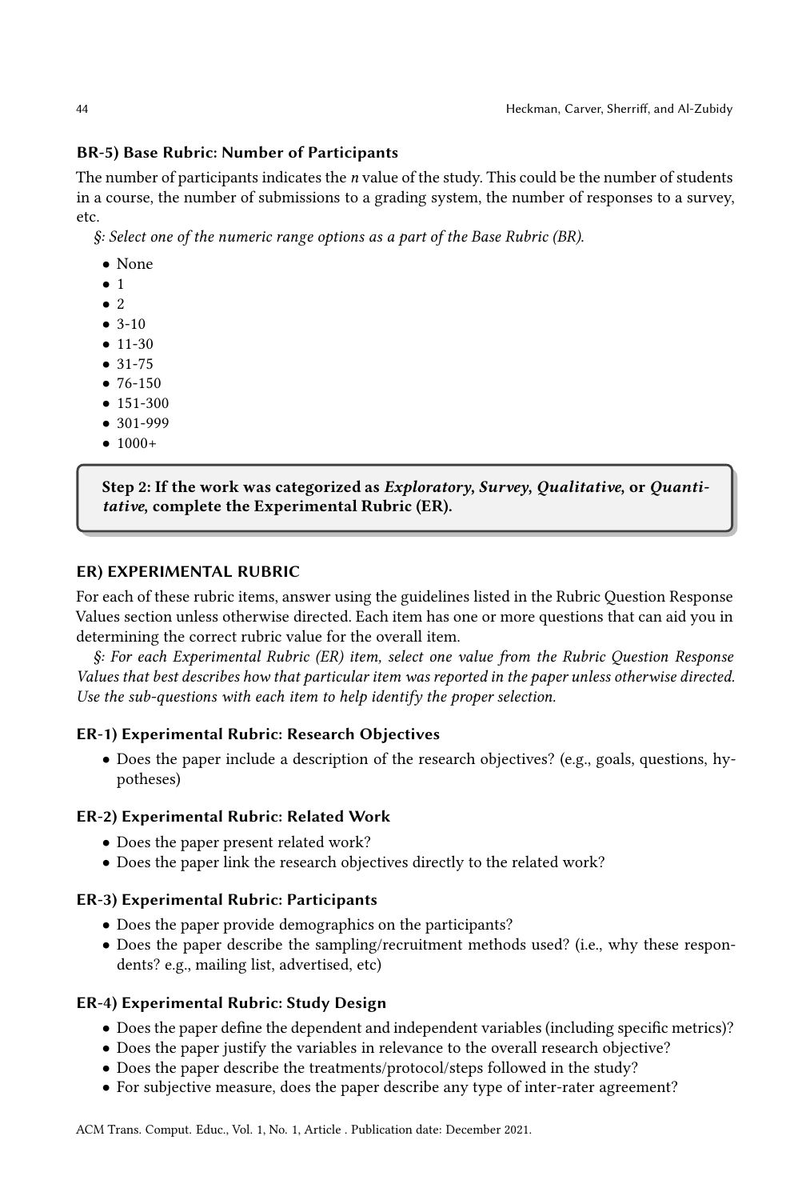### BR-5) Base Rubric: Number of Participants

The number of participants indicates the *n* value of the study. This could be the number of students in a course, the number of submissions to a grading system, the number of responses to a survey, etc.

*§: Select one of the numeric range options as a part of the Base Rubric (BR).*

- None
- 1
- 2
- 3-10
- 11-30
- 31-75
- 76-150
- 151-300
- 301-999
- 1000+

> **Step 2: If the work was categorized as *Exploratory*, *Survey*, *Qualitative*, or *Quantitative*, complete the Experimental Rubric (ER).**

## ER) EXPERIMENTAL RUBRIC

For each of these rubric items, answer using the guidelines listed in the Rubric Question Response Values section unless otherwise directed. Each item has one or more questions that can aid you in determining the correct rubric value for the overall item.

*§: For each Experimental Rubric (ER) item, select one value from the Rubric Question Response Values that best describes how that particular item was reported in the paper unless otherwise directed. Use the sub-questions with each item to help identify the proper selection.*

### ER-1) Experimental Rubric: Research Objectives

- Does the paper include a description of the research objectives? (e.g., goals, questions, hypotheses)

### ER-2) Experimental Rubric: Related Work

- Does the paper present related work?
- Does the paper link the research objectives directly to the related work?

### ER-3) Experimental Rubric: Participants

- Does the paper provide demographics on the participants?
- Does the paper describe the sampling/recruitment methods used? (i.e., why these respondents? e.g., mailing list, advertised, etc)

### ER-4) Experimental Rubric: Study Design

- Does the paper define the dependent and independent variables (including specific metrics)?
- Does the paper justify the variables in relevance to the overall research objective?
- Does the paper describe the treatments/protocol/steps followed in the study?
- For subjective measure, does the paper describe any type of inter-rater agreement?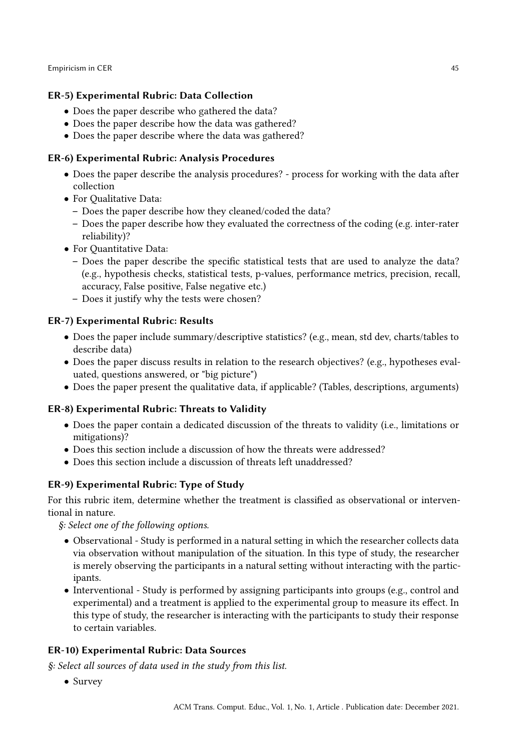### ER-5) Experimental Rubric: Data Collection

- Does the paper describe who gathered the data?
- Does the paper describe how the data was gathered?
- Does the paper describe where the data was gathered?

### ER-6) Experimental Rubric: Analysis Procedures

- Does the paper describe the analysis procedures? - process for working with the data after collection
- For Qualitative Data:
  - Does the paper describe how they cleaned/coded the data?
  - Does the paper describe how they evaluated the correctness of the coding (e.g. inter-rater reliability)?
- For Quantitative Data:
  - Does the paper describe the specific statistical tests that are used to analyze the data? (e.g., hypothesis checks, statistical tests, p-values, performance metrics, precision, recall, accuracy, False positive, False negative etc.)
  - Does it justify why the tests were chosen?

### ER-7) Experimental Rubric: Results

- Does the paper include summary/descriptive statistics? (e.g., mean, std dev, charts/tables to describe data)
- Does the paper discuss results in relation to the research objectives? (e.g., hypotheses evaluated, questions answered, or "big picture")
- Does the paper present the qualitative data, if applicable? (Tables, descriptions, arguments)

### ER-8) Experimental Rubric: Threats to Validity

- Does the paper contain a dedicated discussion of the threats to validity (i.e., limitations or mitigations)?
- Does this section include a discussion of how the threats were addressed?
- Does this section include a discussion of threats left unaddressed?

### ER-9) Experimental Rubric: Type of Study

For this rubric item, determine whether the treatment is classified as observational or interventional in nature.

*§: Select one of the following options.*

- Observational - Study is performed in a natural setting in which the researcher collects data via observation without manipulation of the situation. In this type of study, the researcher is merely observing the participants in a natural setting without interacting with the participants.
- Interventional - Study is performed by assigning participants into groups (e.g., control and experimental) and a treatment is applied to the experimental group to measure its effect. In this type of study, the researcher is interacting with the participants to study their response to certain variables.

### ER-10) Experimental Rubric: Data Sources

*§: Select all sources of data used in the study from this list.*

- Survey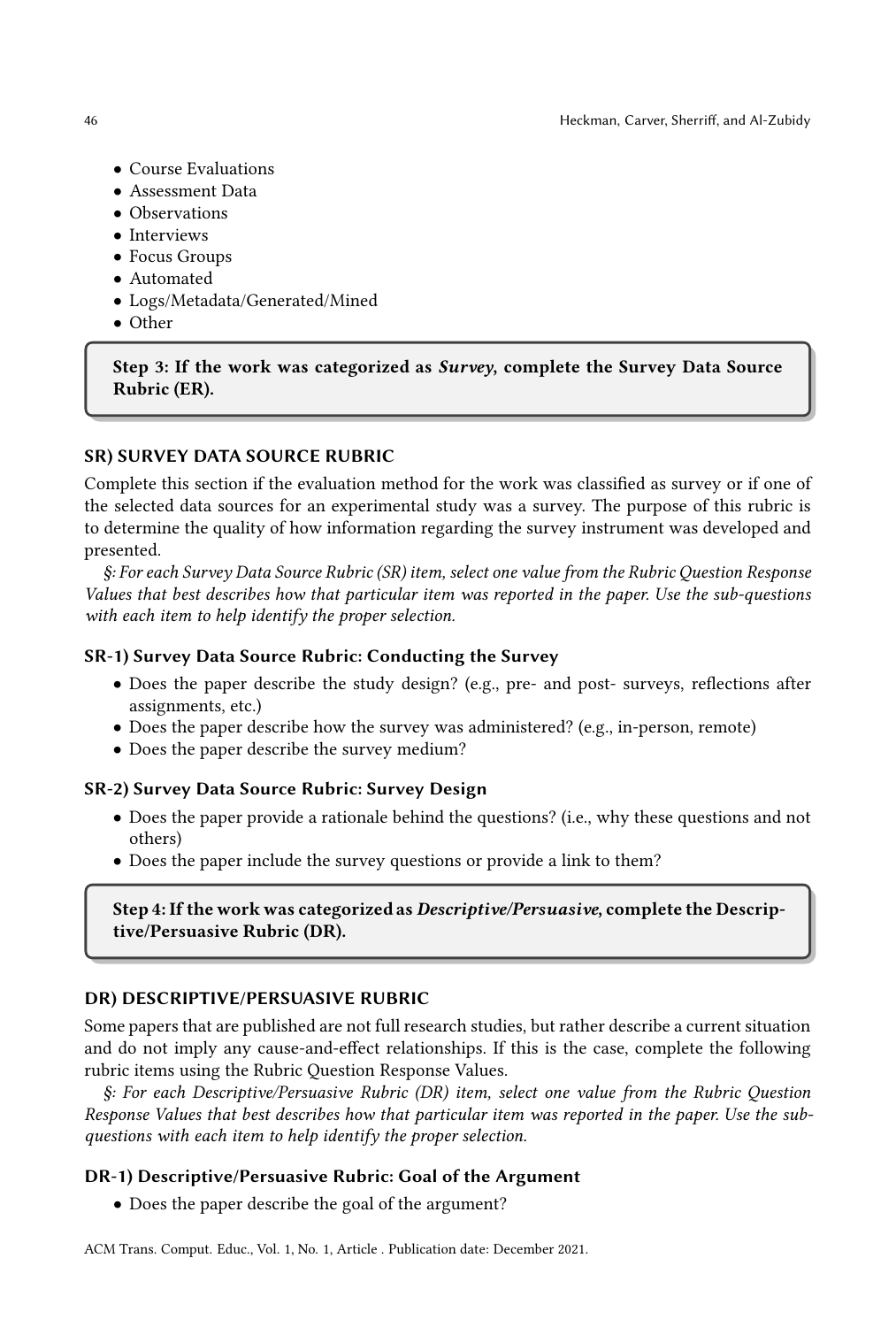- Course Evaluations
- Assessment Data
- Observations
- Interviews
- Focus Groups
- Automated
- Logs/Metadata/Generated/Mined
- Other

> **Step 3: If the work was categorized as *Survey*, complete the Survey Data Source Rubric (ER).**

### SR) SURVEY DATA SOURCE RUBRIC

Complete this section if the evaluation method for the work was classified as survey or if one of the selected data sources for an experimental study was a survey. The purpose of this rubric is to determine the quality of how information regarding the survey instrument was developed and presented.

*§: For each Survey Data Source Rubric (SR) item, select one value from the Rubric Question Response Values that best describes how that particular item was reported in the paper. Use the sub-questions with each item to help identify the proper selection.*

#### SR-1) Survey Data Source Rubric: Conducting the Survey

- Does the paper describe the study design? (e.g., pre- and post- surveys, reflections after assignments, etc.)
- Does the paper describe how the survey was administered? (e.g., in-person, remote)
- Does the paper describe the survey medium?

#### SR-2) Survey Data Source Rubric: Survey Design

- Does the paper provide a rationale behind the questions? (i.e., why these questions and not others)
- Does the paper include the survey questions or provide a link to them?

> **Step 4: If the work was categorized as *Descriptive/Persuasive*, complete the Descriptive/Persuasive Rubric (DR).**

### DR) DESCRIPTIVE/PERSUASIVE RUBRIC

Some papers that are published are not full research studies, but rather describe a current situation and do not imply any cause-and-effect relationships. If this is the case, complete the following rubric items using the Rubric Question Response Values.

*§: For each Descriptive/Persuasive Rubric (DR) item, select one value from the Rubric Question Response Values that best describes how that particular item was reported in the paper. Use the sub-questions with each item to help identify the proper selection.*

#### DR-1) Descriptive/Persuasive Rubric: Goal of the Argument

- Does the paper describe the goal of the argument?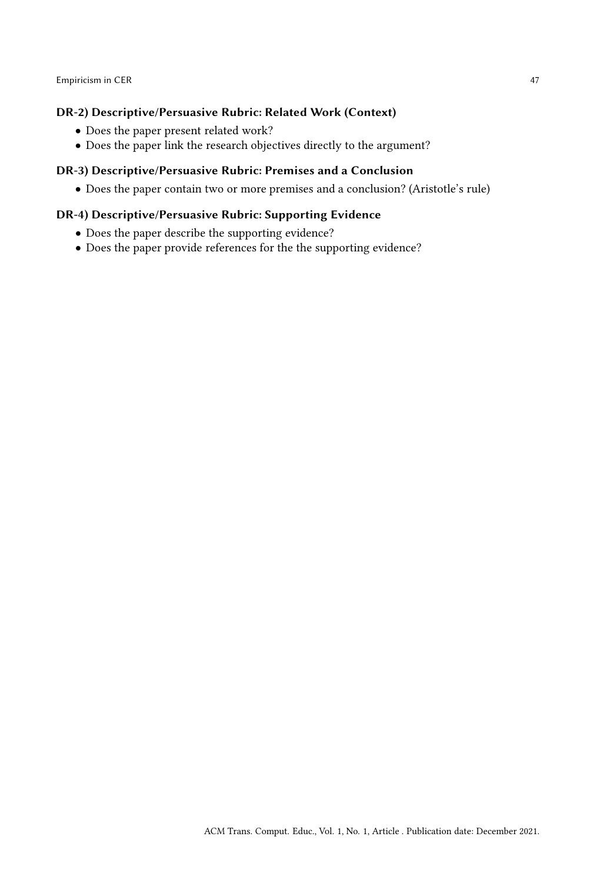**DR-2) Descriptive/Persuasive Rubric: Related Work (Context)**

- Does the paper present related work?
- Does the paper link the research objectives directly to the argument?

**DR-3) Descriptive/Persuasive Rubric: Premises and a Conclusion**

- Does the paper contain two or more premises and a conclusion? (Aristotle's rule)

**DR-4) Descriptive/Persuasive Rubric: Supporting Evidence**

- Does the paper describe the supporting evidence?
- Does the paper provide references for the the supporting evidence?